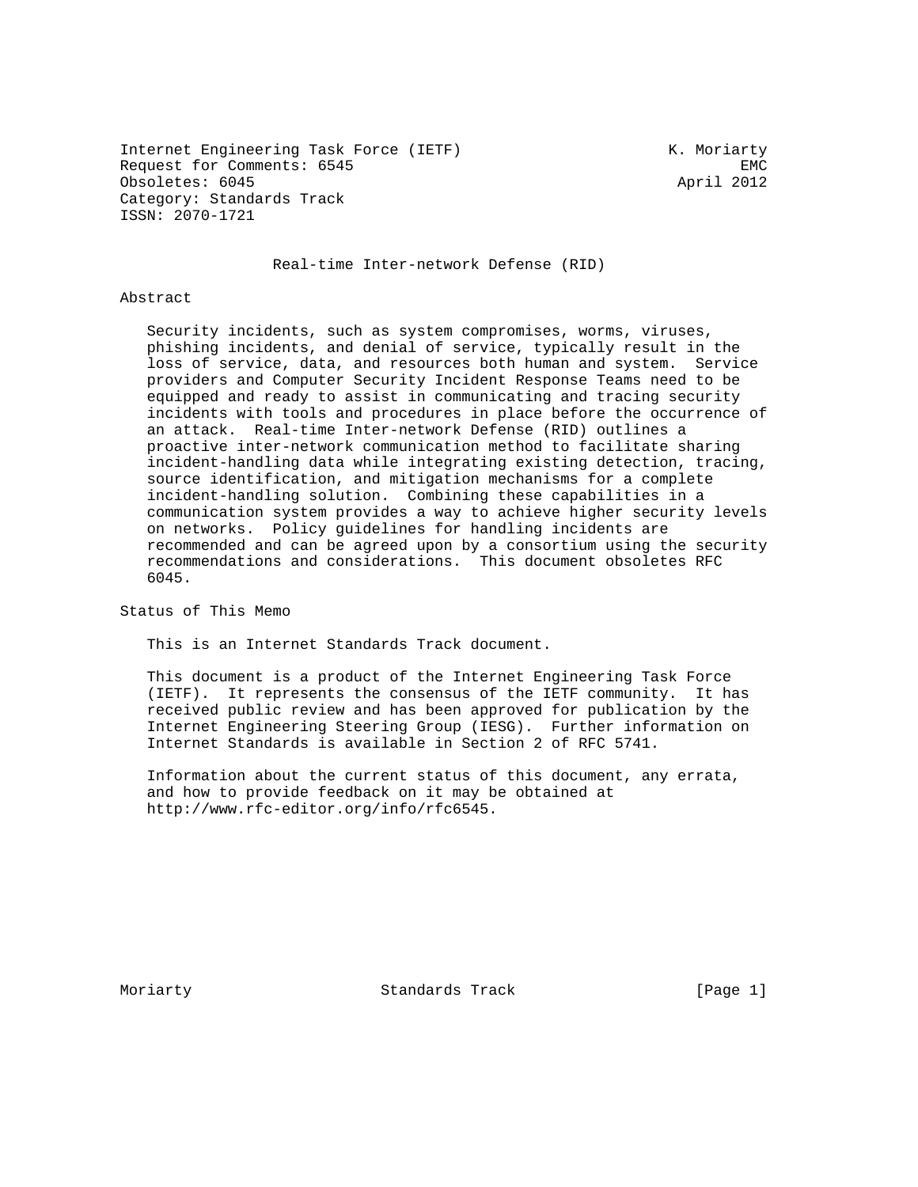Internet Engineering Task Force (IETF) K. Moriarty
Request for Comments: 6545 EMC
Obsoletes: 6045 April 2012
Category: Standards Track
ISSN: 2070-1721

# Real-time Inter-network Defense (RID)

## Abstract

Security incidents, such as system compromises, worms, viruses, phishing incidents, and denial of service, typically result in the loss of service, data, and resources both human and system. Service providers and Computer Security Incident Response Teams need to be equipped and ready to assist in communicating and tracing security incidents with tools and procedures in place before the occurrence of an attack. Real-time Inter-network Defense (RID) outlines a proactive inter-network communication method to facilitate sharing incident-handling data while integrating existing detection, tracing, source identification, and mitigation mechanisms for a complete incident-handling solution. Combining these capabilities in a communication system provides a way to achieve higher security levels on networks. Policy guidelines for handling incidents are recommended and can be agreed upon by a consortium using the security recommendations and considerations. This document obsoletes RFC 6045.

## Status of This Memo

This is an Internet Standards Track document.

This document is a product of the Internet Engineering Task Force (IETF). It represents the consensus of the IETF community. It has received public review and has been approved for publication by the Internet Engineering Steering Group (IESG). Further information on Internet Standards is available in Section 2 of RFC 5741.

Information about the current status of this document, any errata, and how to provide feedback on it may be obtained at http://www.rfc-editor.org/info/rfc6545.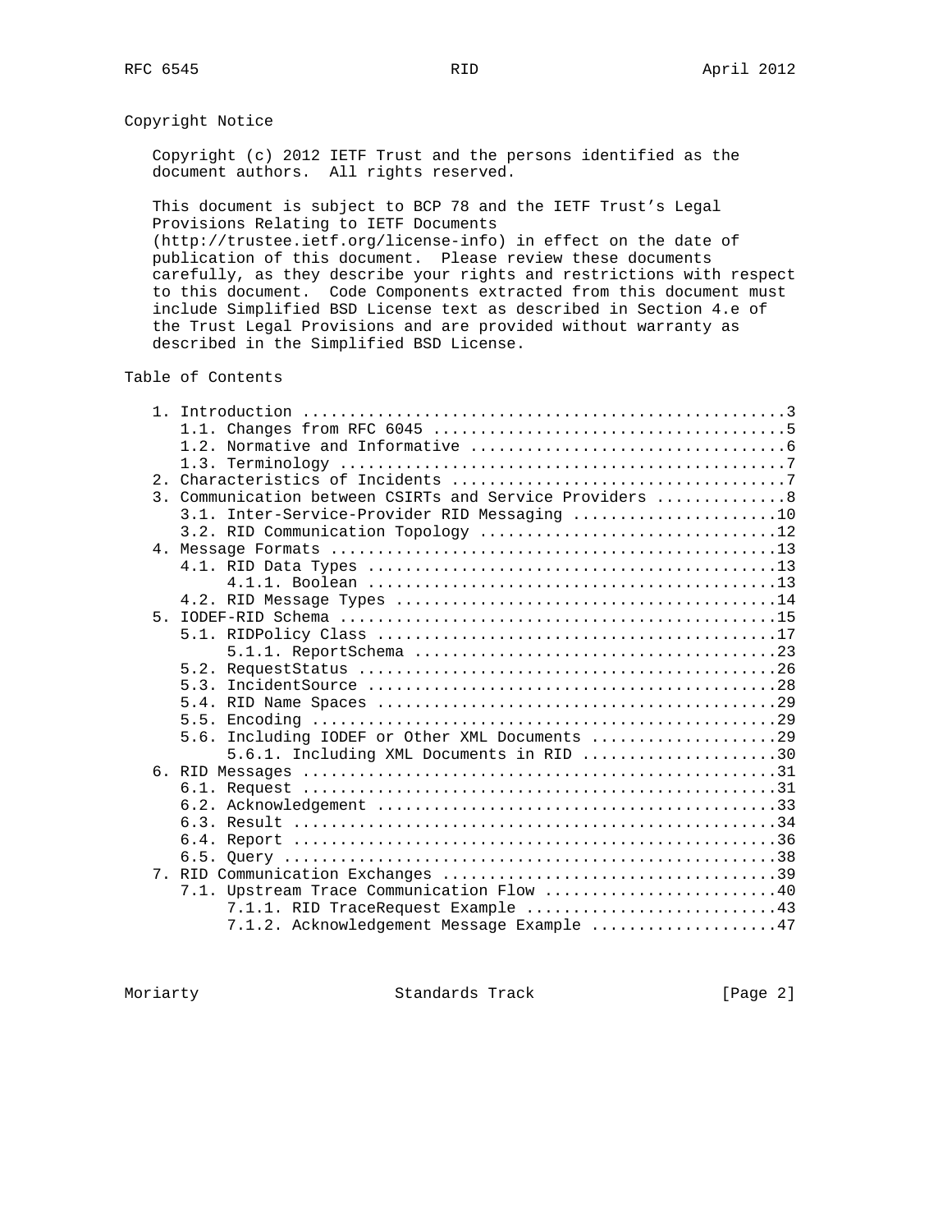## Copyright Notice

Copyright (c) 2012 IETF Trust and the persons identified as the document authors. All rights reserved.

This document is subject to BCP 78 and the IETF Trust's Legal Provisions Relating to IETF Documents (http://trustee.ietf.org/license-info) in effect on the date of publication of this document. Please review these documents carefully, as they describe your rights and restrictions with respect to this document. Code Components extracted from this document must include Simplified BSD License text as described in Section 4.e of the Trust Legal Provisions and are provided without warranty as described in the Simplified BSD License.

## Table of Contents

```
   1. Introduction ....................................................3
      1.1. Changes from RFC 6045 ......................................5
      1.2. Normative and Informative ..................................6
      1.3. Terminology ................................................7
   2. Characteristics of Incidents ....................................7
   3. Communication between CSIRTs and Service Providers ..............8
      3.1. Inter-Service-Provider RID Messaging ......................10
      3.2. RID Communication Topology ................................12
   4. Message Formats ................................................13
      4.1. RID Data Types ............................................13
           4.1.1. Boolean ............................................13
      4.2. RID Message Types .........................................14
   5. IODEF-RID Schema ...............................................15
      5.1. RIDPolicy Class ...........................................17
           5.1.1. ReportSchema .......................................23
      5.2. RequestStatus .............................................26
      5.3. IncidentSource ............................................28
      5.4. RID Name Spaces ...........................................29
      5.5. Encoding ..................................................29
      5.6. Including IODEF or Other XML Documents ....................29
           5.6.1. Including XML Documents in RID .....................30
   6. RID Messages ...................................................31
      6.1. Request ...................................................31
      6.2. Acknowledgement ...........................................33
      6.3. Result ....................................................34
      6.4. Report ....................................................36
      6.5. Query .....................................................38
   7. RID Communication Exchanges ....................................39
      7.1. Upstream Trace Communication Flow .........................40
           7.1.1. RID TraceRequest Example ...........................43
           7.1.2. Acknowledgement Message Example ....................47
```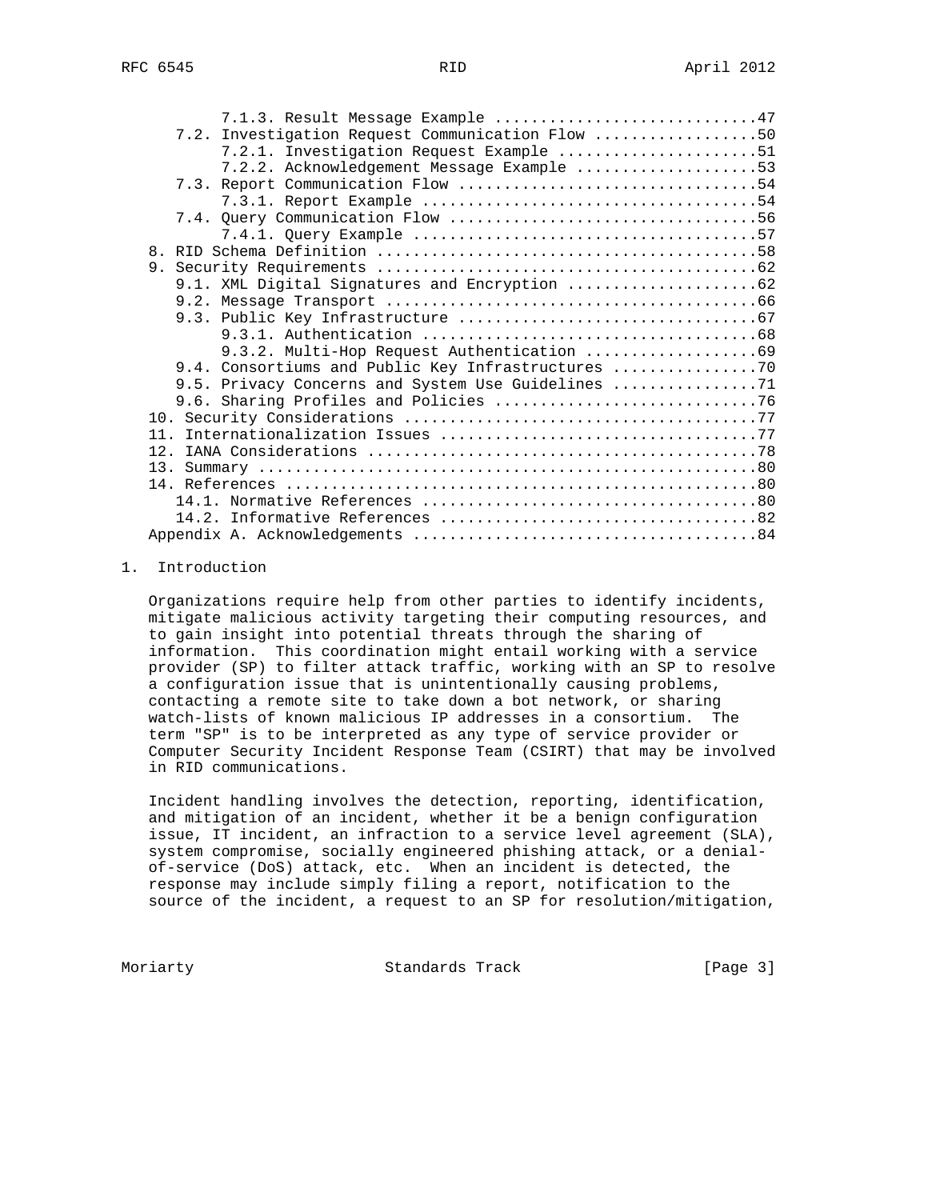```
         7.1.3. Result Message Example ............................47
   7.2. Investigation Request Communication Flow .................50
         7.2.1. Investigation Request Example ......................51
         7.2.2. Acknowledgement Message Example ....................53
   7.3. Report Communication Flow ................................54
         7.3.1. Report Example ....................................54
   7.4. Query Communication Flow .................................56
         7.4.1. Query Example .....................................57
8. RID Schema Definition .........................................58
9. Security Requirements .........................................62
   9.1. XML Digital Signatures and Encryption ....................62
   9.2. Message Transport ........................................66
   9.3. Public Key Infrastructure ................................67
         9.3.1. Authentication ....................................68
         9.3.2. Multi-Hop Request Authentication ..................69
   9.4. Consortiums and Public Key Infrastructures ...............70
   9.5. Privacy Concerns and System Use Guidelines ...............71
   9.6. Sharing Profiles and Policies ............................76
10. Security Considerations ......................................77
11. Internationalization Issues ..................................77
12. IANA Considerations ..........................................78
13. Summary ......................................................80
14. References ...................................................80
   14.1. Normative References ....................................80
   14.2. Informative References ..................................82
Appendix A. Acknowledgements .....................................84
```

## 1. Introduction

Organizations require help from other parties to identify incidents, mitigate malicious activity targeting their computing resources, and to gain insight into potential threats through the sharing of information. This coordination might entail working with a service provider (SP) to filter attack traffic, working with an SP to resolve a configuration issue that is unintentionally causing problems, contacting a remote site to take down a bot network, or sharing watch-lists of known malicious IP addresses in a consortium. The term "SP" is to be interpreted as any type of service provider or Computer Security Incident Response Team (CSIRT) that may be involved in RID communications.

Incident handling involves the detection, reporting, identification, and mitigation of an incident, whether it be a benign configuration issue, IT incident, an infraction to a service level agreement (SLA), system compromise, socially engineered phishing attack, or a denial-of-service (DoS) attack, etc. When an incident is detected, the response may include simply filing a report, notification to the source of the incident, a request to an SP for resolution/mitigation,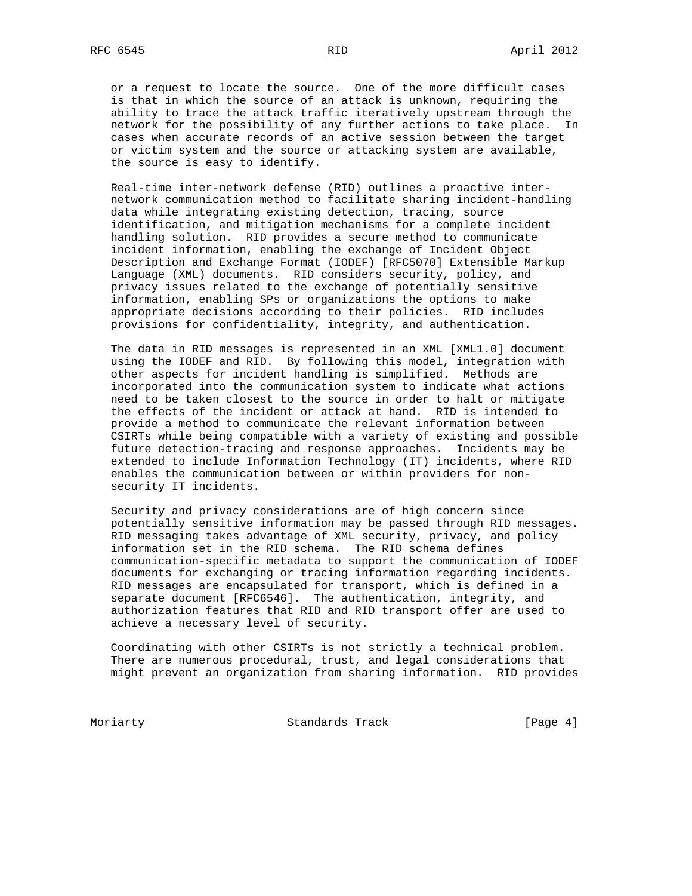or a request to locate the source. One of the more difficult cases is that in which the source of an attack is unknown, requiring the ability to trace the attack traffic iteratively upstream through the network for the possibility of any further actions to take place. In cases when accurate records of an active session between the target or victim system and the source or attacking system are available, the source is easy to identify.

Real-time inter-network defense (RID) outlines a proactive inter-network communication method to facilitate sharing incident-handling data while integrating existing detection, tracing, source identification, and mitigation mechanisms for a complete incident handling solution. RID provides a secure method to communicate incident information, enabling the exchange of Incident Object Description and Exchange Format (IODEF) [RFC5070] Extensible Markup Language (XML) documents. RID considers security, policy, and privacy issues related to the exchange of potentially sensitive information, enabling SPs or organizations the options to make appropriate decisions according to their policies. RID includes provisions for confidentiality, integrity, and authentication.

The data in RID messages is represented in an XML [XML1.0] document using the IODEF and RID. By following this model, integration with other aspects for incident handling is simplified. Methods are incorporated into the communication system to indicate what actions need to be taken closest to the source in order to halt or mitigate the effects of the incident or attack at hand. RID is intended to provide a method to communicate the relevant information between CSIRTs while being compatible with a variety of existing and possible future detection-tracing and response approaches. Incidents may be extended to include Information Technology (IT) incidents, where RID enables the communication between or within providers for non-security IT incidents.

Security and privacy considerations are of high concern since potentially sensitive information may be passed through RID messages. RID messaging takes advantage of XML security, privacy, and policy information set in the RID schema. The RID schema defines communication-specific metadata to support the communication of IODEF documents for exchanging or tracing information regarding incidents. RID messages are encapsulated for transport, which is defined in a separate document [RFC6546]. The authentication, integrity, and authorization features that RID and RID transport offer are used to achieve a necessary level of security.

Coordinating with other CSIRTs is not strictly a technical problem. There are numerous procedural, trust, and legal considerations that might prevent an organization from sharing information. RID provides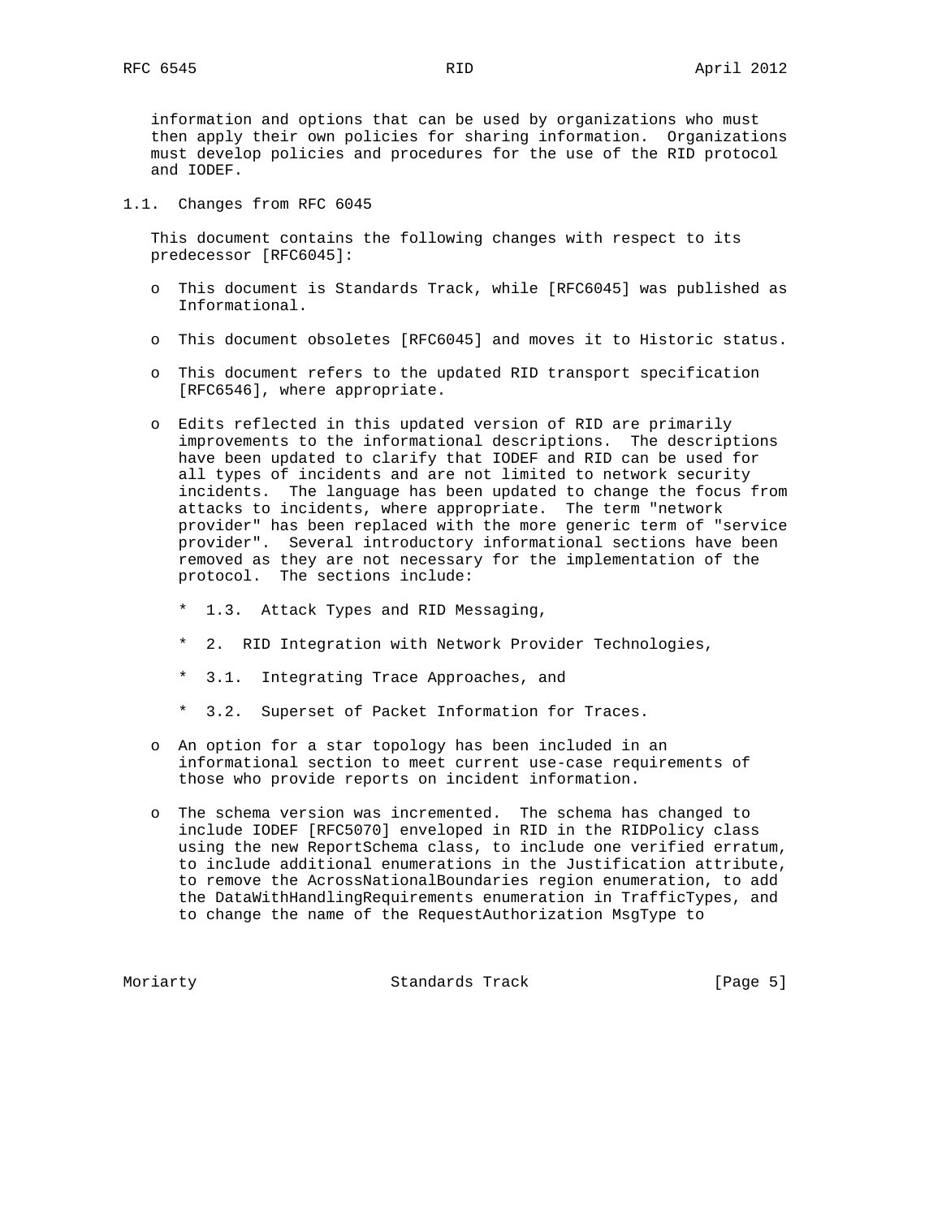information and options that can be used by organizations who must then apply their own policies for sharing information. Organizations must develop policies and procedures for the use of the RID protocol and IODEF.

## 1.1. Changes from RFC 6045

This document contains the following changes with respect to its predecessor [RFC6045]:

- This document is Standards Track, while [RFC6045] was published as Informational.

- This document obsoletes [RFC6045] and moves it to Historic status.

- This document refers to the updated RID transport specification [RFC6546], where appropriate.

- Edits reflected in this updated version of RID are primarily improvements to the informational descriptions. The descriptions have been updated to clarify that IODEF and RID can be used for all types of incidents and are not limited to network security incidents. The language has been updated to change the focus from attacks to incidents, where appropriate. The term "network provider" has been replaced with the more generic term of "service provider". Several introductory informational sections have been removed as they are not necessary for the implementation of the protocol. The sections include:

  * 1.3. Attack Types and RID Messaging,

  * 2. RID Integration with Network Provider Technologies,

  * 3.1. Integrating Trace Approaches, and

  * 3.2. Superset of Packet Information for Traces.

- An option for a star topology has been included in an informational section to meet current use-case requirements of those who provide reports on incident information.

- The schema version was incremented. The schema has changed to include IODEF [RFC5070] enveloped in RID in the RIDPolicy class using the new ReportSchema class, to include one verified erratum, to include additional enumerations in the Justification attribute, to remove the AcrossNationalBoundaries region enumeration, to add the DataWithHandlingRequirements enumeration in TrafficTypes, and to change the name of the RequestAuthorization MsgType to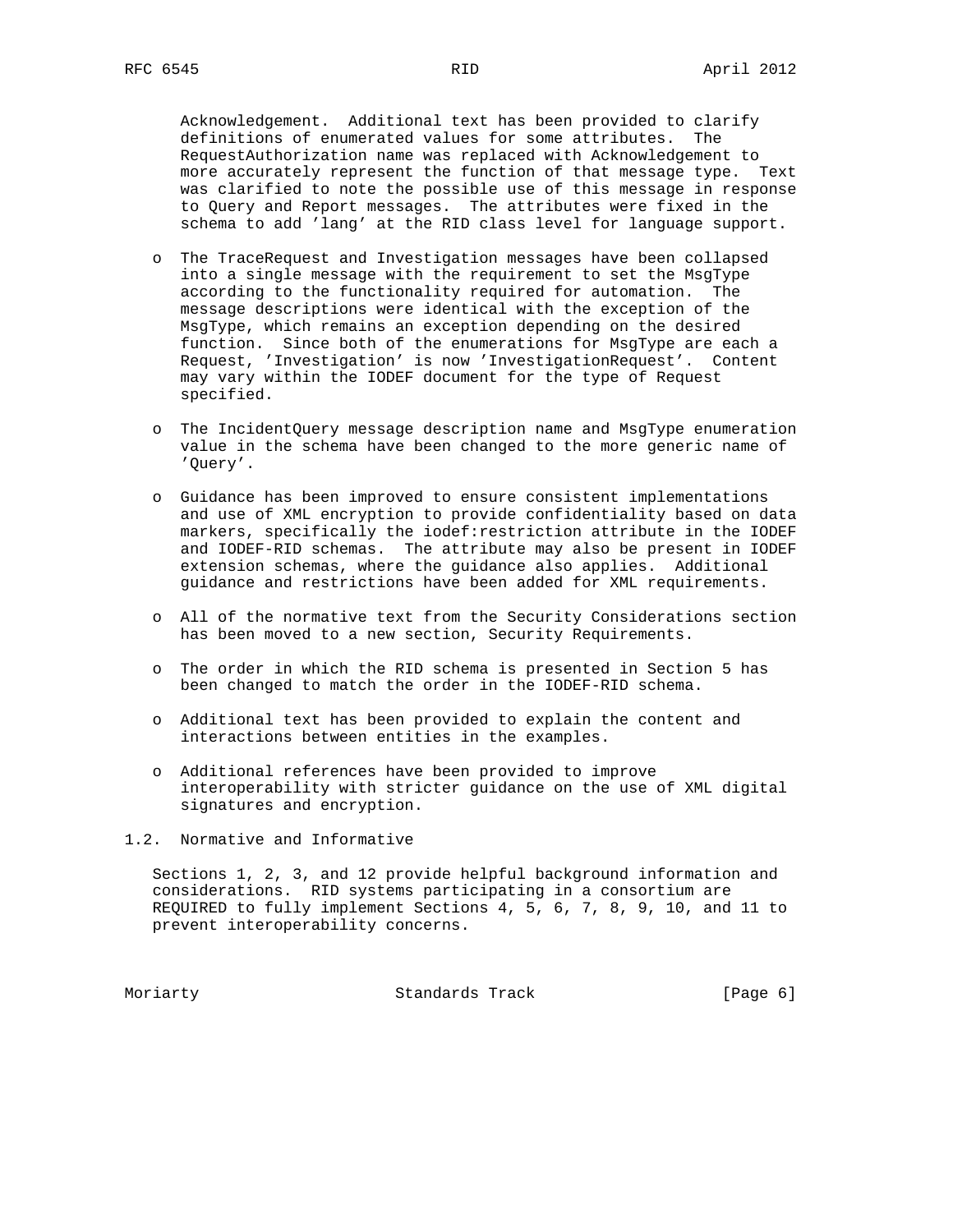Acknowledgement. Additional text has been provided to clarify definitions of enumerated values for some attributes. The RequestAuthorization name was replaced with Acknowledgement to more accurately represent the function of that message type. Text was clarified to note the possible use of this message in response to Query and Report messages. The attributes were fixed in the schema to add 'lang' at the RID class level for language support.

- The TraceRequest and Investigation messages have been collapsed into a single message with the requirement to set the MsgType according to the functionality required for automation. The message descriptions were identical with the exception of the MsgType, which remains an exception depending on the desired function. Since both of the enumerations for MsgType are each a Request, 'Investigation' is now 'InvestigationRequest'. Content may vary within the IODEF document for the type of Request specified.

- The IncidentQuery message description name and MsgType enumeration value in the schema have been changed to the more generic name of 'Query'.

- Guidance has been improved to ensure consistent implementations and use of XML encryption to provide confidentiality based on data markers, specifically the iodef:restriction attribute in the IODEF and IODEF-RID schemas. The attribute may also be present in IODEF extension schemas, where the guidance also applies. Additional guidance and restrictions have been added for XML requirements.

- All of the normative text from the Security Considerations section has been moved to a new section, Security Requirements.

- The order in which the RID schema is presented in Section 5 has been changed to match the order in the IODEF-RID schema.

- Additional text has been provided to explain the content and interactions between entities in the examples.

- Additional references have been provided to improve interoperability with stricter guidance on the use of XML digital signatures and encryption.

## 1.2. Normative and Informative

Sections 1, 2, 3, and 12 provide helpful background information and considerations. RID systems participating in a consortium are REQUIRED to fully implement Sections 4, 5, 6, 7, 8, 9, 10, and 11 to prevent interoperability concerns.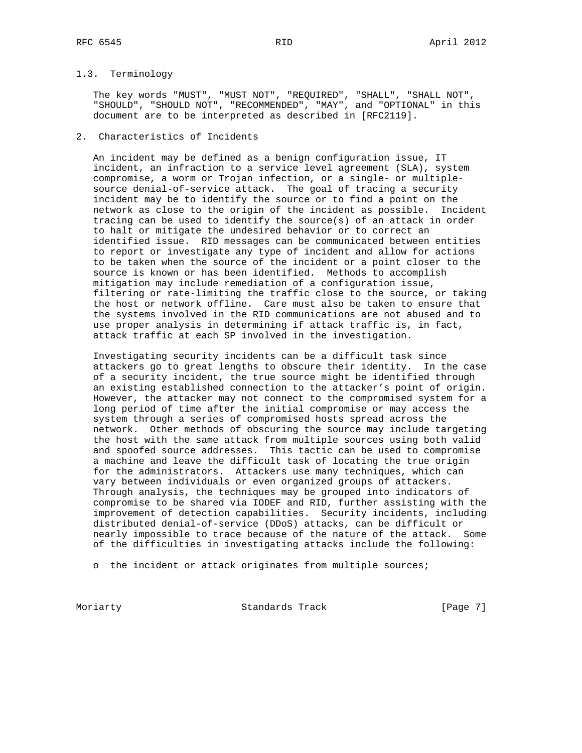### 1.3. Terminology

The key words "MUST", "MUST NOT", "REQUIRED", "SHALL", "SHALL NOT", "SHOULD", "SHOULD NOT", "RECOMMENDED", "MAY", and "OPTIONAL" in this document are to be interpreted as described in [RFC2119].

## 2. Characteristics of Incidents

An incident may be defined as a benign configuration issue, IT incident, an infraction to a service level agreement (SLA), system compromise, a worm or Trojan infection, or a single- or multiple-source denial-of-service attack. The goal of tracing a security incident may be to identify the source or to find a point on the network as close to the origin of the incident as possible. Incident tracing can be used to identify the source(s) of an attack in order to halt or mitigate the undesired behavior or to correct an identified issue. RID messages can be communicated between entities to report or investigate any type of incident and allow for actions to be taken when the source of the incident or a point closer to the source is known or has been identified. Methods to accomplish mitigation may include remediation of a configuration issue, filtering or rate-limiting the traffic close to the source, or taking the host or network offline. Care must also be taken to ensure that the systems involved in the RID communications are not abused and to use proper analysis in determining if attack traffic is, in fact, attack traffic at each SP involved in the investigation.

Investigating security incidents can be a difficult task since attackers go to great lengths to obscure their identity. In the case of a security incident, the true source might be identified through an existing established connection to the attacker's point of origin. However, the attacker may not connect to the compromised system for a long period of time after the initial compromise or may access the system through a series of compromised hosts spread across the network. Other methods of obscuring the source may include targeting the host with the same attack from multiple sources using both valid and spoofed source addresses. This tactic can be used to compromise a machine and leave the difficult task of locating the true origin for the administrators. Attackers use many techniques, which can vary between individuals or even organized groups of attackers. Through analysis, the techniques may be grouped into indicators of compromise to be shared via IODEF and RID, further assisting with the improvement of detection capabilities. Security incidents, including distributed denial-of-service (DDoS) attacks, can be difficult or nearly impossible to trace because of the nature of the attack. Some of the difficulties in investigating attacks include the following:

- the incident or attack originates from multiple sources;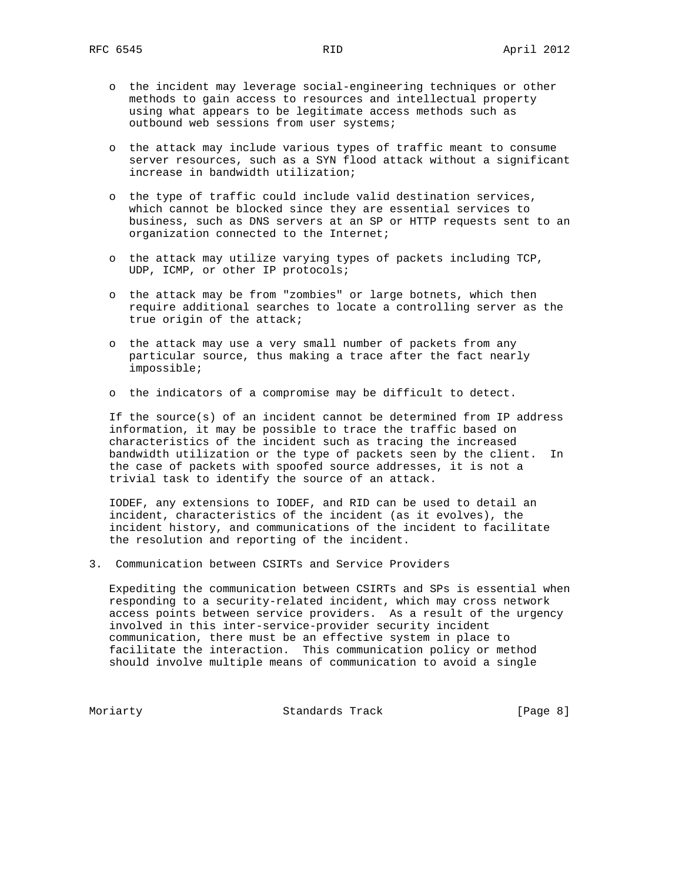- the incident may leverage social-engineering techniques or other methods to gain access to resources and intellectual property using what appears to be legitimate access methods such as outbound web sessions from user systems;

- the attack may include various types of traffic meant to consume server resources, such as a SYN flood attack without a significant increase in bandwidth utilization;

- the type of traffic could include valid destination services, which cannot be blocked since they are essential services to business, such as DNS servers at an SP or HTTP requests sent to an organization connected to the Internet;

- the attack may utilize varying types of packets including TCP, UDP, ICMP, or other IP protocols;

- the attack may be from "zombies" or large botnets, which then require additional searches to locate a controlling server as the true origin of the attack;

- the attack may use a very small number of packets from any particular source, thus making a trace after the fact nearly impossible;

- the indicators of a compromise may be difficult to detect.

If the source(s) of an incident cannot be determined from IP address information, it may be possible to trace the traffic based on characteristics of the incident such as tracing the increased bandwidth utilization or the type of packets seen by the client. In the case of packets with spoofed source addresses, it is not a trivial task to identify the source of an attack.

IODEF, any extensions to IODEF, and RID can be used to detail an incident, characteristics of the incident (as it evolves), the incident history, and communications of the incident to facilitate the resolution and reporting of the incident.

## 3. Communication between CSIRTs and Service Providers

Expediting the communication between CSIRTs and SPs is essential when responding to a security-related incident, which may cross network access points between service providers. As a result of the urgency involved in this inter-service-provider security incident communication, there must be an effective system in place to facilitate the interaction. This communication policy or method should involve multiple means of communication to avoid a single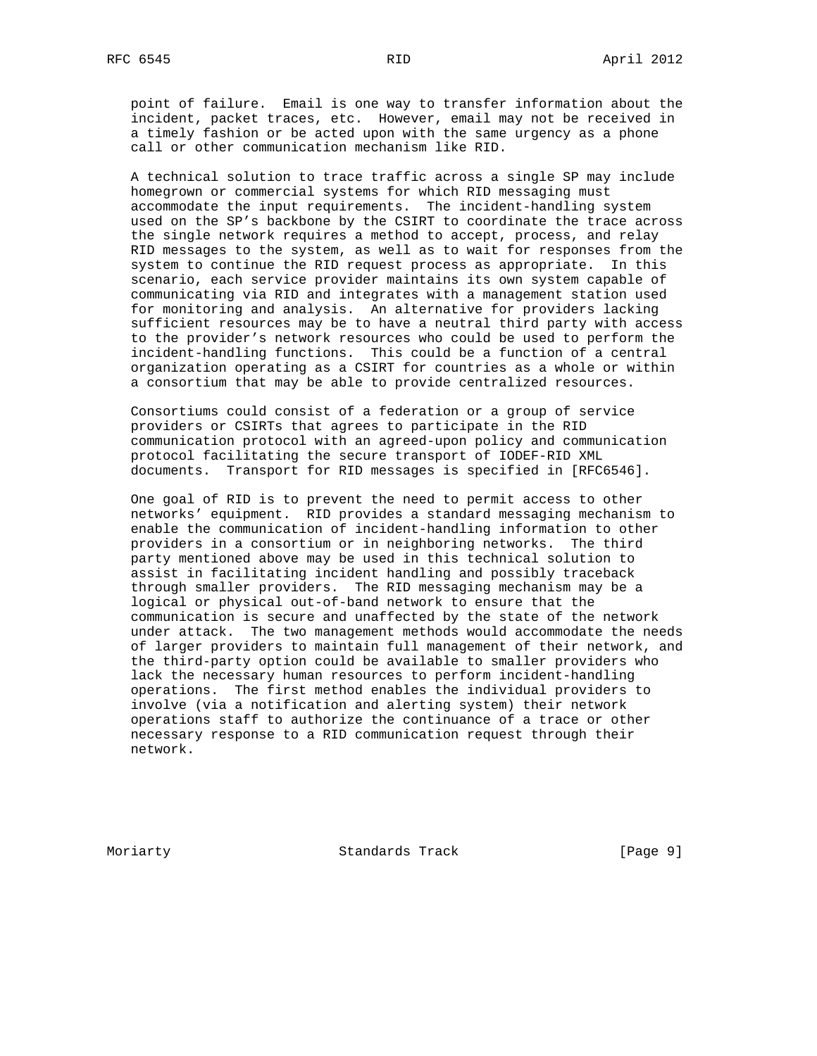point of failure. Email is one way to transfer information about the incident, packet traces, etc. However, email may not be received in a timely fashion or be acted upon with the same urgency as a phone call or other communication mechanism like RID.

A technical solution to trace traffic across a single SP may include homegrown or commercial systems for which RID messaging must accommodate the input requirements. The incident-handling system used on the SP's backbone by the CSIRT to coordinate the trace across the single network requires a method to accept, process, and relay RID messages to the system, as well as to wait for responses from the system to continue the RID request process as appropriate. In this scenario, each service provider maintains its own system capable of communicating via RID and integrates with a management station used for monitoring and analysis. An alternative for providers lacking sufficient resources may be to have a neutral third party with access to the provider's network resources who could be used to perform the incident-handling functions. This could be a function of a central organization operating as a CSIRT for countries as a whole or within a consortium that may be able to provide centralized resources.

Consortiums could consist of a federation or a group of service providers or CSIRTs that agrees to participate in the RID communication protocol with an agreed-upon policy and communication protocol facilitating the secure transport of IODEF-RID XML documents. Transport for RID messages is specified in [RFC6546].

One goal of RID is to prevent the need to permit access to other networks' equipment. RID provides a standard messaging mechanism to enable the communication of incident-handling information to other providers in a consortium or in neighboring networks. The third party mentioned above may be used in this technical solution to assist in facilitating incident handling and possibly traceback through smaller providers. The RID messaging mechanism may be a logical or physical out-of-band network to ensure that the communication is secure and unaffected by the state of the network under attack. The two management methods would accommodate the needs of larger providers to maintain full management of their network, and the third-party option could be available to smaller providers who lack the necessary human resources to perform incident-handling operations. The first method enables the individual providers to involve (via a notification and alerting system) their network operations staff to authorize the continuance of a trace or other necessary response to a RID communication request through their network.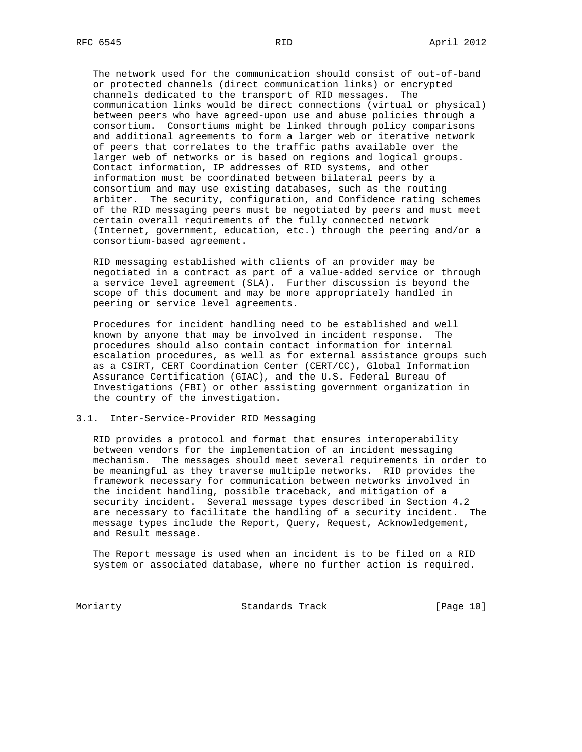The network used for the communication should consist of out-of-band or protected channels (direct communication links) or encrypted channels dedicated to the transport of RID messages. The communication links would be direct connections (virtual or physical) between peers who have agreed-upon use and abuse policies through a consortium. Consortiums might be linked through policy comparisons and additional agreements to form a larger web or iterative network of peers that correlates to the traffic paths available over the larger web of networks or is based on regions and logical groups. Contact information, IP addresses of RID systems, and other information must be coordinated between bilateral peers by a consortium and may use existing databases, such as the routing arbiter. The security, configuration, and Confidence rating schemes of the RID messaging peers must be negotiated by peers and must meet certain overall requirements of the fully connected network (Internet, government, education, etc.) through the peering and/or a consortium-based agreement.

RID messaging established with clients of an provider may be negotiated in a contract as part of a value-added service or through a service level agreement (SLA). Further discussion is beyond the scope of this document and may be more appropriately handled in peering or service level agreements.

Procedures for incident handling need to be established and well known by anyone that may be involved in incident response. The procedures should also contain contact information for internal escalation procedures, as well as for external assistance groups such as a CSIRT, CERT Coordination Center (CERT/CC), Global Information Assurance Certification (GIAC), and the U.S. Federal Bureau of Investigations (FBI) or other assisting government organization in the country of the investigation.

## 3.1. Inter-Service-Provider RID Messaging

RID provides a protocol and format that ensures interoperability between vendors for the implementation of an incident messaging mechanism. The messages should meet several requirements in order to be meaningful as they traverse multiple networks. RID provides the framework necessary for communication between networks involved in the incident handling, possible traceback, and mitigation of a security incident. Several message types described in Section 4.2 are necessary to facilitate the handling of a security incident. The message types include the Report, Query, Request, Acknowledgement, and Result message.

The Report message is used when an incident is to be filed on a RID system or associated database, where no further action is required.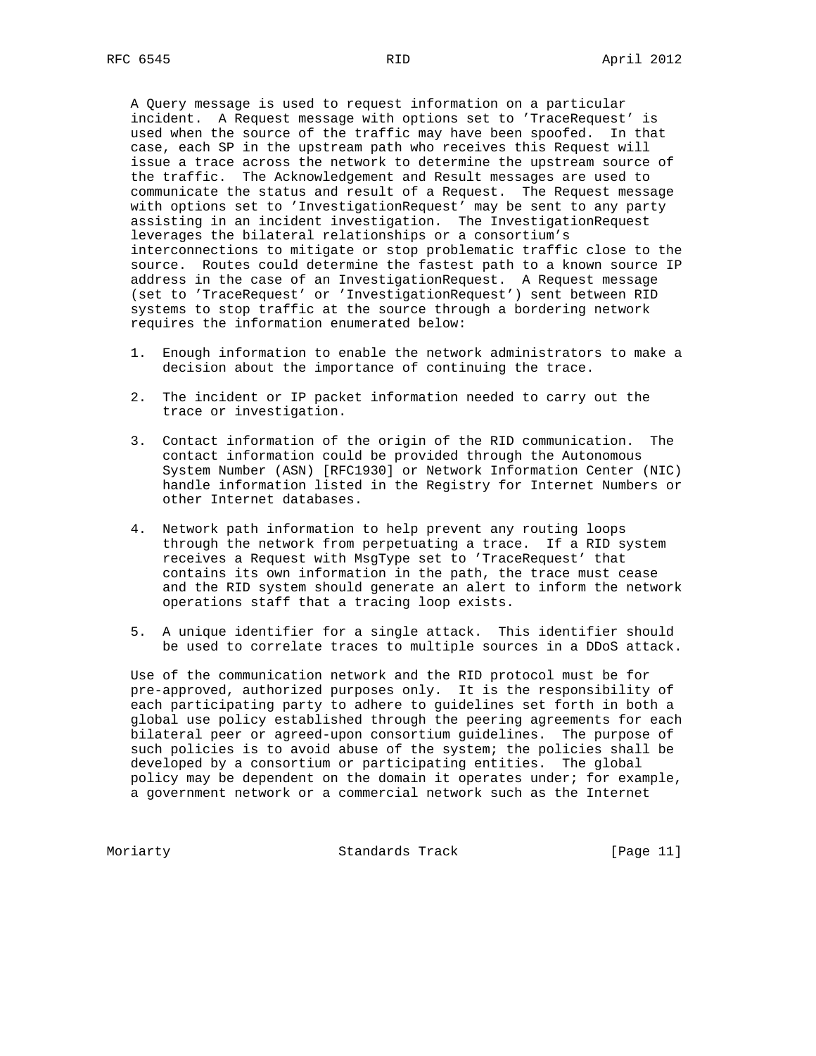A Query message is used to request information on a particular incident. A Request message with options set to 'TraceRequest' is used when the source of the traffic may have been spoofed. In that case, each SP in the upstream path who receives this Request will issue a trace across the network to determine the upstream source of the traffic. The Acknowledgement and Result messages are used to communicate the status and result of a Request. The Request message with options set to 'InvestigationRequest' may be sent to any party assisting in an incident investigation. The InvestigationRequest leverages the bilateral relationships or a consortium's interconnections to mitigate or stop problematic traffic close to the source. Routes could determine the fastest path to a known source IP address in the case of an InvestigationRequest. A Request message (set to 'TraceRequest' or 'InvestigationRequest') sent between RID systems to stop traffic at the source through a bordering network requires the information enumerated below:

1. Enough information to enable the network administrators to make a decision about the importance of continuing the trace.

2. The incident or IP packet information needed to carry out the trace or investigation.

3. Contact information of the origin of the RID communication. The contact information could be provided through the Autonomous System Number (ASN) [RFC1930] or Network Information Center (NIC) handle information listed in the Registry for Internet Numbers or other Internet databases.

4. Network path information to help prevent any routing loops through the network from perpetuating a trace. If a RID system receives a Request with MsgType set to 'TraceRequest' that contains its own information in the path, the trace must cease and the RID system should generate an alert to inform the network operations staff that a tracing loop exists.

5. A unique identifier for a single attack. This identifier should be used to correlate traces to multiple sources in a DDoS attack.

Use of the communication network and the RID protocol must be for pre-approved, authorized purposes only. It is the responsibility of each participating party to adhere to guidelines set forth in both a global use policy established through the peering agreements for each bilateral peer or agreed-upon consortium guidelines. The purpose of such policies is to avoid abuse of the system; the policies shall be developed by a consortium or participating entities. The global policy may be dependent on the domain it operates under; for example, a government network or a commercial network such as the Internet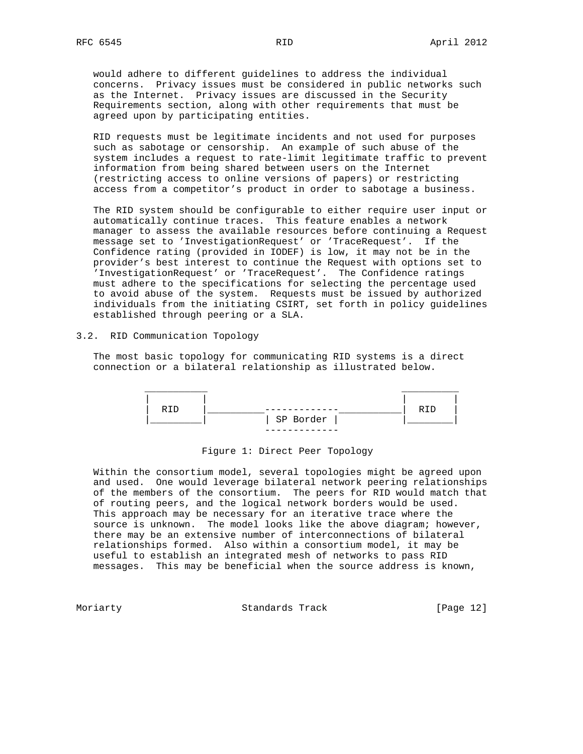would adhere to different guidelines to address the individual concerns. Privacy issues must be considered in public networks such as the Internet. Privacy issues are discussed in the Security Requirements section, along with other requirements that must be agreed upon by participating entities.

RID requests must be legitimate incidents and not used for purposes such as sabotage or censorship. An example of such abuse of the system includes a request to rate-limit legitimate traffic to prevent information from being shared between users on the Internet (restricting access to online versions of papers) or restricting access from a competitor's product in order to sabotage a business.

The RID system should be configurable to either require user input or automatically continue traces. This feature enables a network manager to assess the available resources before continuing a Request message set to 'InvestigationRequest' or 'TraceRequest'. If the Confidence rating (provided in IODEF) is low, it may not be in the provider's best interest to continue the Request with options set to 'InvestigationRequest' or 'TraceRequest'. The Confidence ratings must adhere to the specifications for selecting the percentage used to avoid abuse of the system. Requests must be issued by authorized individuals from the initiating CSIRT, set forth in policy guidelines established through peering or a SLA.

### 3.2. RID Communication Topology

The most basic topology for communicating RID systems is a direct connection or a bilateral relationship as illustrated below.

```
 ___________                                    __________
|           |                                  |          |
|    RID    |__________-------------___________|   RID    |
|___________|          | SP Border |           |__________|
                        -------------
```

Figure 1: Direct Peer Topology

Within the consortium model, several topologies might be agreed upon and used. One would leverage bilateral network peering relationships of the members of the consortium. The peers for RID would match that of routing peers, and the logical network borders would be used. This approach may be necessary for an iterative trace where the source is unknown. The model looks like the above diagram; however, there may be an extensive number of interconnections of bilateral relationships formed. Also within a consortium model, it may be useful to establish an integrated mesh of networks to pass RID messages. This may be beneficial when the source address is known,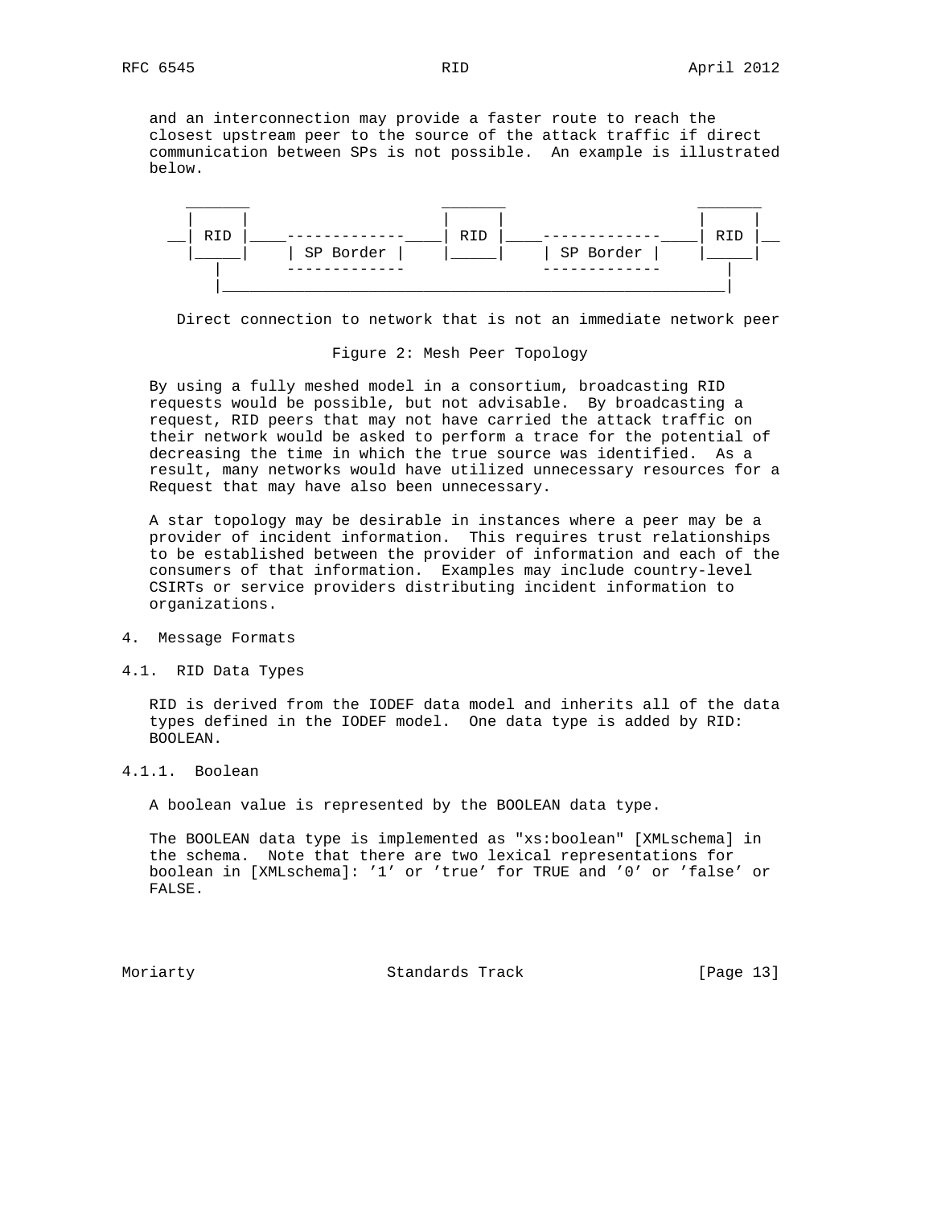and an interconnection may provide a faster route to reach the closest upstream peer to the source of the attack traffic if direct communication between SPs is not possible. An example is illustrated below.

```
    _______                      _______                     _______
   |       |                    |       |                   |       |
 __| RID   |____-------------____| RID   |____-------------____| RID   |__
   |_____|    | SP Border |     |_____|    | SP Border |     |_____|
      |        -------------                -------------         |
      |______________________________________________________|

   Direct connection to network that is not an immediate network peer
```

Figure 2: Mesh Peer Topology

By using a fully meshed model in a consortium, broadcasting RID requests would be possible, but not advisable. By broadcasting a request, RID peers that may not have carried the attack traffic on their network would be asked to perform a trace for the potential of decreasing the time in which the true source was identified. As a result, many networks would have utilized unnecessary resources for a Request that may have also been unnecessary.

A star topology may be desirable in instances where a peer may be a provider of incident information. This requires trust relationships to be established between the provider of information and each of the consumers of that information. Examples may include country-level CSIRTs or service providers distributing incident information to organizations.

## 4. Message Formats

### 4.1. RID Data Types

RID is derived from the IODEF data model and inherits all of the data types defined in the IODEF model. One data type is added by RID: BOOLEAN.

#### 4.1.1. Boolean

A boolean value is represented by the BOOLEAN data type.

The BOOLEAN data type is implemented as "xs:boolean" [XMLschema] in the schema. Note that there are two lexical representations for boolean in [XMLschema]: '1' or 'true' for TRUE and '0' or 'false' or FALSE.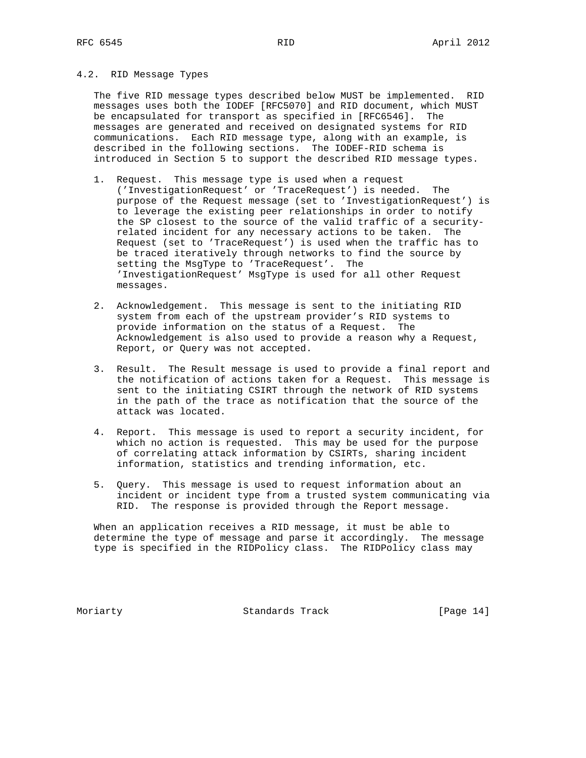### 4.2. RID Message Types

The five RID message types described below MUST be implemented. RID messages uses both the IODEF [RFC5070] and RID document, which MUST be encapsulated for transport as specified in [RFC6546]. The messages are generated and received on designated systems for RID communications. Each RID message type, along with an example, is described in the following sections. The IODEF-RID schema is introduced in Section 5 to support the described RID message types.

1. Request. This message type is used when a request ('InvestigationRequest' or 'TraceRequest') is needed. The purpose of the Request message (set to 'InvestigationRequest') is to leverage the existing peer relationships in order to notify the SP closest to the source of the valid traffic of a security-related incident for any necessary actions to be taken. The Request (set to 'TraceRequest') is used when the traffic has to be traced iteratively through networks to find the source by setting the MsgType to 'TraceRequest'. The 'InvestigationRequest' MsgType is used for all other Request messages.

2. Acknowledgement. This message is sent to the initiating RID system from each of the upstream provider's RID systems to provide information on the status of a Request. The Acknowledgement is also used to provide a reason why a Request, Report, or Query was not accepted.

3. Result. The Result message is used to provide a final report and the notification of actions taken for a Request. This message is sent to the initiating CSIRT through the network of RID systems in the path of the trace as notification that the source of the attack was located.

4. Report. This message is used to report a security incident, for which no action is requested. This may be used for the purpose of correlating attack information by CSIRTs, sharing incident information, statistics and trending information, etc.

5. Query. This message is used to request information about an incident or incident type from a trusted system communicating via RID. The response is provided through the Report message.

When an application receives a RID message, it must be able to determine the type of message and parse it accordingly. The message type is specified in the RIDPolicy class. The RIDPolicy class may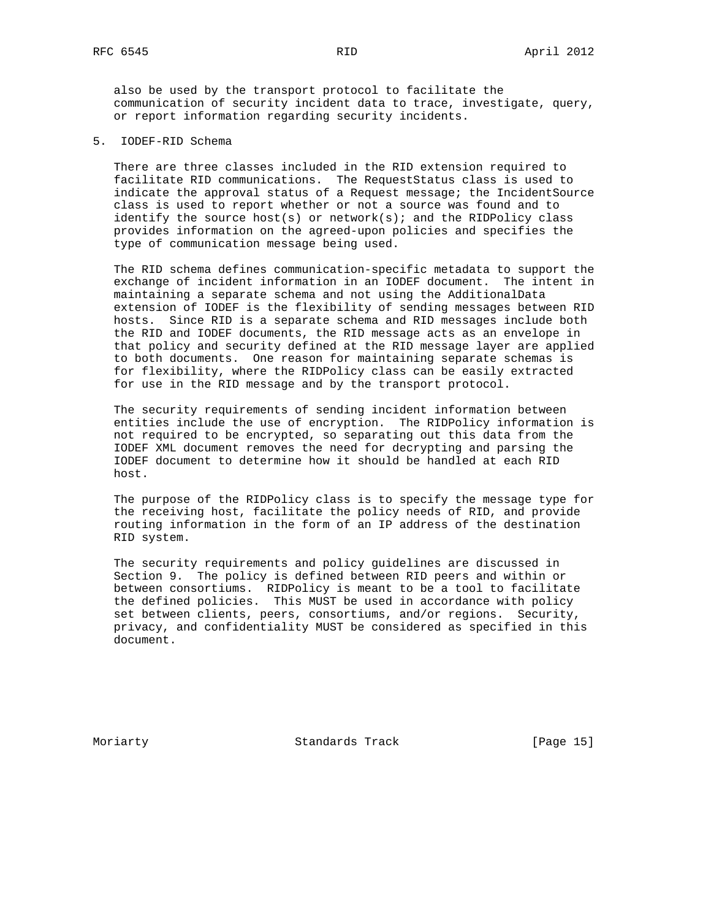also be used by the transport protocol to facilitate the communication of security incident data to trace, investigate, query, or report information regarding security incidents.

## 5. IODEF-RID Schema

There are three classes included in the RID extension required to facilitate RID communications. The RequestStatus class is used to indicate the approval status of a Request message; the IncidentSource class is used to report whether or not a source was found and to identify the source host(s) or network(s); and the RIDPolicy class provides information on the agreed-upon policies and specifies the type of communication message being used.

The RID schema defines communication-specific metadata to support the exchange of incident information in an IODEF document. The intent in maintaining a separate schema and not using the AdditionalData extension of IODEF is the flexibility of sending messages between RID hosts. Since RID is a separate schema and RID messages include both the RID and IODEF documents, the RID message acts as an envelope in that policy and security defined at the RID message layer are applied to both documents. One reason for maintaining separate schemas is for flexibility, where the RIDPolicy class can be easily extracted for use in the RID message and by the transport protocol.

The security requirements of sending incident information between entities include the use of encryption. The RIDPolicy information is not required to be encrypted, so separating out this data from the IODEF XML document removes the need for decrypting and parsing the IODEF document to determine how it should be handled at each RID host.

The purpose of the RIDPolicy class is to specify the message type for the receiving host, facilitate the policy needs of RID, and provide routing information in the form of an IP address of the destination RID system.

The security requirements and policy guidelines are discussed in Section 9. The policy is defined between RID peers and within or between consortiums. RIDPolicy is meant to be a tool to facilitate the defined policies. This MUST be used in accordance with policy set between clients, peers, consortiums, and/or regions. Security, privacy, and confidentiality MUST be considered as specified in this document.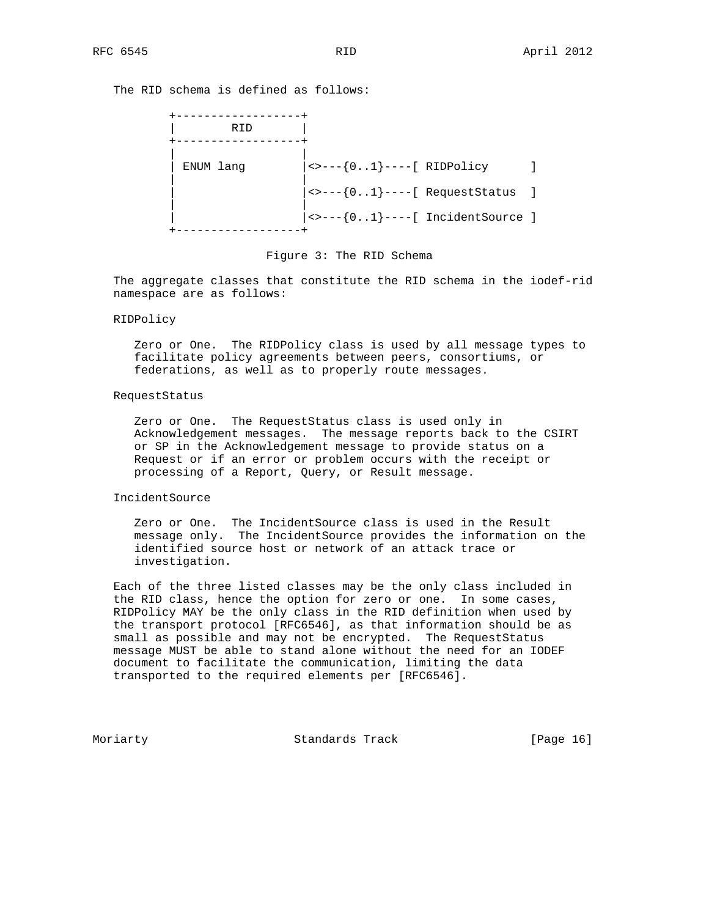The RID schema is defined as follows:

```
+------------------+
|       RID        |
+------------------+
|                  |
| ENUM lang        |<>---{0..1}----[ RIDPolicy      ]
|                  |
|                  |<>---{0..1}----[ RequestStatus  ]
|                  |
|                  |<>---{0..1}----[ IncidentSource ]
+------------------+
```

Figure 3: The RID Schema

The aggregate classes that constitute the RID schema in the iodef-rid namespace are as follows:

RIDPolicy

Zero or One. The RIDPolicy class is used by all message types to facilitate policy agreements between peers, consortiums, or federations, as well as to properly route messages.

RequestStatus

Zero or One. The RequestStatus class is used only in Acknowledgement messages. The message reports back to the CSIRT or SP in the Acknowledgement message to provide status on a Request or if an error or problem occurs with the receipt or processing of a Report, Query, or Result message.

IncidentSource

Zero or One. The IncidentSource class is used in the Result message only. The IncidentSource provides the information on the identified source host or network of an attack trace or investigation.

Each of the three listed classes may be the only class included in the RID class, hence the option for zero or one. In some cases, RIDPolicy MAY be the only class in the RID definition when used by the transport protocol [RFC6546], as that information should be as small as possible and may not be encrypted. The RequestStatus message MUST be able to stand alone without the need for an IODEF document to facilitate the communication, limiting the data transported to the required elements per [RFC6546].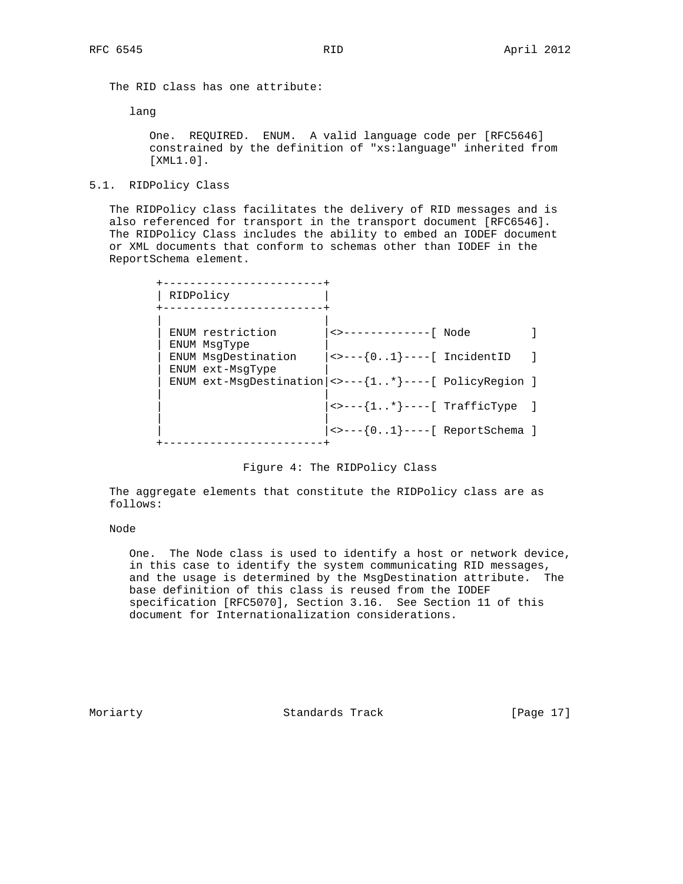The RID class has one attribute:

lang

One. REQUIRED. ENUM. A valid language code per [RFC5646] constrained by the definition of "xs:language" inherited from [XML1.0].

## 5.1. RIDPolicy Class

The RIDPolicy class facilitates the delivery of RID messages and is also referenced for transport in the transport document [RFC6546]. The RIDPolicy Class includes the ability to embed an IODEF document or XML documents that conform to schemas other than IODEF in the ReportSchema element.

```
+------------------------+
| RIDPolicy              |
+------------------------+
|                        |
| ENUM restriction       |<>-------------[ Node         ]
| ENUM MsgType           |
| ENUM MsgDestination    |<>---{0..1}----[ IncidentID   ]
| ENUM ext-MsgType       |
| ENUM ext-MsgDestination|<>---{1..*}----[ PolicyRegion ]
|                        |
|                        |<>---{1..*}----[ TrafficType  ]
|                        |
|                        |<>---{0..1}----[ ReportSchema ]
+------------------------+
```

Figure 4: The RIDPolicy Class

The aggregate elements that constitute the RIDPolicy class are as follows:

Node

One. The Node class is used to identify a host or network device, in this case to identify the system communicating RID messages, and the usage is determined by the MsgDestination attribute. The base definition of this class is reused from the IODEF specification [RFC5070], Section 3.16. See Section 11 of this document for Internationalization considerations.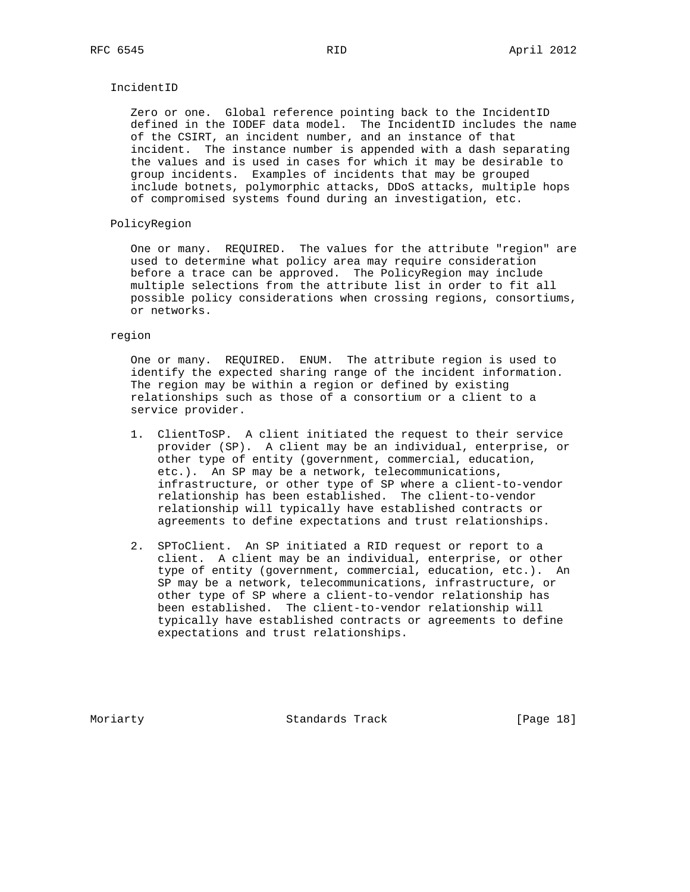IncidentID

Zero or one. Global reference pointing back to the IncidentID defined in the IODEF data model. The IncidentID includes the name of the CSIRT, an incident number, and an instance of that incident. The instance number is appended with a dash separating the values and is used in cases for which it may be desirable to group incidents. Examples of incidents that may be grouped include botnets, polymorphic attacks, DDoS attacks, multiple hops of compromised systems found during an investigation, etc.

PolicyRegion

One or many. REQUIRED. The values for the attribute "region" are used to determine what policy area may require consideration before a trace can be approved. The PolicyRegion may include multiple selections from the attribute list in order to fit all possible policy considerations when crossing regions, consortiums, or networks.

region

One or many. REQUIRED. ENUM. The attribute region is used to identify the expected sharing range of the incident information. The region may be within a region or defined by existing relationships such as those of a consortium or a client to a service provider.

1. ClientToSP. A client initiated the request to their service provider (SP). A client may be an individual, enterprise, or other type of entity (government, commercial, education, etc.). An SP may be a network, telecommunications, infrastructure, or other type of SP where a client-to-vendor relationship has been established. The client-to-vendor relationship will typically have established contracts or agreements to define expectations and trust relationships.

2. SPToClient. An SP initiated a RID request or report to a client. A client may be an individual, enterprise, or other type of entity (government, commercial, education, etc.). An SP may be a network, telecommunications, infrastructure, or other type of SP where a client-to-vendor relationship has been established. The client-to-vendor relationship will typically have established contracts or agreements to define expectations and trust relationships.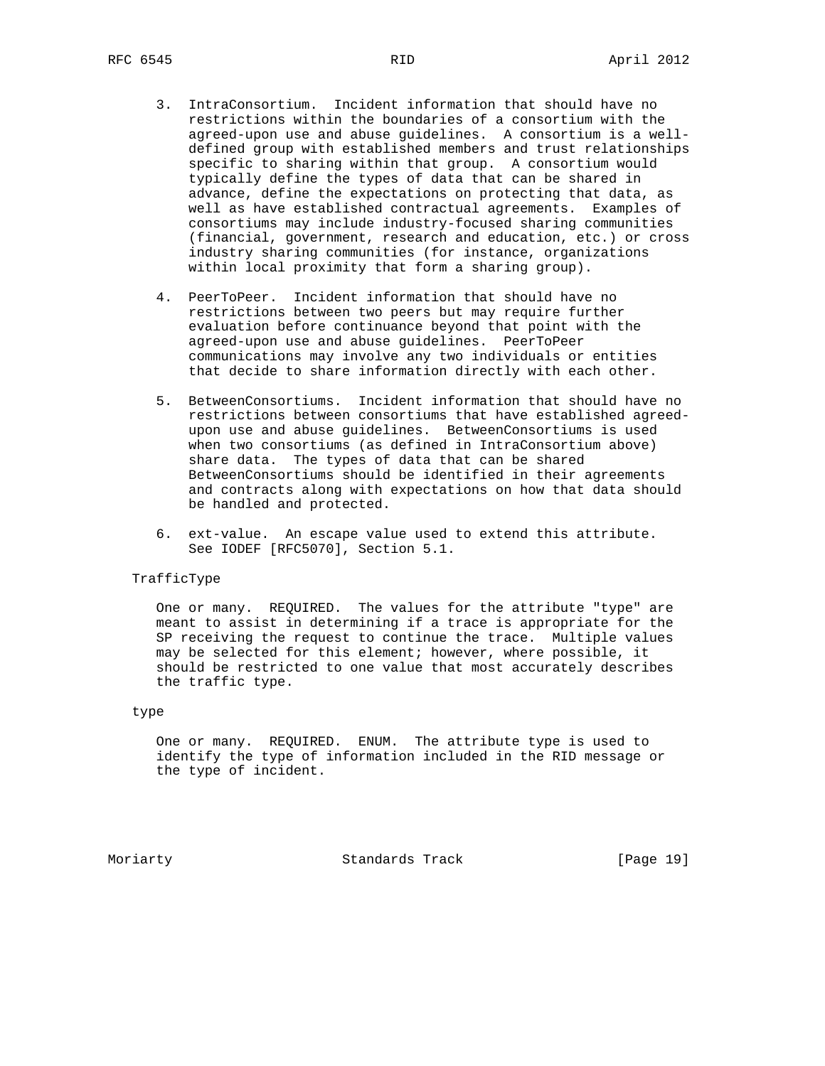3. IntraConsortium. Incident information that should have no restrictions within the boundaries of a consortium with the agreed-upon use and abuse guidelines. A consortium is a well-defined group with established members and trust relationships specific to sharing within that group. A consortium would typically define the types of data that can be shared in advance, define the expectations on protecting that data, as well as have established contractual agreements. Examples of consortiums may include industry-focused sharing communities (financial, government, research and education, etc.) or cross industry sharing communities (for instance, organizations within local proximity that form a sharing group).

4. PeerToPeer. Incident information that should have no restrictions between two peers but may require further evaluation before continuance beyond that point with the agreed-upon use and abuse guidelines. PeerToPeer communications may involve any two individuals or entities that decide to share information directly with each other.

5. BetweenConsortiums. Incident information that should have no restrictions between consortiums that have established agreed-upon use and abuse guidelines. BetweenConsortiums is used when two consortiums (as defined in IntraConsortium above) share data. The types of data that can be shared BetweenConsortiums should be identified in their agreements and contracts along with expectations on how that data should be handled and protected.

6. ext-value. An escape value used to extend this attribute. See IODEF [RFC5070], Section 5.1.

TrafficType

One or many. REQUIRED. The values for the attribute "type" are meant to assist in determining if a trace is appropriate for the SP receiving the request to continue the trace. Multiple values may be selected for this element; however, where possible, it should be restricted to one value that most accurately describes the traffic type.

type

One or many. REQUIRED. ENUM. The attribute type is used to identify the type of information included in the RID message or the type of incident.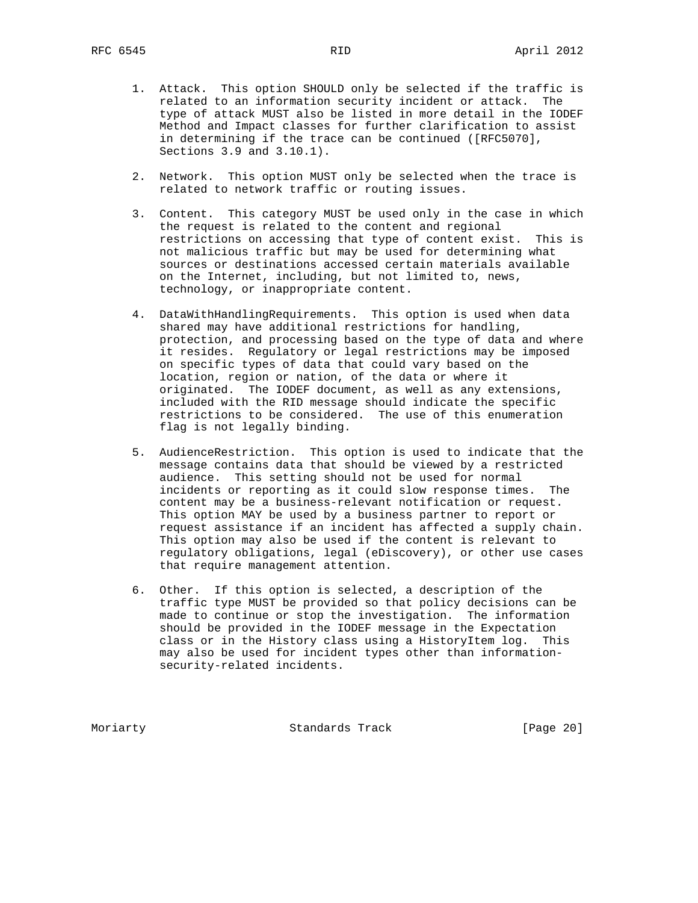1. Attack. This option SHOULD only be selected if the traffic is related to an information security incident or attack. The type of attack MUST also be listed in more detail in the IODEF Method and Impact classes for further clarification to assist in determining if the trace can be continued ([RFC5070], Sections 3.9 and 3.10.1).

2. Network. This option MUST only be selected when the trace is related to network traffic or routing issues.

3. Content. This category MUST be used only in the case in which the request is related to the content and regional restrictions on accessing that type of content exist. This is not malicious traffic but may be used for determining what sources or destinations accessed certain materials available on the Internet, including, but not limited to, news, technology, or inappropriate content.

4. DataWithHandlingRequirements. This option is used when data shared may have additional restrictions for handling, protection, and processing based on the type of data and where it resides. Regulatory or legal restrictions may be imposed on specific types of data that could vary based on the location, region or nation, of the data or where it originated. The IODEF document, as well as any extensions, included with the RID message should indicate the specific restrictions to be considered. The use of this enumeration flag is not legally binding.

5. AudienceRestriction. This option is used to indicate that the message contains data that should be viewed by a restricted audience. This setting should not be used for normal incidents or reporting as it could slow response times. The content may be a business-relevant notification or request. This option MAY be used by a business partner to report or request assistance if an incident has affected a supply chain. This option may also be used if the content is relevant to regulatory obligations, legal (eDiscovery), or other use cases that require management attention.

6. Other. If this option is selected, a description of the traffic type MUST be provided so that policy decisions can be made to continue or stop the investigation. The information should be provided in the IODEF message in the Expectation class or in the History class using a HistoryItem log. This may also be used for incident types other than information-security-related incidents.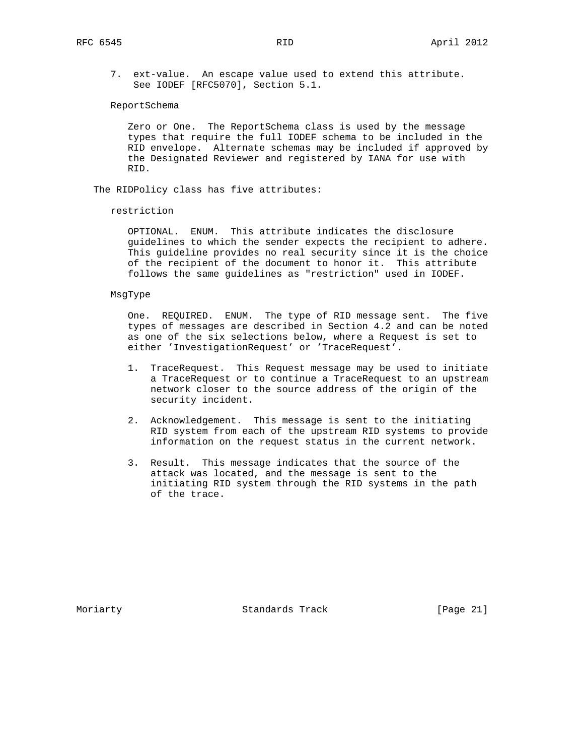7. ext-value. An escape value used to extend this attribute. See IODEF [RFC5070], Section 5.1.

ReportSchema

Zero or One. The ReportSchema class is used by the message types that require the full IODEF schema to be included in the RID envelope. Alternate schemas may be included if approved by the Designated Reviewer and registered by IANA for use with RID.

The RIDPolicy class has five attributes:

restriction

OPTIONAL. ENUM. This attribute indicates the disclosure guidelines to which the sender expects the recipient to adhere. This guideline provides no real security since it is the choice of the recipient of the document to honor it. This attribute follows the same guidelines as "restriction" used in IODEF.

MsgType

One. REQUIRED. ENUM. The type of RID message sent. The five types of messages are described in Section 4.2 and can be noted as one of the six selections below, where a Request is set to either 'InvestigationRequest' or 'TraceRequest'.

1. TraceRequest. This Request message may be used to initiate a TraceRequest or to continue a TraceRequest to an upstream network closer to the source address of the origin of the security incident.

2. Acknowledgement. This message is sent to the initiating RID system from each of the upstream RID systems to provide information on the request status in the current network.

3. Result. This message indicates that the source of the attack was located, and the message is sent to the initiating RID system through the RID systems in the path of the trace.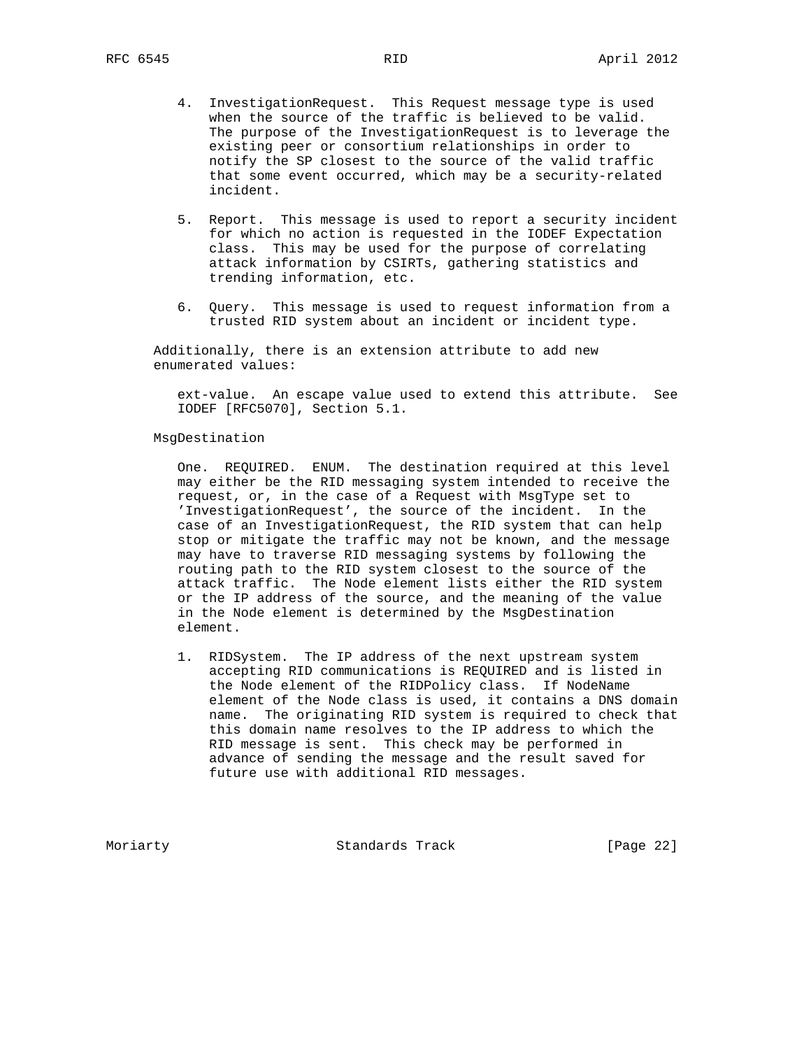4. InvestigationRequest. This Request message type is used when the source of the traffic is believed to be valid. The purpose of the InvestigationRequest is to leverage the existing peer or consortium relationships in order to notify the SP closest to the source of the valid traffic that some event occurred, which may be a security-related incident.

5. Report. This message is used to report a security incident for which no action is requested in the IODEF Expectation class. This may be used for the purpose of correlating attack information by CSIRTs, gathering statistics and trending information, etc.

6. Query. This message is used to request information from a trusted RID system about an incident or incident type.

Additionally, there is an extension attribute to add new enumerated values:

ext-value. An escape value used to extend this attribute. See IODEF [RFC5070], Section 5.1.

MsgDestination

One. REQUIRED. ENUM. The destination required at this level may either be the RID messaging system intended to receive the request, or, in the case of a Request with MsgType set to 'InvestigationRequest', the source of the incident. In the case of an InvestigationRequest, the RID system that can help stop or mitigate the traffic may not be known, and the message may have to traverse RID messaging systems by following the routing path to the RID system closest to the source of the attack traffic. The Node element lists either the RID system or the IP address of the source, and the meaning of the value in the Node element is determined by the MsgDestination element.

1. RIDSystem. The IP address of the next upstream system accepting RID communications is REQUIRED and is listed in the Node element of the RIDPolicy class. If NodeName element of the Node class is used, it contains a DNS domain name. The originating RID system is required to check that this domain name resolves to the IP address to which the RID message is sent. This check may be performed in advance of sending the message and the result saved for future use with additional RID messages.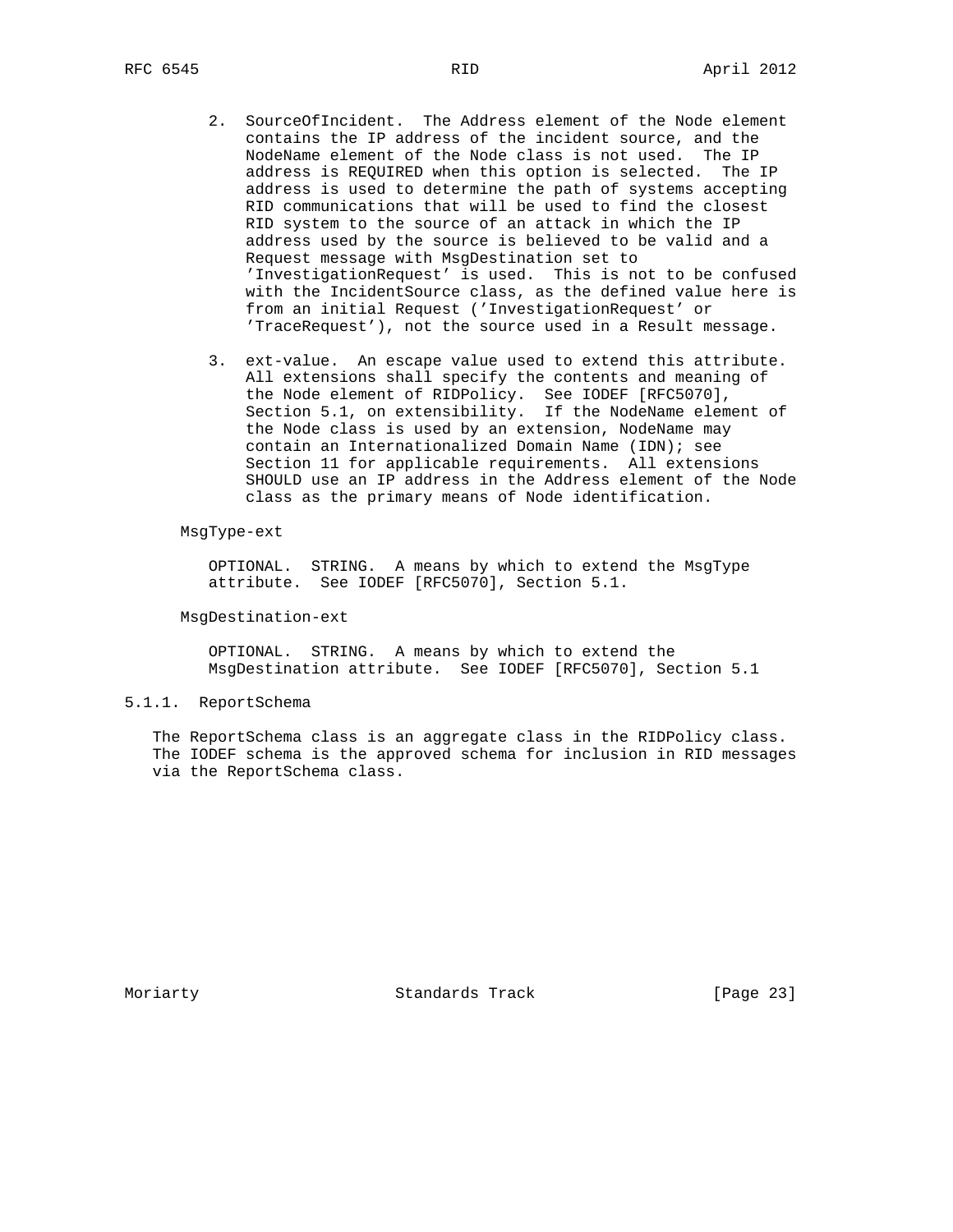2. SourceOfIncident. The Address element of the Node element contains the IP address of the incident source, and the NodeName element of the Node class is not used. The IP address is REQUIRED when this option is selected. The IP address is used to determine the path of systems accepting RID communications that will be used to find the closest RID system to the source of an attack in which the IP address used by the source is believed to be valid and a Request message with MsgDestination set to 'InvestigationRequest' is used. This is not to be confused with the IncidentSource class, as the defined value here is from an initial Request ('InvestigationRequest' or 'TraceRequest'), not the source used in a Result message.

3. ext-value. An escape value used to extend this attribute. All extensions shall specify the contents and meaning of the Node element of RIDPolicy. See IODEF [RFC5070], Section 5.1, on extensibility. If the NodeName element of the Node class is used by an extension, NodeName may contain an Internationalized Domain Name (IDN); see Section 11 for applicable requirements. All extensions SHOULD use an IP address in the Address element of the Node class as the primary means of Node identification.

MsgType-ext

OPTIONAL. STRING. A means by which to extend the MsgType attribute. See IODEF [RFC5070], Section 5.1.

MsgDestination-ext

OPTIONAL. STRING. A means by which to extend the MsgDestination attribute. See IODEF [RFC5070], Section 5.1

### 5.1.1. ReportSchema

The ReportSchema class is an aggregate class in the RIDPolicy class. The IODEF schema is the approved schema for inclusion in RID messages via the ReportSchema class.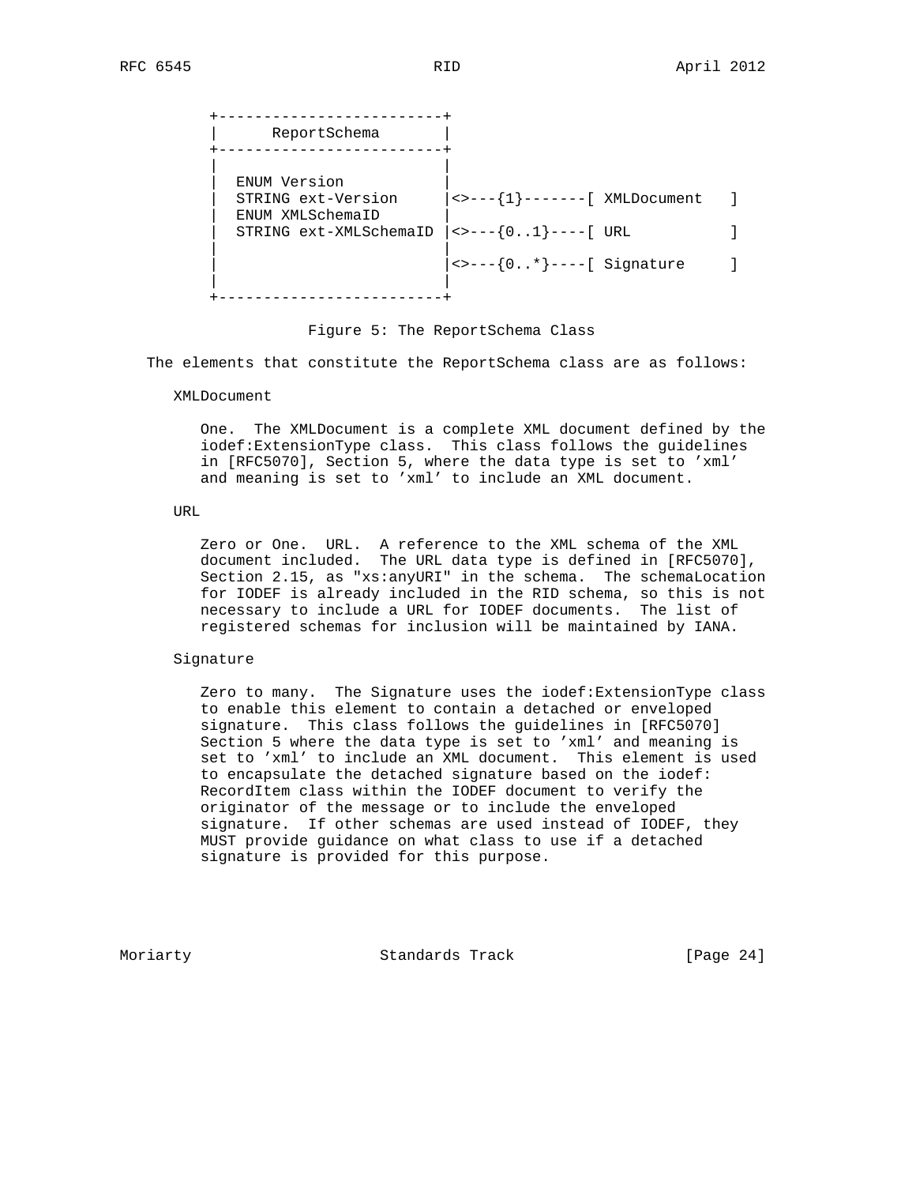```
      +-------------------------+
      |      ReportSchema       |
      +-------------------------+
      |                         |
      |  ENUM Version           |
      |  STRING ext-Version     |<>---{1}-------[ XMLDocument   ]
      |  ENUM XMLSchemaID       |
      |  STRING ext-XMLSchemaID |<>---{0..1}----[ URL           ]
      |                         |
      |                         |<>---{0..*}----[ Signature     ]
      |                         |
      +-------------------------+
```

Figure 5: The ReportSchema Class

The elements that constitute the ReportSchema class are as follows:

XMLDocument

One. The XMLDocument is a complete XML document defined by the iodef:ExtensionType class. This class follows the guidelines in [RFC5070], Section 5, where the data type is set to 'xml' and meaning is set to 'xml' to include an XML document.

URL

Zero or One. URL. A reference to the XML schema of the XML document included. The URL data type is defined in [RFC5070], Section 2.15, as "xs:anyURI" in the schema. The schemaLocation for IODEF is already included in the RID schema, so this is not necessary to include a URL for IODEF documents. The list of registered schemas for inclusion will be maintained by IANA.

Signature

Zero to many. The Signature uses the iodef:ExtensionType class to enable this element to contain a detached or enveloped signature. This class follows the guidelines in [RFC5070] Section 5 where the data type is set to 'xml' and meaning is set to 'xml' to include an XML document. This element is used to encapsulate the detached signature based on the iodef: RecordItem class within the IODEF document to verify the originator of the message or to include the enveloped signature. If other schemas are used instead of IODEF, they MUST provide guidance on what class to use if a detached signature is provided for this purpose.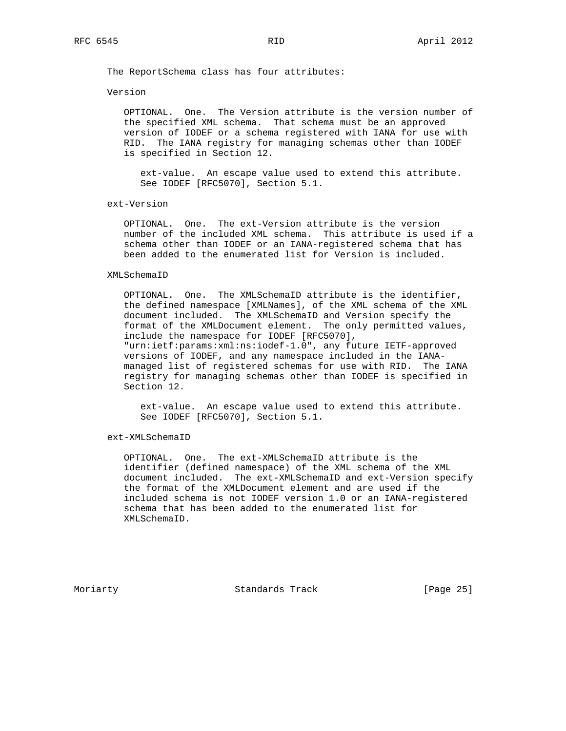The ReportSchema class has four attributes:

Version

OPTIONAL. One. The Version attribute is the version number of the specified XML schema. That schema must be an approved version of IODEF or a schema registered with IANA for use with RID. The IANA registry for managing schemas other than IODEF is specified in Section 12.

ext-value. An escape value used to extend this attribute. See IODEF [RFC5070], Section 5.1.

ext-Version

OPTIONAL. One. The ext-Version attribute is the version number of the included XML schema. This attribute is used if a schema other than IODEF or an IANA-registered schema that has been added to the enumerated list for Version is included.

XMLSchemaID

OPTIONAL. One. The XMLSchemaID attribute is the identifier, the defined namespace [XMLNames], of the XML schema of the XML document included. The XMLSchemaID and Version specify the format of the XMLDocument element. The only permitted values, include the namespace for IODEF [RFC5070], "urn:ietf:params:xml:ns:iodef-1.0", any future IETF-approved versions of IODEF, and any namespace included in the IANA-managed list of registered schemas for use with RID. The IANA registry for managing schemas other than IODEF is specified in Section 12.

ext-value. An escape value used to extend this attribute. See IODEF [RFC5070], Section 5.1.

ext-XMLSchemaID

OPTIONAL. One. The ext-XMLSchemaID attribute is the identifier (defined namespace) of the XML schema of the XML document included. The ext-XMLSchemaID and ext-Version specify the format of the XMLDocument element and are used if the included schema is not IODEF version 1.0 or an IANA-registered schema that has been added to the enumerated list for XMLSchemaID.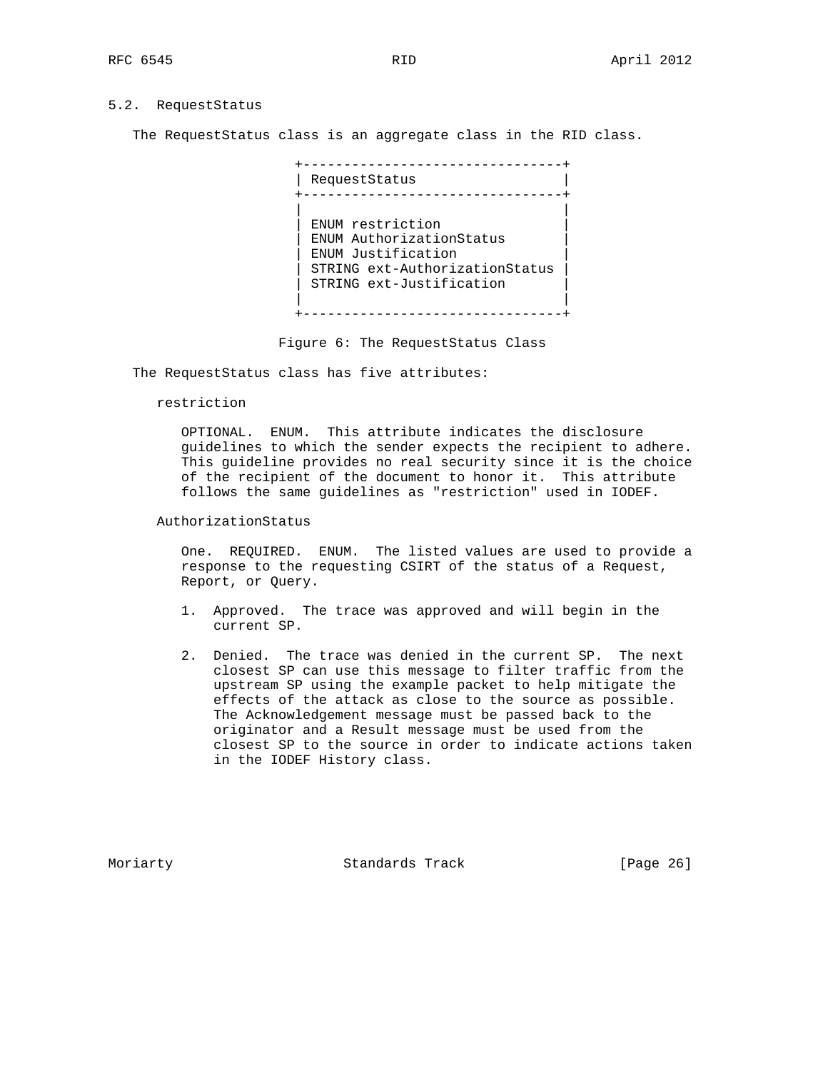## 5.2. RequestStatus

The RequestStatus class is an aggregate class in the RID class.

```
+--------------------------------+
| RequestStatus                  |
+--------------------------------+
|                                |
| ENUM restriction               |
| ENUM AuthorizationStatus       |
| ENUM Justification             |
| STRING ext-AuthorizationStatus |
| STRING ext-Justification       |
|                                |
+--------------------------------+
```

Figure 6: The RequestStatus Class

The RequestStatus class has five attributes:

restriction

OPTIONAL. ENUM. This attribute indicates the disclosure guidelines to which the sender expects the recipient to adhere. This guideline provides no real security since it is the choice of the recipient of the document to honor it. This attribute follows the same guidelines as "restriction" used in IODEF.

AuthorizationStatus

One. REQUIRED. ENUM. The listed values are used to provide a response to the requesting CSIRT of the status of a Request, Report, or Query.

1. Approved. The trace was approved and will begin in the current SP.

2. Denied. The trace was denied in the current SP. The next closest SP can use this message to filter traffic from the upstream SP using the example packet to help mitigate the effects of the attack as close to the source as possible. The Acknowledgement message must be passed back to the originator and a Result message must be used from the closest SP to the source in order to indicate actions taken in the IODEF History class.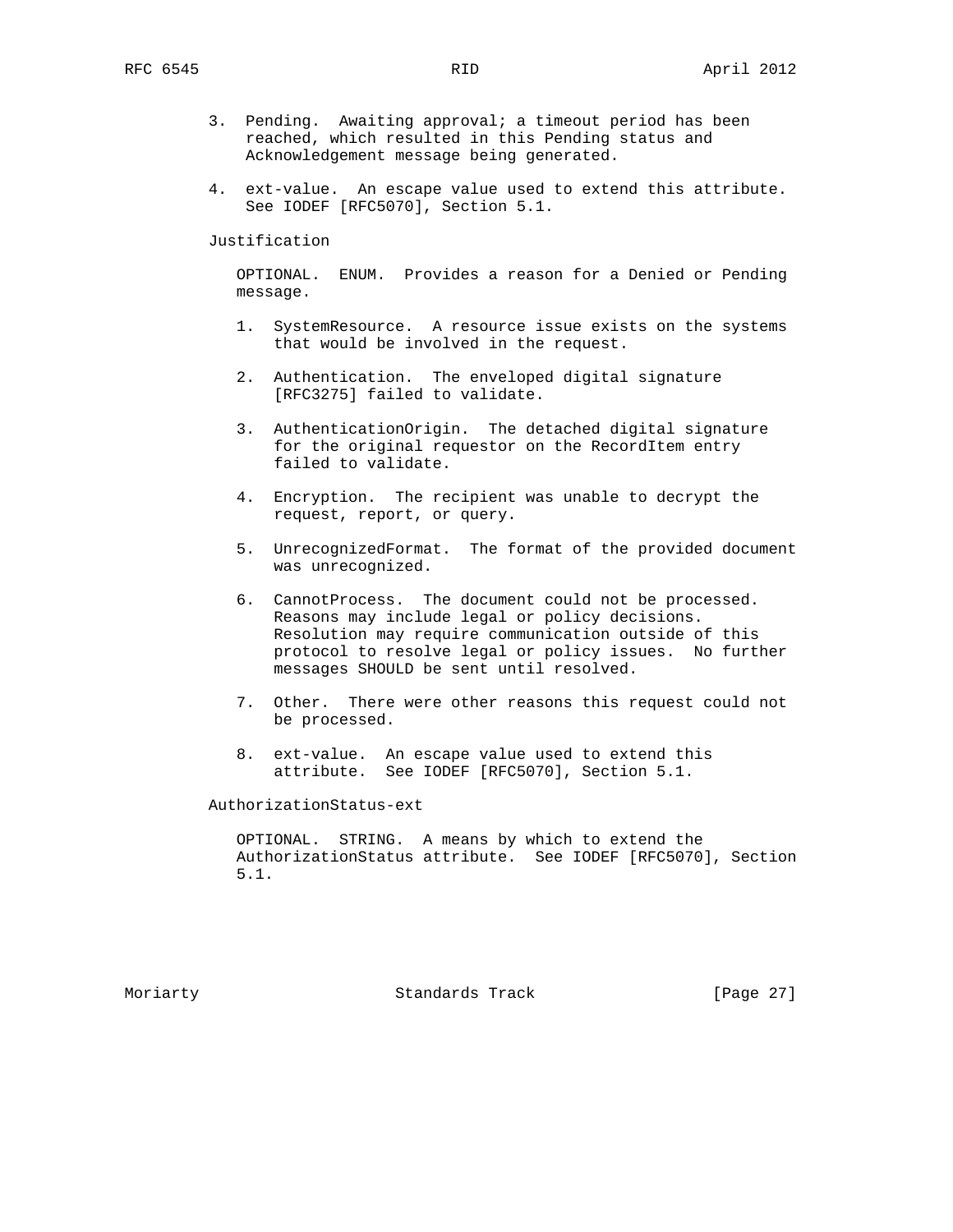3. Pending. Awaiting approval; a timeout period has been reached, which resulted in this Pending status and Acknowledgement message being generated.

4. ext-value. An escape value used to extend this attribute. See IODEF [RFC5070], Section 5.1.

Justification

OPTIONAL. ENUM. Provides a reason for a Denied or Pending message.

1. SystemResource. A resource issue exists on the systems that would be involved in the request.

2. Authentication. The enveloped digital signature [RFC3275] failed to validate.

3. AuthenticationOrigin. The detached digital signature for the original requestor on the RecordItem entry failed to validate.

4. Encryption. The recipient was unable to decrypt the request, report, or query.

5. UnrecognizedFormat. The format of the provided document was unrecognized.

6. CannotProcess. The document could not be processed. Reasons may include legal or policy decisions. Resolution may require communication outside of this protocol to resolve legal or policy issues. No further messages SHOULD be sent until resolved.

7. Other. There were other reasons this request could not be processed.

8. ext-value. An escape value used to extend this attribute. See IODEF [RFC5070], Section 5.1.

AuthorizationStatus-ext

OPTIONAL. STRING. A means by which to extend the AuthorizationStatus attribute. See IODEF [RFC5070], Section 5.1.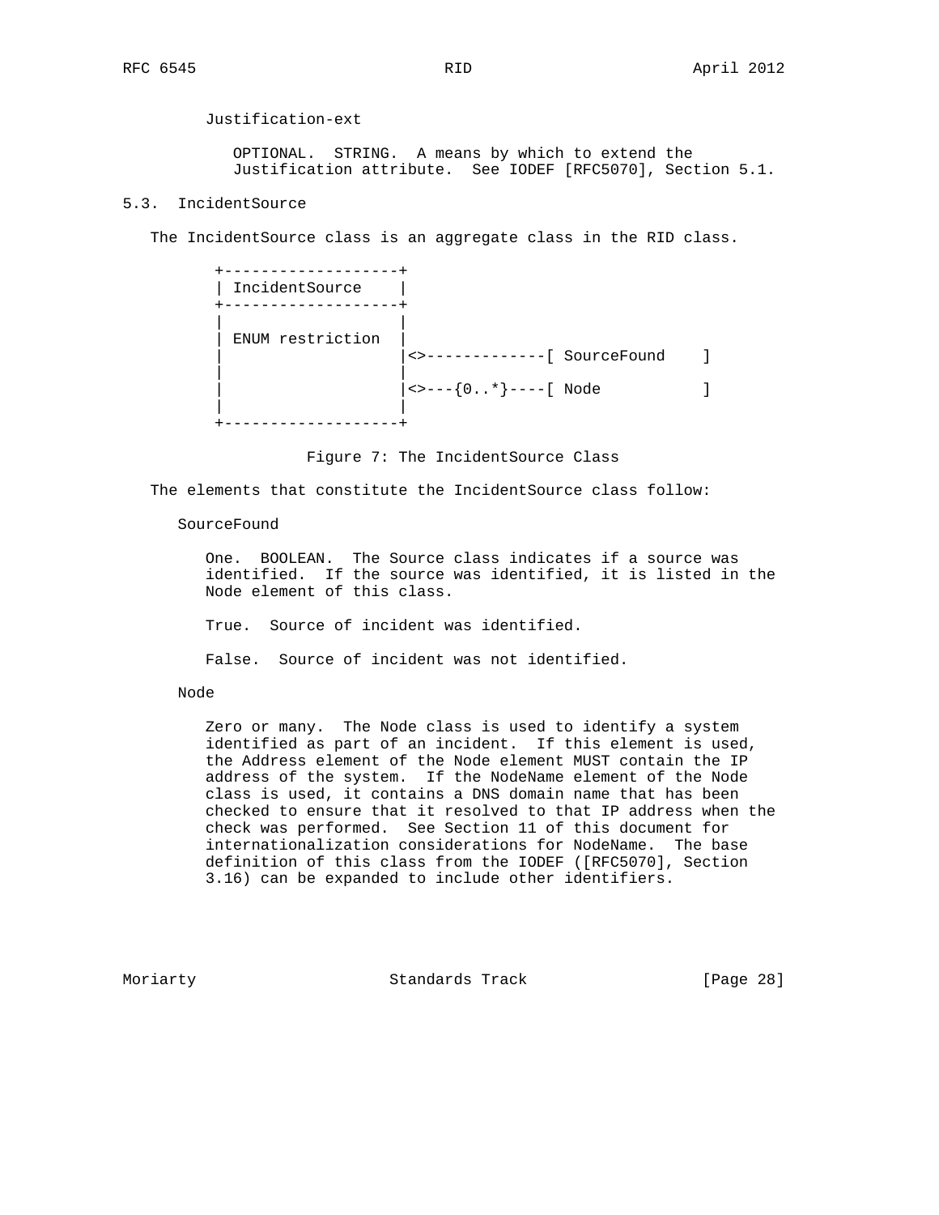Justification-ext

OPTIONAL. STRING. A means by which to extend the Justification attribute. See IODEF [RFC5070], Section 5.1.

### 5.3. IncidentSource

The IncidentSource class is an aggregate class in the RID class.

```
+-------------------+
| IncidentSource    |
+-------------------+
|                   |
| ENUM restriction  |
|                   |<>-------------[ SourceFound    ]
|                   |
|                   |<>---{0..*}----[ Node           ]
|                   |
+-------------------+
```

Figure 7: The IncidentSource Class

The elements that constitute the IncidentSource class follow:

SourceFound

One. BOOLEAN. The Source class indicates if a source was identified. If the source was identified, it is listed in the Node element of this class.

True. Source of incident was identified.

False. Source of incident was not identified.

Node

Zero or many. The Node class is used to identify a system identified as part of an incident. If this element is used, the Address element of the Node element MUST contain the IP address of the system. If the NodeName element of the Node class is used, it contains a DNS domain name that has been checked to ensure that it resolved to that IP address when the check was performed. See Section 11 of this document for internationalization considerations for NodeName. The base definition of this class from the IODEF ([RFC5070], Section 3.16) can be expanded to include other identifiers.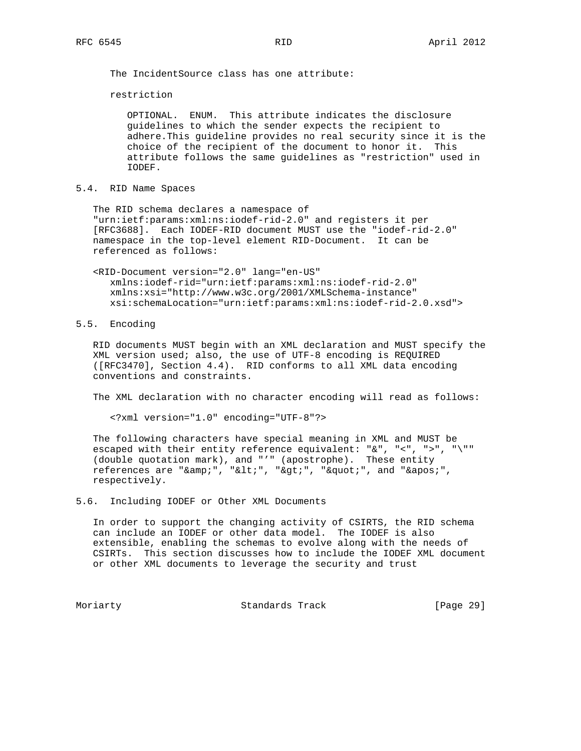The IncidentSource class has one attribute:

restriction

OPTIONAL. ENUM. This attribute indicates the disclosure guidelines to which the sender expects the recipient to adhere.This guideline provides no real security since it is the choice of the recipient of the document to honor it. This attribute follows the same guidelines as "restriction" used in IODEF.

## 5.4. RID Name Spaces

The RID schema declares a namespace of "urn:ietf:params:xml:ns:iodef-rid-2.0" and registers it per [RFC3688]. Each IODEF-RID document MUST use the "iodef-rid-2.0" namespace in the top-level element RID-Document. It can be referenced as follows:

```
<RID-Document version="2.0" lang="en-US"
   xmlns:iodef-rid="urn:ietf:params:xml:ns:iodef-rid-2.0"
   xmlns:xsi="http://www.w3c.org/2001/XMLSchema-instance"
   xsi:schemaLocation="urn:ietf:params:xml:ns:iodef-rid-2.0.xsd">
```

## 5.5. Encoding

RID documents MUST begin with an XML declaration and MUST specify the XML version used; also, the use of UTF-8 encoding is REQUIRED ([RFC3470], Section 4.4). RID conforms to all XML data encoding conventions and constraints.

The XML declaration with no character encoding will read as follows:

```
<?xml version="1.0" encoding="UTF-8"?>
```

The following characters have special meaning in XML and MUST be escaped with their entity reference equivalent: "&", "<", ">", "\"" (double quotation mark), and "’" (apostrophe). These entity references are "&amp;", "&lt;", "&gt;", "&quot;", and "&apos;", respectively.

## 5.6. Including IODEF or Other XML Documents

In order to support the changing activity of CSIRTS, the RID schema can include an IODEF or other data model. The IODEF is also extensible, enabling the schemas to evolve along with the needs of CSIRTs. This section discusses how to include the IODEF XML document or other XML documents to leverage the security and trust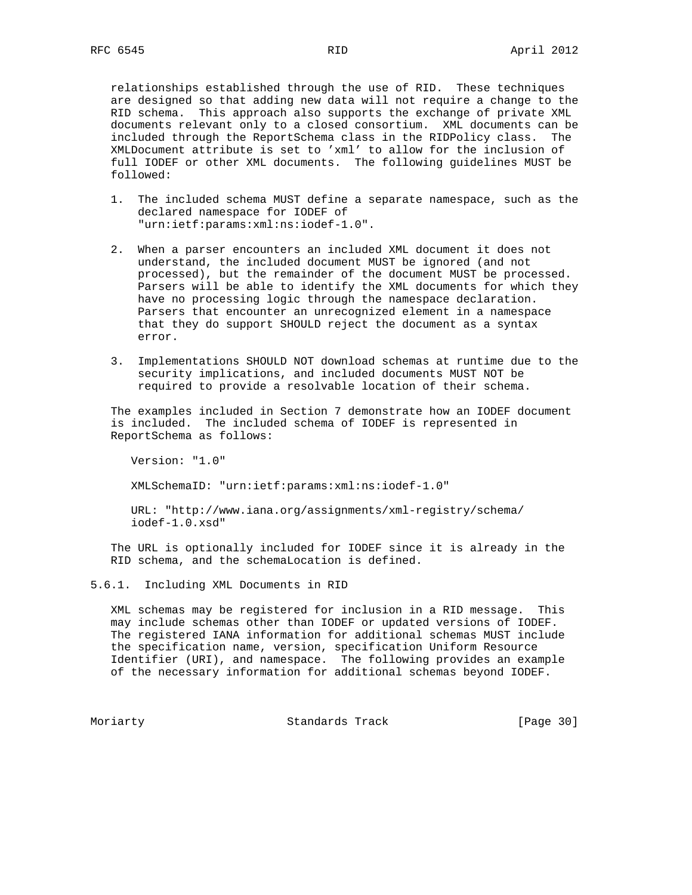relationships established through the use of RID. These techniques are designed so that adding new data will not require a change to the RID schema. This approach also supports the exchange of private XML documents relevant only to a closed consortium. XML documents can be included through the ReportSchema class in the RIDPolicy class. The XMLDocument attribute is set to 'xml' to allow for the inclusion of full IODEF or other XML documents. The following guidelines MUST be followed:

1. The included schema MUST define a separate namespace, such as the declared namespace for IODEF of "urn:ietf:params:xml:ns:iodef-1.0".

2. When a parser encounters an included XML document it does not understand, the included document MUST be ignored (and not processed), but the remainder of the document MUST be processed. Parsers will be able to identify the XML documents for which they have no processing logic through the namespace declaration. Parsers that encounter an unrecognized element in a namespace that they do support SHOULD reject the document as a syntax error.

3. Implementations SHOULD NOT download schemas at runtime due to the security implications, and included documents MUST NOT be required to provide a resolvable location of their schema.

The examples included in Section 7 demonstrate how an IODEF document is included. The included schema of IODEF is represented in ReportSchema as follows:

Version: "1.0"

XMLSchemaID: "urn:ietf:params:xml:ns:iodef-1.0"

URL: "http://www.iana.org/assignments/xml-registry/schema/iodef-1.0.xsd"

The URL is optionally included for IODEF since it is already in the RID schema, and the schemaLocation is defined.

### 5.6.1. Including XML Documents in RID

XML schemas may be registered for inclusion in a RID message. This may include schemas other than IODEF or updated versions of IODEF. The registered IANA information for additional schemas MUST include the specification name, version, specification Uniform Resource Identifier (URI), and namespace. The following provides an example of the necessary information for additional schemas beyond IODEF.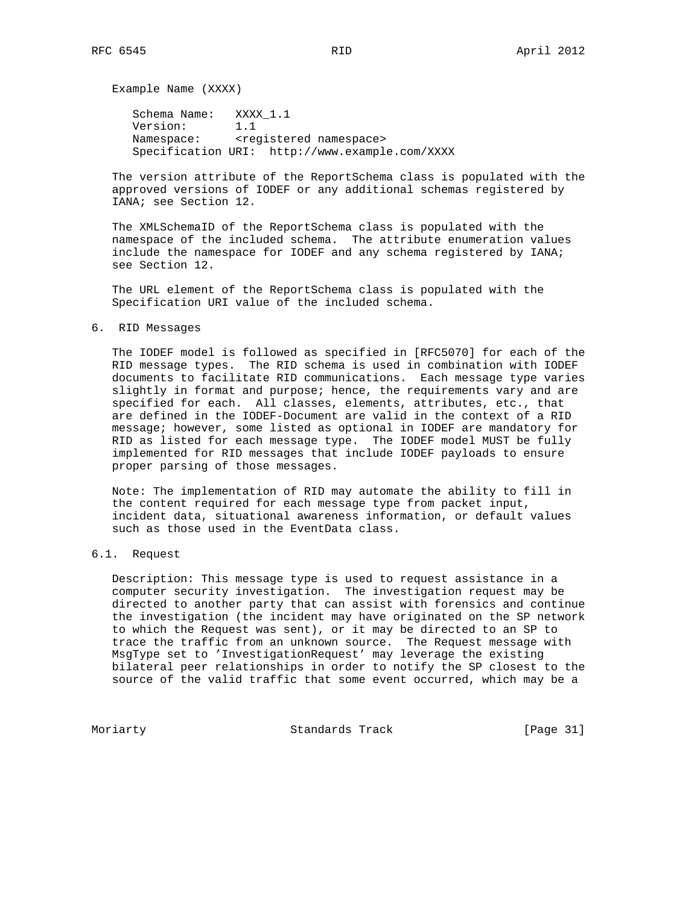Example Name (XXXX)

```
Schema Name:   XXXX_1.1
Version:       1.1
Namespace:     <registered namespace>
Specification URI:  http://www.example.com/XXXX
```

The version attribute of the ReportSchema class is populated with the approved versions of IODEF or any additional schemas registered by IANA; see Section 12.

The XMLSchemaID of the ReportSchema class is populated with the namespace of the included schema. The attribute enumeration values include the namespace for IODEF and any schema registered by IANA; see Section 12.

The URL element of the ReportSchema class is populated with the Specification URI value of the included schema.

## 6. RID Messages

The IODEF model is followed as specified in [RFC5070] for each of the RID message types. The RID schema is used in combination with IODEF documents to facilitate RID communications. Each message type varies slightly in format and purpose; hence, the requirements vary and are specified for each. All classes, elements, attributes, etc., that are defined in the IODEF-Document are valid in the context of a RID message; however, some listed as optional in IODEF are mandatory for RID as listed for each message type. The IODEF model MUST be fully implemented for RID messages that include IODEF payloads to ensure proper parsing of those messages.

Note: The implementation of RID may automate the ability to fill in the content required for each message type from packet input, incident data, situational awareness information, or default values such as those used in the EventData class.

### 6.1. Request

Description: This message type is used to request assistance in a computer security investigation. The investigation request may be directed to another party that can assist with forensics and continue the investigation (the incident may have originated on the SP network to which the Request was sent), or it may be directed to an SP to trace the traffic from an unknown source. The Request message with MsgType set to 'InvestigationRequest' may leverage the existing bilateral peer relationships in order to notify the SP closest to the source of the valid traffic that some event occurred, which may be a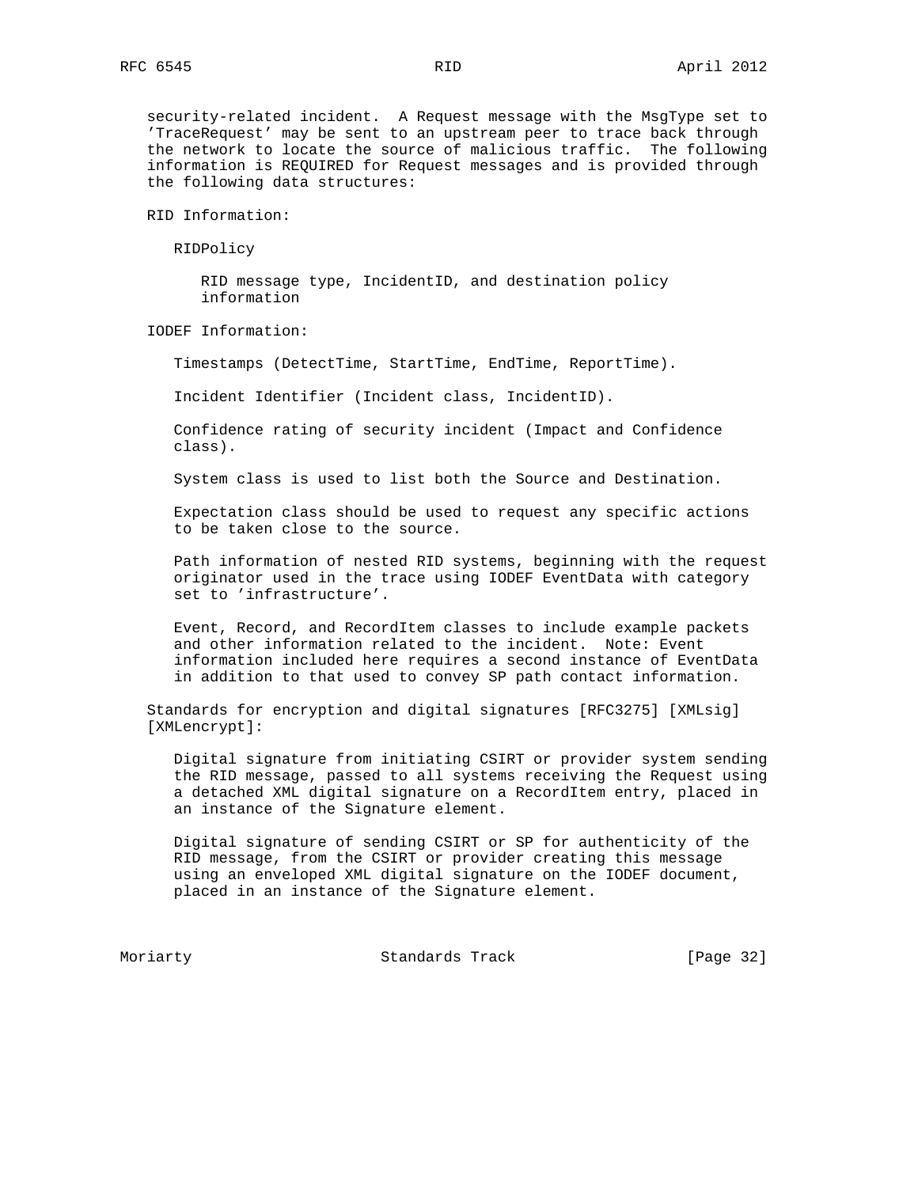security-related incident. A Request message with the MsgType set to 'TraceRequest' may be sent to an upstream peer to trace back through the network to locate the source of malicious traffic. The following information is REQUIRED for Request messages and is provided through the following data structures:

RID Information:

RIDPolicy

RID message type, IncidentID, and destination policy information

IODEF Information:

Timestamps (DetectTime, StartTime, EndTime, ReportTime).

Incident Identifier (Incident class, IncidentID).

Confidence rating of security incident (Impact and Confidence class).

System class is used to list both the Source and Destination.

Expectation class should be used to request any specific actions to be taken close to the source.

Path information of nested RID systems, beginning with the request originator used in the trace using IODEF EventData with category set to 'infrastructure'.

Event, Record, and RecordItem classes to include example packets and other information related to the incident. Note: Event information included here requires a second instance of EventData in addition to that used to convey SP path contact information.

Standards for encryption and digital signatures [RFC3275] [XMLsig] [XMLencrypt]:

Digital signature from initiating CSIRT or provider system sending the RID message, passed to all systems receiving the Request using a detached XML digital signature on a RecordItem entry, placed in an instance of the Signature element.

Digital signature of sending CSIRT or SP for authenticity of the RID message, from the CSIRT or provider creating this message using an enveloped XML digital signature on the IODEF document, placed in an instance of the Signature element.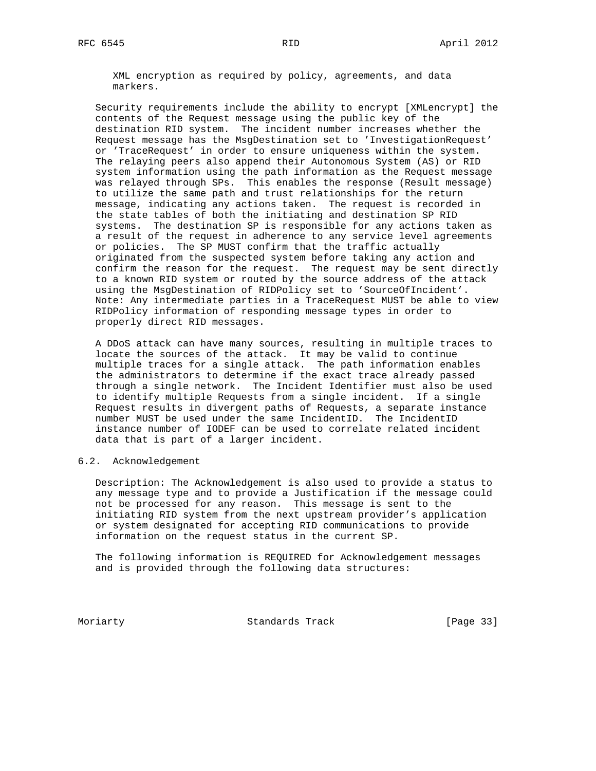XML encryption as required by policy, agreements, and data markers.

Security requirements include the ability to encrypt [XMLencrypt] the contents of the Request message using the public key of the destination RID system. The incident number increases whether the Request message has the MsgDestination set to 'InvestigationRequest' or 'TraceRequest' in order to ensure uniqueness within the system. The relaying peers also append their Autonomous System (AS) or RID system information using the path information as the Request message was relayed through SPs. This enables the response (Result message) to utilize the same path and trust relationships for the return message, indicating any actions taken. The request is recorded in the state tables of both the initiating and destination SP RID systems. The destination SP is responsible for any actions taken as a result of the request in adherence to any service level agreements or policies. The SP MUST confirm that the traffic actually originated from the suspected system before taking any action and confirm the reason for the request. The request may be sent directly to a known RID system or routed by the source address of the attack using the MsgDestination of RIDPolicy set to 'SourceOfIncident'. Note: Any intermediate parties in a TraceRequest MUST be able to view RIDPolicy information of responding message types in order to properly direct RID messages.

A DDoS attack can have many sources, resulting in multiple traces to locate the sources of the attack. It may be valid to continue multiple traces for a single attack. The path information enables the administrators to determine if the exact trace already passed through a single network. The Incident Identifier must also be used to identify multiple Requests from a single incident. If a single Request results in divergent paths of Requests, a separate instance number MUST be used under the same IncidentID. The IncidentID instance number of IODEF can be used to correlate related incident data that is part of a larger incident.

## 6.2. Acknowledgement

Description: The Acknowledgement is also used to provide a status to any message type and to provide a Justification if the message could not be processed for any reason. This message is sent to the initiating RID system from the next upstream provider's application or system designated for accepting RID communications to provide information on the request status in the current SP.

The following information is REQUIRED for Acknowledgement messages and is provided through the following data structures: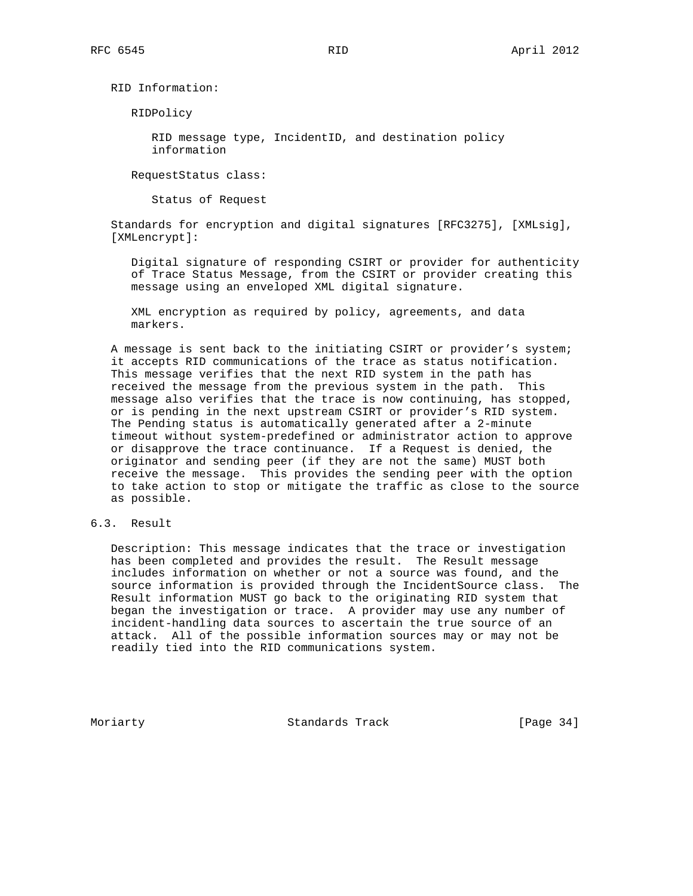RID Information:

RIDPolicy

RID message type, IncidentID, and destination policy information

RequestStatus class:

Status of Request

Standards for encryption and digital signatures [RFC3275], [XMLsig], [XMLencrypt]:

Digital signature of responding CSIRT or provider for authenticity of Trace Status Message, from the CSIRT or provider creating this message using an enveloped XML digital signature.

XML encryption as required by policy, agreements, and data markers.

A message is sent back to the initiating CSIRT or provider’s system; it accepts RID communications of the trace as status notification. This message verifies that the next RID system in the path has received the message from the previous system in the path. This message also verifies that the trace is now continuing, has stopped, or is pending in the next upstream CSIRT or provider’s RID system. The Pending status is automatically generated after a 2-minute timeout without system-predefined or administrator action to approve or disapprove the trace continuance. If a Request is denied, the originator and sending peer (if they are not the same) MUST both receive the message. This provides the sending peer with the option to take action to stop or mitigate the traffic as close to the source as possible.

## 6.3. Result

Description: This message indicates that the trace or investigation has been completed and provides the result. The Result message includes information on whether or not a source was found, and the source information is provided through the IncidentSource class. The Result information MUST go back to the originating RID system that began the investigation or trace. A provider may use any number of incident-handling data sources to ascertain the true source of an attack. All of the possible information sources may or may not be readily tied into the RID communications system.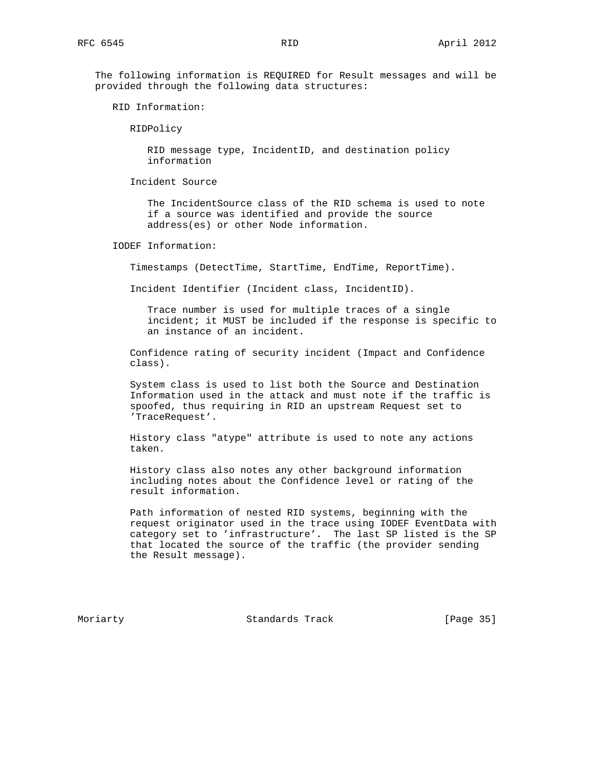The following information is REQUIRED for Result messages and will be provided through the following data structures:

RID Information:

RIDPolicy

RID message type, IncidentID, and destination policy information

Incident Source

The IncidentSource class of the RID schema is used to note if a source was identified and provide the source address(es) or other Node information.

IODEF Information:

Timestamps (DetectTime, StartTime, EndTime, ReportTime).

Incident Identifier (Incident class, IncidentID).

Trace number is used for multiple traces of a single incident; it MUST be included if the response is specific to an instance of an incident.

Confidence rating of security incident (Impact and Confidence class).

System class is used to list both the Source and Destination Information used in the attack and must note if the traffic is spoofed, thus requiring in RID an upstream Request set to 'TraceRequest'.

History class "atype" attribute is used to note any actions taken.

History class also notes any other background information including notes about the Confidence level or rating of the result information.

Path information of nested RID systems, beginning with the request originator used in the trace using IODEF EventData with category set to 'infrastructure'. The last SP listed is the SP that located the source of the traffic (the provider sending the Result message).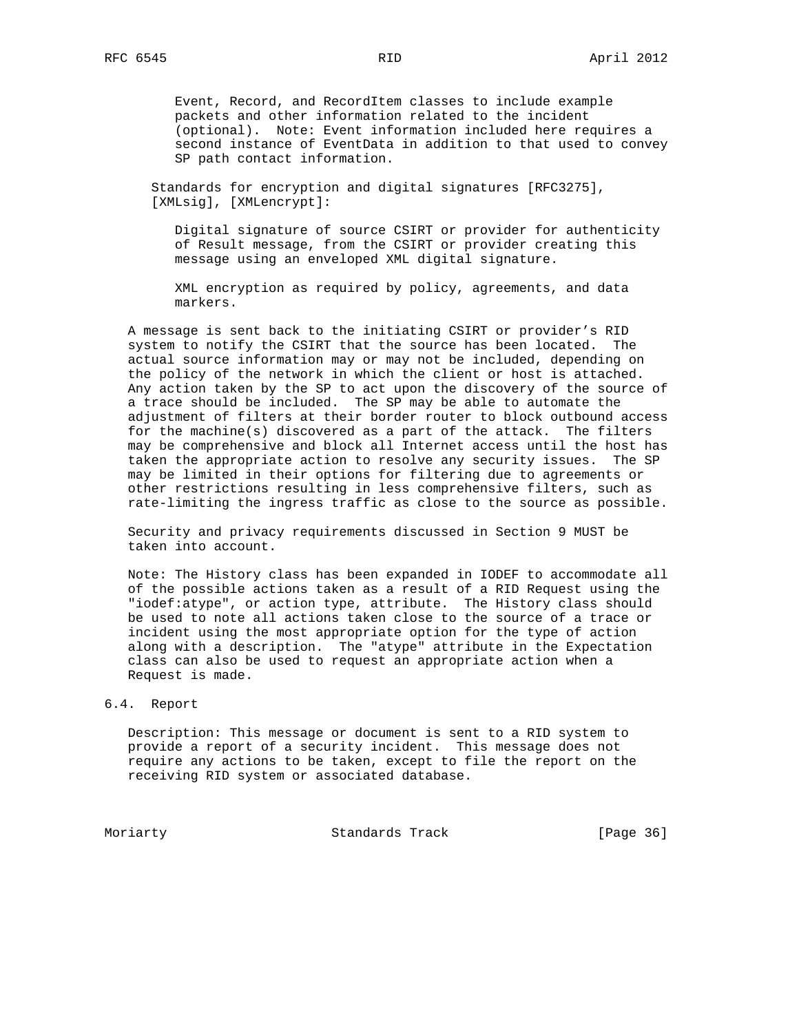Event, Record, and RecordItem classes to include example packets and other information related to the incident (optional). Note: Event information included here requires a second instance of EventData in addition to that used to convey SP path contact information.

Standards for encryption and digital signatures [RFC3275], [XMLsig], [XMLencrypt]:

Digital signature of source CSIRT or provider for authenticity of Result message, from the CSIRT or provider creating this message using an enveloped XML digital signature.

XML encryption as required by policy, agreements, and data markers.

A message is sent back to the initiating CSIRT or provider's RID system to notify the CSIRT that the source has been located. The actual source information may or may not be included, depending on the policy of the network in which the client or host is attached. Any action taken by the SP to act upon the discovery of the source of a trace should be included. The SP may be able to automate the adjustment of filters at their border router to block outbound access for the machine(s) discovered as a part of the attack. The filters may be comprehensive and block all Internet access until the host has taken the appropriate action to resolve any security issues. The SP may be limited in their options for filtering due to agreements or other restrictions resulting in less comprehensive filters, such as rate-limiting the ingress traffic as close to the source as possible.

Security and privacy requirements discussed in Section 9 MUST be taken into account.

Note: The History class has been expanded in IODEF to accommodate all of the possible actions taken as a result of a RID Request using the "iodef:atype", or action type, attribute. The History class should be used to note all actions taken close to the source of a trace or incident using the most appropriate option for the type of action along with a description. The "atype" attribute in the Expectation class can also be used to request an appropriate action when a Request is made.

## 6.4. Report

Description: This message or document is sent to a RID system to provide a report of a security incident. This message does not require any actions to be taken, except to file the report on the receiving RID system or associated database.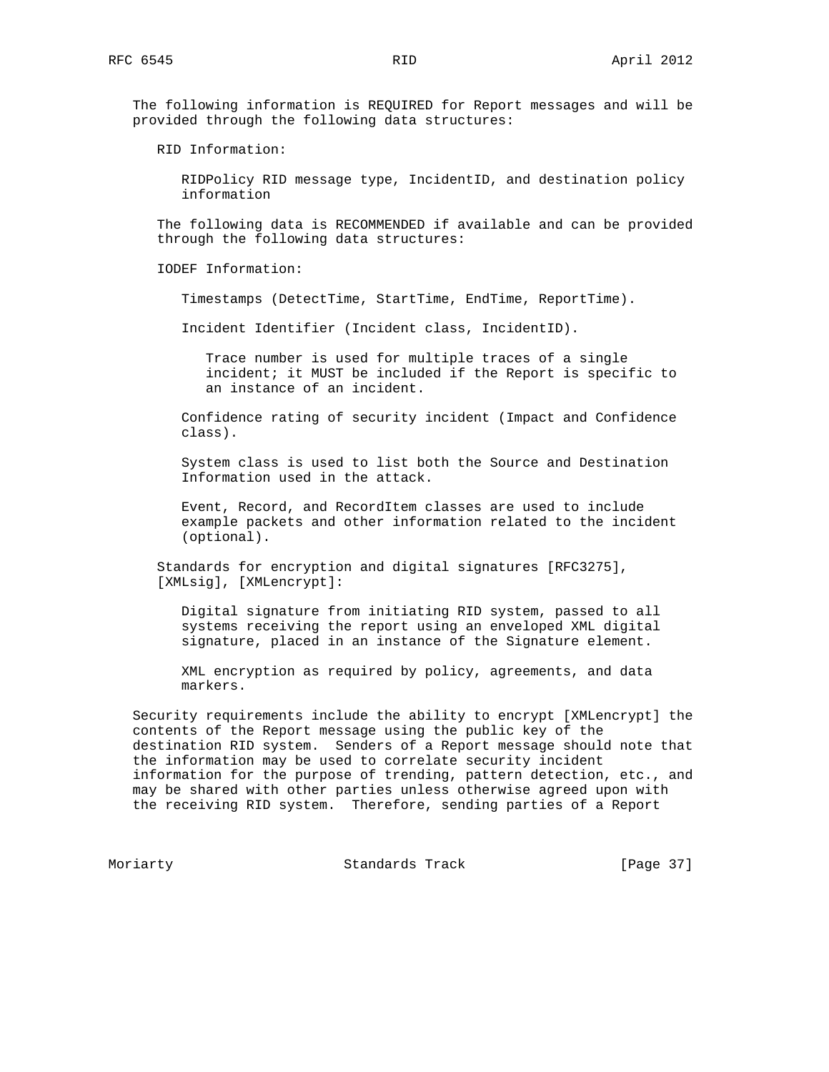The following information is REQUIRED for Report messages and will be provided through the following data structures:

RID Information:

RIDPolicy RID message type, IncidentID, and destination policy information

The following data is RECOMMENDED if available and can be provided through the following data structures:

IODEF Information:

Timestamps (DetectTime, StartTime, EndTime, ReportTime).

Incident Identifier (Incident class, IncidentID).

Trace number is used for multiple traces of a single incident; it MUST be included if the Report is specific to an instance of an incident.

Confidence rating of security incident (Impact and Confidence class).

System class is used to list both the Source and Destination Information used in the attack.

Event, Record, and RecordItem classes are used to include example packets and other information related to the incident (optional).

Standards for encryption and digital signatures [RFC3275], [XMLsig], [XMLencrypt]:

Digital signature from initiating RID system, passed to all systems receiving the report using an enveloped XML digital signature, placed in an instance of the Signature element.

XML encryption as required by policy, agreements, and data markers.

Security requirements include the ability to encrypt [XMLencrypt] the contents of the Report message using the public key of the destination RID system. Senders of a Report message should note that the information may be used to correlate security incident information for the purpose of trending, pattern detection, etc., and may be shared with other parties unless otherwise agreed upon with the receiving RID system. Therefore, sending parties of a Report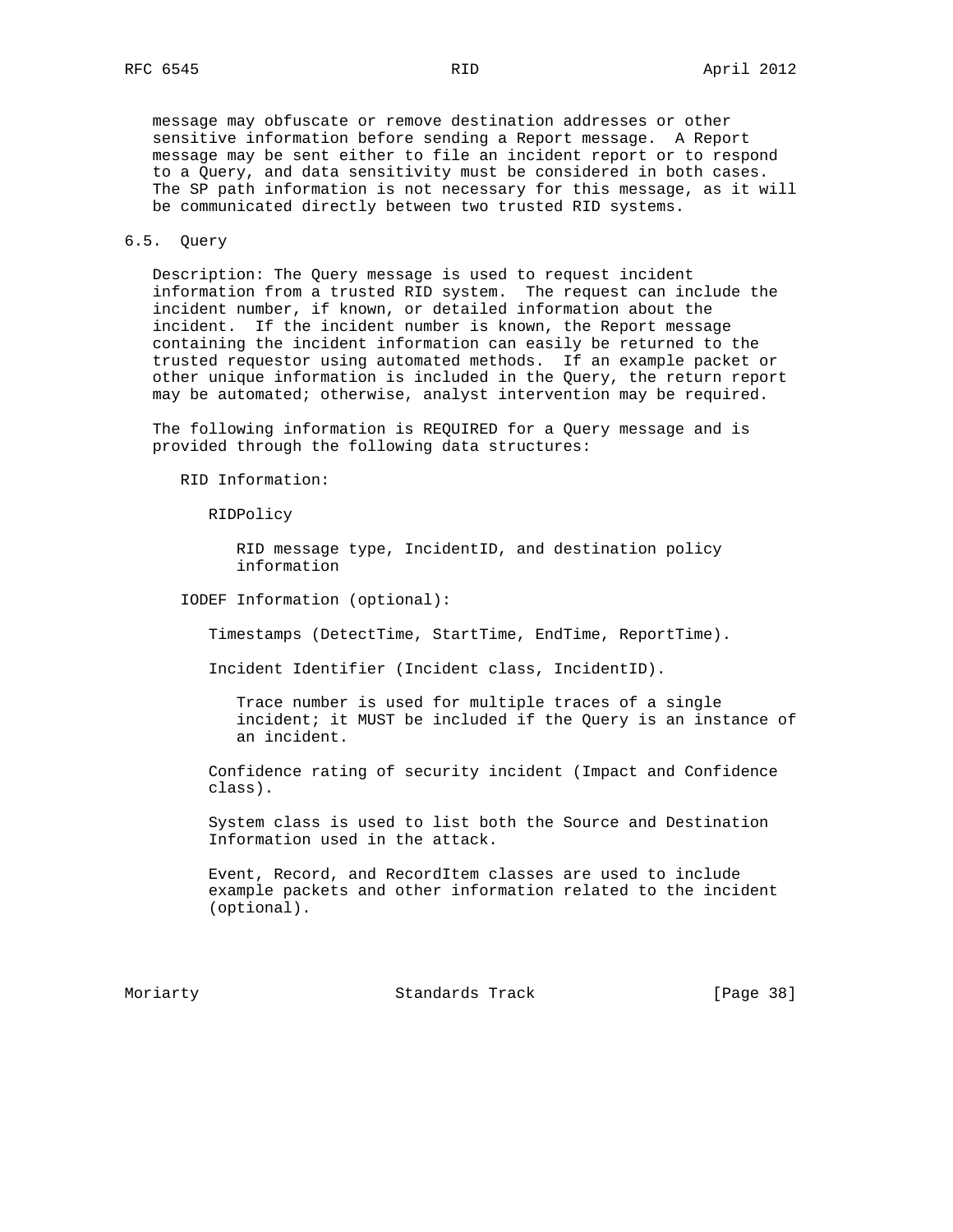message may obfuscate or remove destination addresses or other sensitive information before sending a Report message. A Report message may be sent either to file an incident report or to respond to a Query, and data sensitivity must be considered in both cases. The SP path information is not necessary for this message, as it will be communicated directly between two trusted RID systems.

## 6.5. Query

Description: The Query message is used to request incident information from a trusted RID system. The request can include the incident number, if known, or detailed information about the incident. If the incident number is known, the Report message containing the incident information can easily be returned to the trusted requestor using automated methods. If an example packet or other unique information is included in the Query, the return report may be automated; otherwise, analyst intervention may be required.

The following information is REQUIRED for a Query message and is provided through the following data structures:

RID Information:

RIDPolicy

RID message type, IncidentID, and destination policy information

IODEF Information (optional):

Timestamps (DetectTime, StartTime, EndTime, ReportTime).

Incident Identifier (Incident class, IncidentID).

Trace number is used for multiple traces of a single incident; it MUST be included if the Query is an instance of an incident.

Confidence rating of security incident (Impact and Confidence class).

System class is used to list both the Source and Destination Information used in the attack.

Event, Record, and RecordItem classes are used to include example packets and other information related to the incident (optional).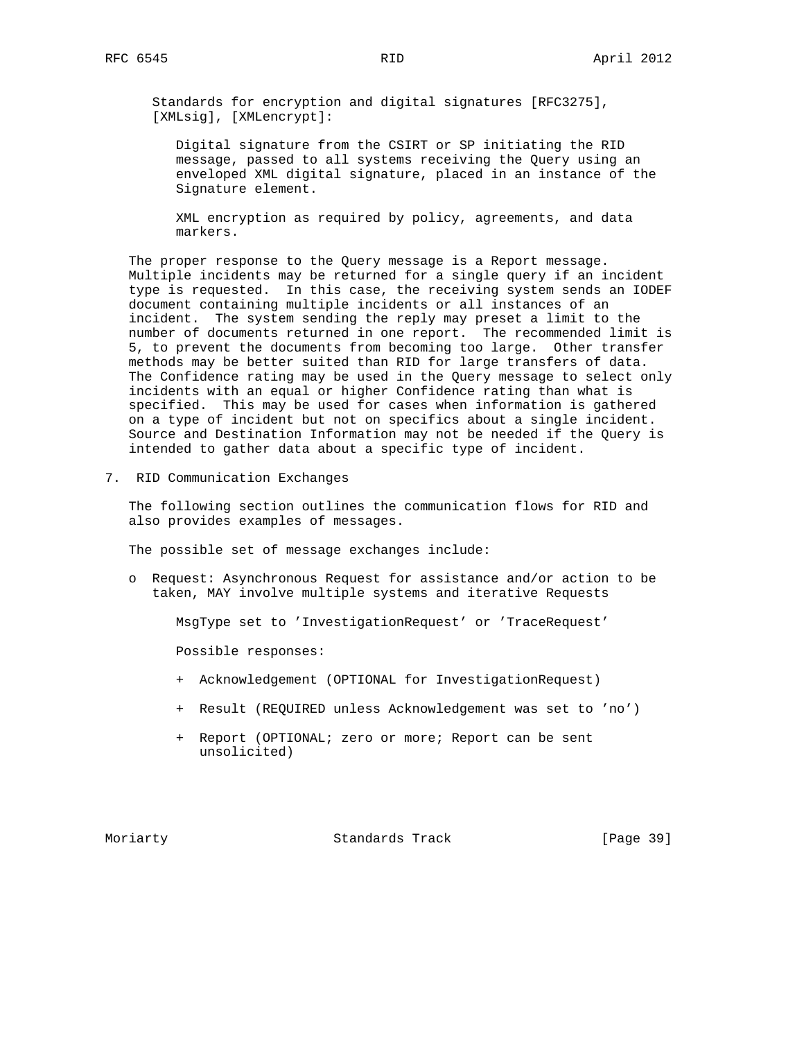Standards for encryption and digital signatures [RFC3275], [XMLsig], [XMLencrypt]:

Digital signature from the CSIRT or SP initiating the RID message, passed to all systems receiving the Query using an enveloped XML digital signature, placed in an instance of the Signature element.

XML encryption as required by policy, agreements, and data markers.

The proper response to the Query message is a Report message. Multiple incidents may be returned for a single query if an incident type is requested. In this case, the receiving system sends an IODEF document containing multiple incidents or all instances of an incident. The system sending the reply may preset a limit to the number of documents returned in one report. The recommended limit is 5, to prevent the documents from becoming too large. Other transfer methods may be better suited than RID for large transfers of data. The Confidence rating may be used in the Query message to select only incidents with an equal or higher Confidence rating than what is specified. This may be used for cases when information is gathered on a type of incident but not on specifics about a single incident. Source and Destination Information may not be needed if the Query is intended to gather data about a specific type of incident.

## 7. RID Communication Exchanges

The following section outlines the communication flows for RID and also provides examples of messages.

The possible set of message exchanges include:

- Request: Asynchronous Request for assistance and/or action to be taken, MAY involve multiple systems and iterative Requests

  MsgType set to 'InvestigationRequest' or 'TraceRequest'

  Possible responses:

  + Acknowledgement (OPTIONAL for InvestigationRequest)
  + Result (REQUIRED unless Acknowledgement was set to 'no')
  + Report (OPTIONAL; zero or more; Report can be sent unsolicited)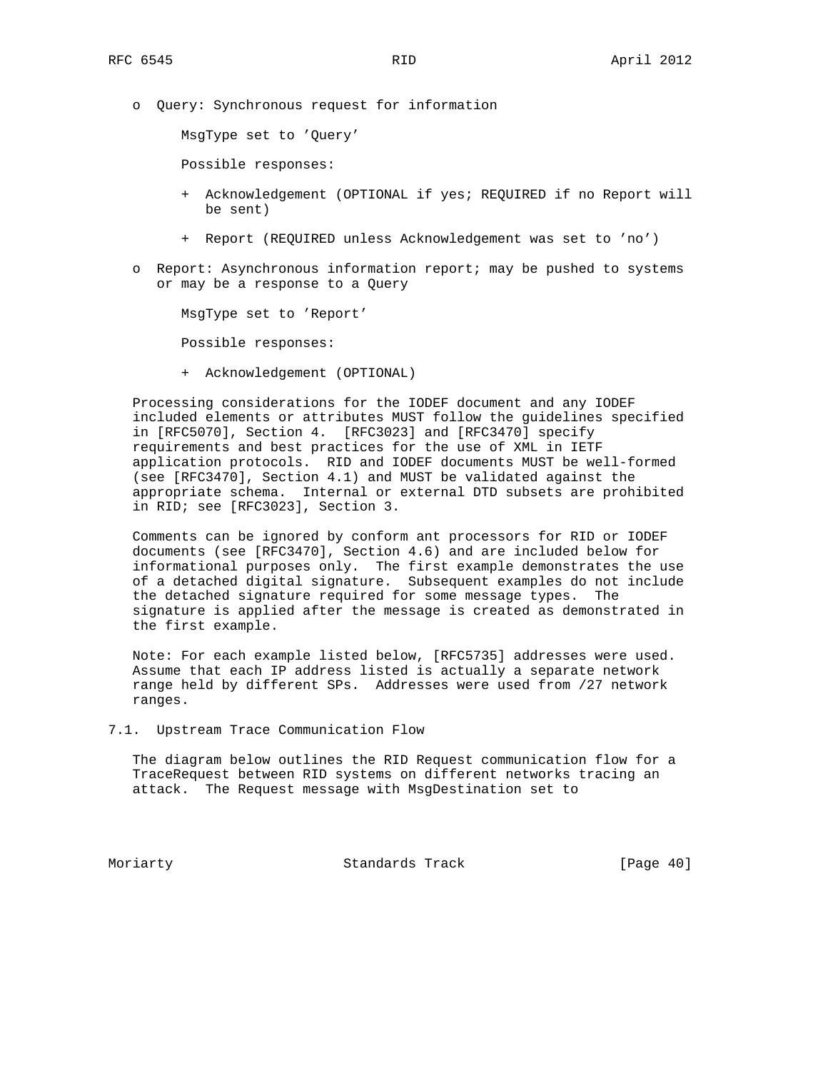- Query: Synchronous request for information

  MsgType set to 'Query'

  Possible responses:

  - Acknowledgement (OPTIONAL if yes; REQUIRED if no Report will be sent)

  - Report (REQUIRED unless Acknowledgement was set to 'no')

- Report: Asynchronous information report; may be pushed to systems or may be a response to a Query

  MsgType set to 'Report'

  Possible responses:

  - Acknowledgement (OPTIONAL)

Processing considerations for the IODEF document and any IODEF included elements or attributes MUST follow the guidelines specified in [RFC5070], Section 4. [RFC3023] and [RFC3470] specify requirements and best practices for the use of XML in IETF application protocols. RID and IODEF documents MUST be well-formed (see [RFC3470], Section 4.1) and MUST be validated against the appropriate schema. Internal or external DTD subsets are prohibited in RID; see [RFC3023], Section 3.

Comments can be ignored by conform ant processors for RID or IODEF documents (see [RFC3470], Section 4.6) and are included below for informational purposes only. The first example demonstrates the use of a detached digital signature. Subsequent examples do not include the detached signature required for some message types. The signature is applied after the message is created as demonstrated in the first example.

Note: For each example listed below, [RFC5735] addresses were used. Assume that each IP address listed is actually a separate network range held by different SPs. Addresses were used from /27 network ranges.

### 7.1. Upstream Trace Communication Flow

The diagram below outlines the RID Request communication flow for a TraceRequest between RID systems on different networks tracing an attack. The Request message with MsgDestination set to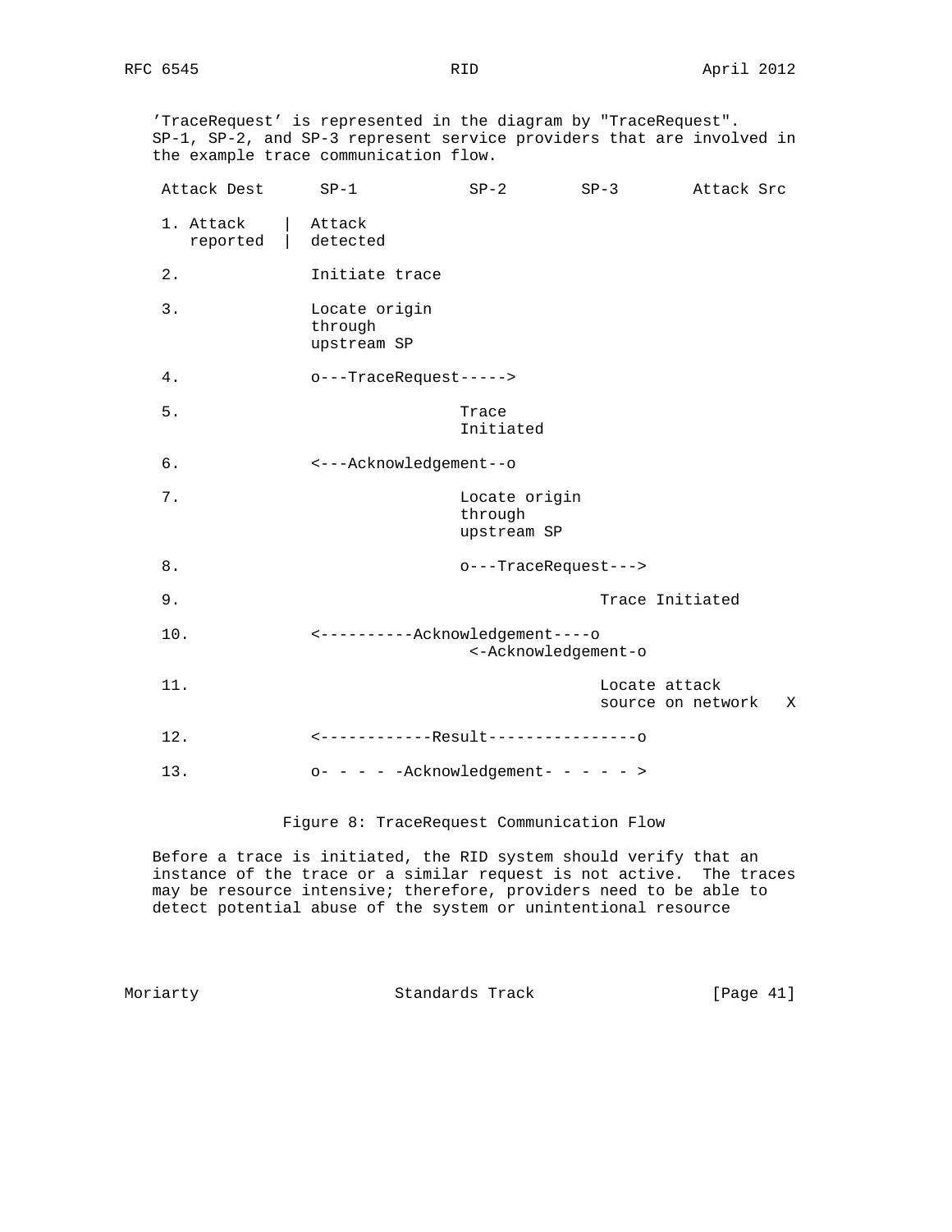'TraceRequest' is represented in the diagram by "TraceRequest". SP-1, SP-2, and SP-3 represent service providers that are involved in the example trace communication flow.

```
 Attack Dest      SP-1            SP-2        SP-3        Attack Src

 1. Attack    |  Attack
    reported  |  detected

 2.              Initiate trace

 3.              Locate origin
                 through
                 upstream SP

 4.              o---TraceRequest----->

 5.                              Trace
                                 Initiated

 6.              <---Acknowledgement--o

 7.                              Locate origin
                                 through
                                 upstream SP

 8.                              o---TraceRequest--->

 9.                                          Trace Initiated

 10.             <----------Acknowledgement----o
                                  <-Acknowledgement-o

 11.                                         Locate attack
                                             source on network   X

 12.             <------------Result----------------o

 13.             o- - - - -Acknowledgement- - - - - >
```

Figure 8: TraceRequest Communication Flow

Before a trace is initiated, the RID system should verify that an instance of the trace or a similar request is not active. The traces may be resource intensive; therefore, providers need to be able to detect potential abuse of the system or unintentional resource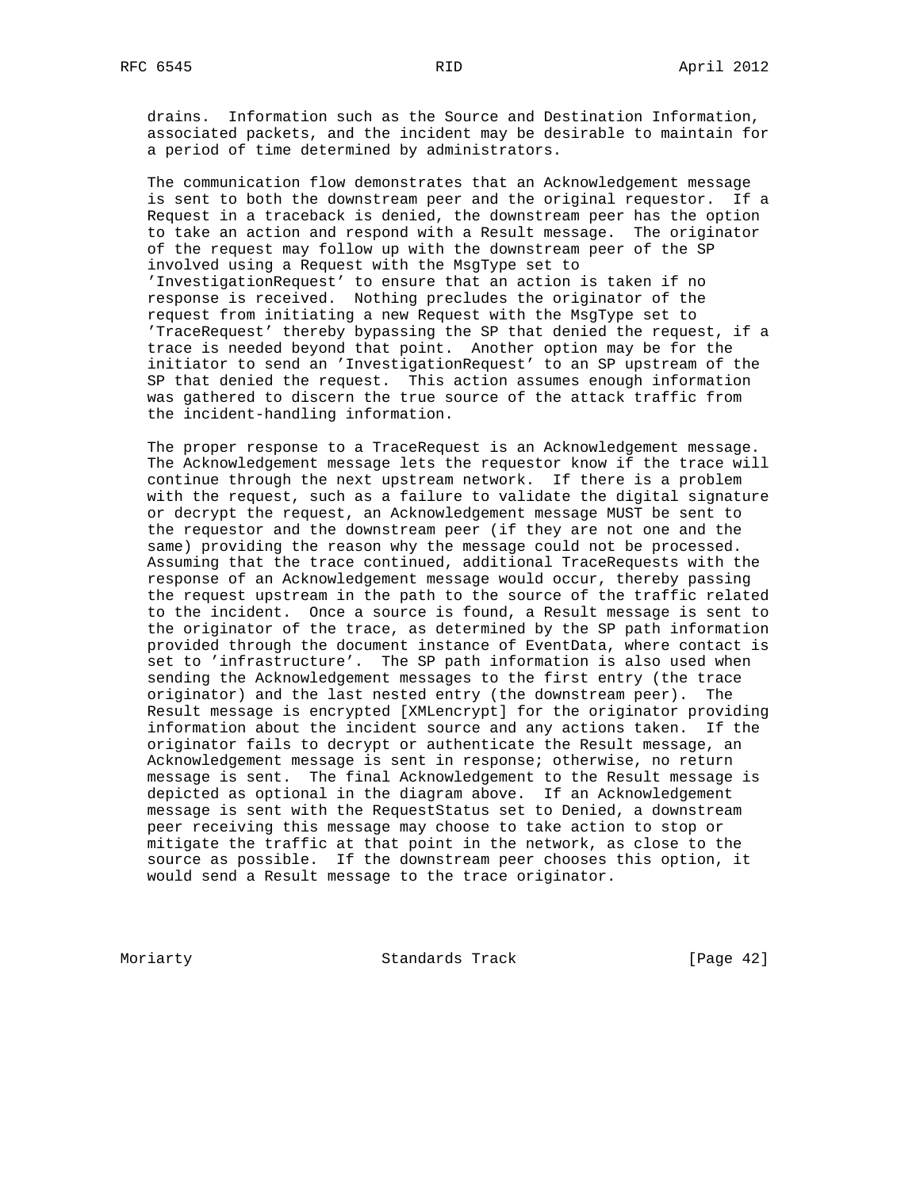drains. Information such as the Source and Destination Information, associated packets, and the incident may be desirable to maintain for a period of time determined by administrators.

The communication flow demonstrates that an Acknowledgement message is sent to both the downstream peer and the original requestor. If a Request in a traceback is denied, the downstream peer has the option to take an action and respond with a Result message. The originator of the request may follow up with the downstream peer of the SP involved using a Request with the MsgType set to 'InvestigationRequest' to ensure that an action is taken if no response is received. Nothing precludes the originator of the request from initiating a new Request with the MsgType set to 'TraceRequest' thereby bypassing the SP that denied the request, if a trace is needed beyond that point. Another option may be for the initiator to send an 'InvestigationRequest' to an SP upstream of the SP that denied the request. This action assumes enough information was gathered to discern the true source of the attack traffic from the incident-handling information.

The proper response to a TraceRequest is an Acknowledgement message. The Acknowledgement message lets the requestor know if the trace will continue through the next upstream network. If there is a problem with the request, such as a failure to validate the digital signature or decrypt the request, an Acknowledgement message MUST be sent to the requestor and the downstream peer (if they are not one and the same) providing the reason why the message could not be processed. Assuming that the trace continued, additional TraceRequests with the response of an Acknowledgement message would occur, thereby passing the request upstream in the path to the source of the traffic related to the incident. Once a source is found, a Result message is sent to the originator of the trace, as determined by the SP path information provided through the document instance of EventData, where contact is set to 'infrastructure'. The SP path information is also used when sending the Acknowledgement messages to the first entry (the trace originator) and the last nested entry (the downstream peer). The Result message is encrypted [XMLencrypt] for the originator providing information about the incident source and any actions taken. If the originator fails to decrypt or authenticate the Result message, an Acknowledgement message is sent in response; otherwise, no return message is sent. The final Acknowledgement to the Result message is depicted as optional in the diagram above. If an Acknowledgement message is sent with the RequestStatus set to Denied, a downstream peer receiving this message may choose to take action to stop or mitigate the traffic at that point in the network, as close to the source as possible. If the downstream peer chooses this option, it would send a Result message to the trace originator.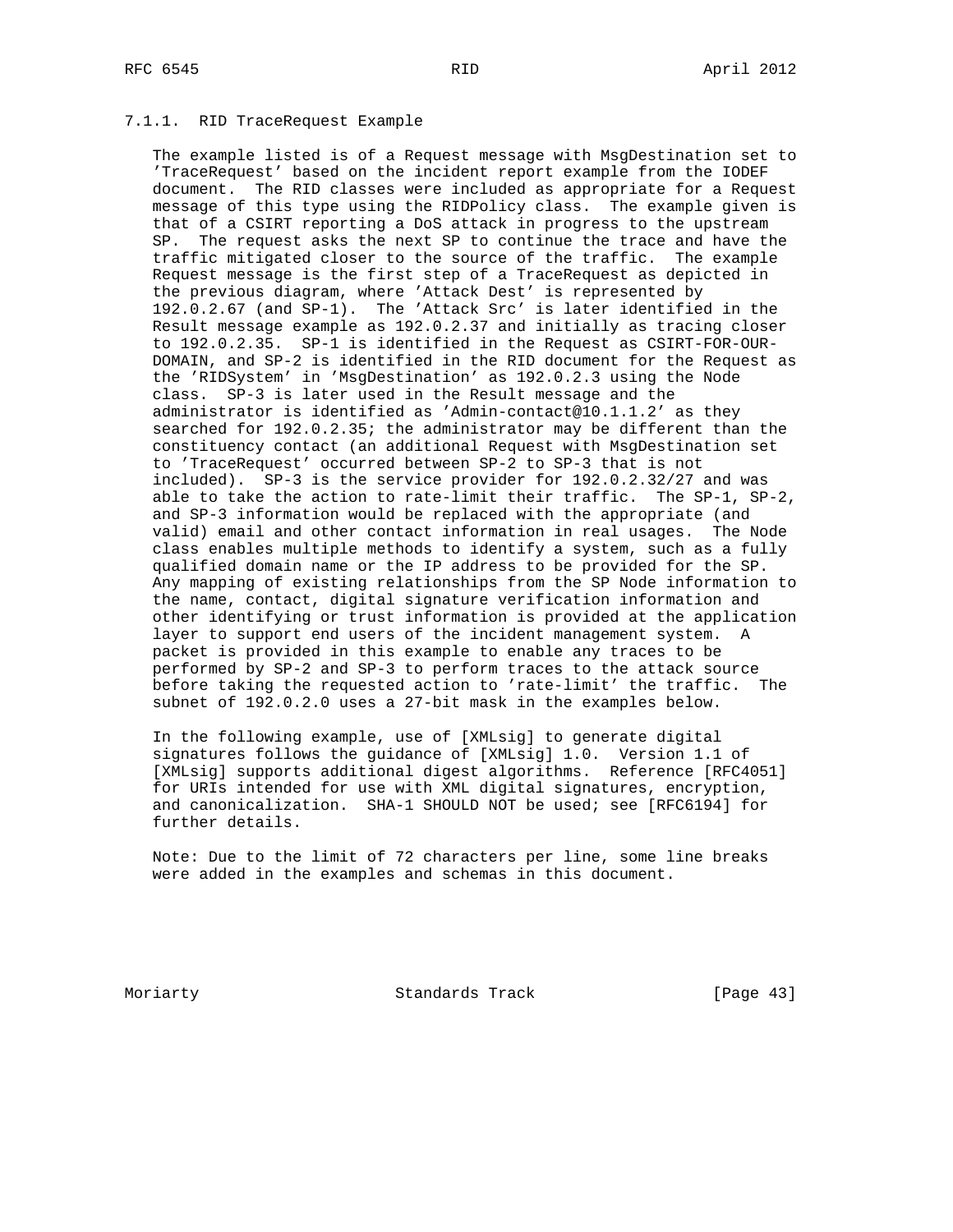### 7.1.1. RID TraceRequest Example

The example listed is of a Request message with MsgDestination set to 'TraceRequest' based on the incident report example from the IODEF document. The RID classes were included as appropriate for a Request message of this type using the RIDPolicy class. The example given is that of a CSIRT reporting a DoS attack in progress to the upstream SP. The request asks the next SP to continue the trace and have the traffic mitigated closer to the source of the traffic. The example Request message is the first step of a TraceRequest as depicted in the previous diagram, where 'Attack Dest' is represented by 192.0.2.67 (and SP-1). The 'Attack Src' is later identified in the Result message example as 192.0.2.37 and initially as tracing closer to 192.0.2.35. SP-1 is identified in the Request as CSIRT-FOR-OUR-DOMAIN, and SP-2 is identified in the RID document for the Request as the 'RIDSystem' in 'MsgDestination' as 192.0.2.3 using the Node class. SP-3 is later used in the Result message and the administrator is identified as 'Admin-contact@10.1.1.2' as they searched for 192.0.2.35; the administrator may be different than the constituency contact (an additional Request with MsgDestination set to 'TraceRequest' occurred between SP-2 to SP-3 that is not included). SP-3 is the service provider for 192.0.2.32/27 and was able to take the action to rate-limit their traffic. The SP-1, SP-2, and SP-3 information would be replaced with the appropriate (and valid) email and other contact information in real usages. The Node class enables multiple methods to identify a system, such as a fully qualified domain name or the IP address to be provided for the SP. Any mapping of existing relationships from the SP Node information to the name, contact, digital signature verification information and other identifying or trust information is provided at the application layer to support end users of the incident management system. A packet is provided in this example to enable any traces to be performed by SP-2 and SP-3 to perform traces to the attack source before taking the requested action to 'rate-limit' the traffic. The subnet of 192.0.2.0 uses a 27-bit mask in the examples below.

In the following example, use of [XMLsig] to generate digital signatures follows the guidance of [XMLsig] 1.0. Version 1.1 of [XMLsig] supports additional digest algorithms. Reference [RFC4051] for URIs intended for use with XML digital signatures, encryption, and canonicalization. SHA-1 SHOULD NOT be used; see [RFC6194] for further details.

Note: Due to the limit of 72 characters per line, some line breaks were added in the examples and schemas in this document.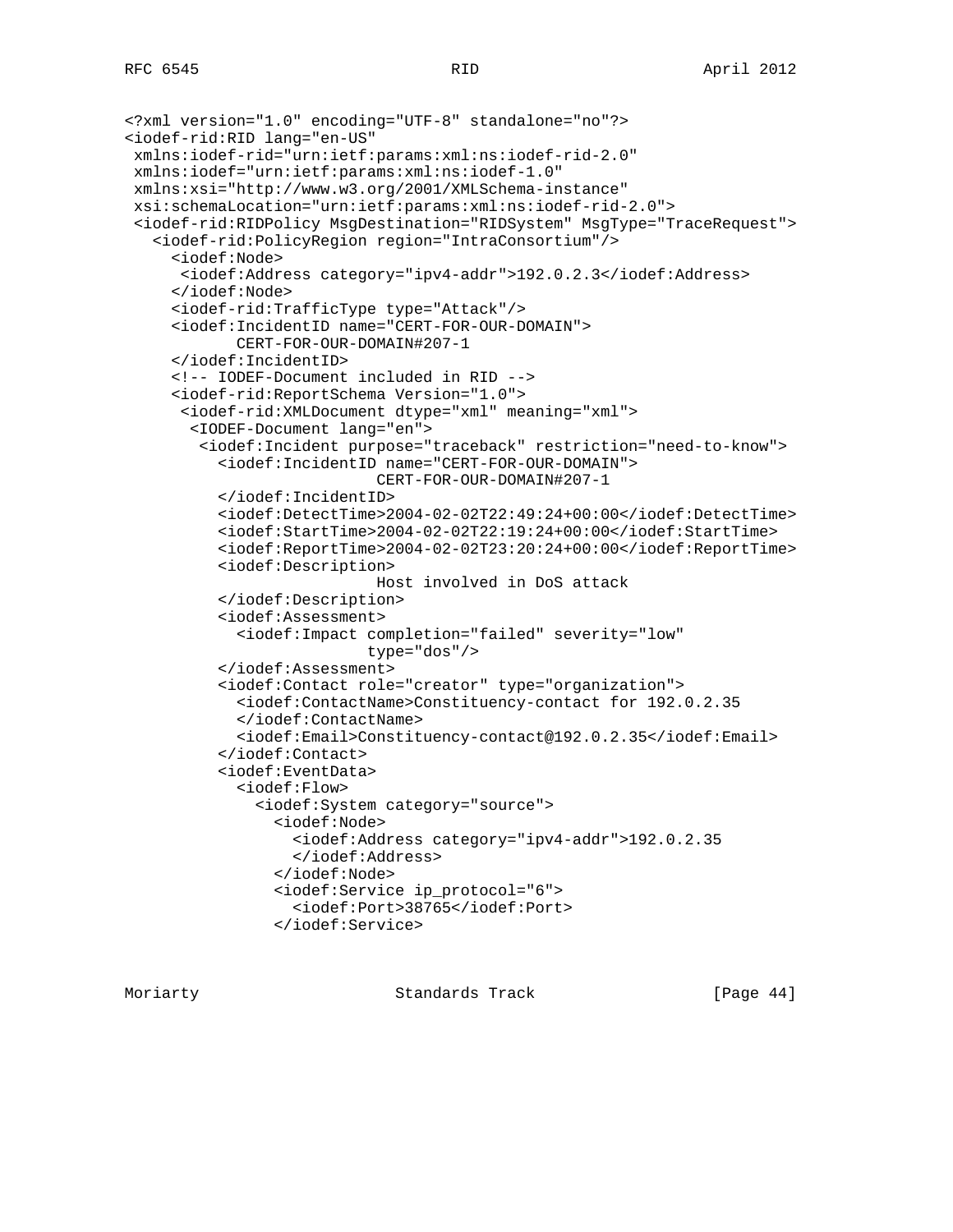```
<?xml version="1.0" encoding="UTF-8" standalone="no"?>
<iodef-rid:RID lang="en-US"
 xmlns:iodef-rid="urn:ietf:params:xml:ns:iodef-rid-2.0"
 xmlns:iodef="urn:ietf:params:xml:ns:iodef-1.0"
 xmlns:xsi="http://www.w3.org/2001/XMLSchema-instance"
 xsi:schemaLocation="urn:ietf:params:xml:ns:iodef-rid-2.0">
 <iodef-rid:RIDPolicy MsgDestination="RIDSystem" MsgType="TraceRequest">
   <iodef-rid:PolicyRegion region="IntraConsortium"/>
     <iodef:Node>
      <iodef:Address category="ipv4-addr">192.0.2.3</iodef:Address>
     </iodef:Node>
     <iodef-rid:TrafficType type="Attack"/>
     <iodef:IncidentID name="CERT-FOR-OUR-DOMAIN">
            CERT-FOR-OUR-DOMAIN#207-1
     </iodef:IncidentID>
     <!-- IODEF-Document included in RID -->
     <iodef-rid:ReportSchema Version="1.0">
      <iodef-rid:XMLDocument dtype="xml" meaning="xml">
       <IODEF-Document lang="en">
        <iodef:Incident purpose="traceback" restriction="need-to-know">
          <iodef:IncidentID name="CERT-FOR-OUR-DOMAIN">
                          CERT-FOR-OUR-DOMAIN#207-1
          </iodef:IncidentID>
          <iodef:DetectTime>2004-02-02T22:49:24+00:00</iodef:DetectTime>
          <iodef:StartTime>2004-02-02T22:19:24+00:00</iodef:StartTime>
          <iodef:ReportTime>2004-02-02T23:20:24+00:00</iodef:ReportTime>
          <iodef:Description>
                          Host involved in DoS attack
          </iodef:Description>
          <iodef:Assessment>
            <iodef:Impact completion="failed" severity="low"
                         type="dos"/>
          </iodef:Assessment>
          <iodef:Contact role="creator" type="organization">
            <iodef:ContactName>Constituency-contact for 192.0.2.35
            </iodef:ContactName>
            <iodef:Email>Constituency-contact@192.0.2.35</iodef:Email>
          </iodef:Contact>
          <iodef:EventData>
            <iodef:Flow>
              <iodef:System category="source">
                <iodef:Node>
                  <iodef:Address category="ipv4-addr">192.0.2.35
                  </iodef:Address>
                </iodef:Node>
                <iodef:Service ip_protocol="6">
                  <iodef:Port>38765</iodef:Port>
                </iodef:Service>
```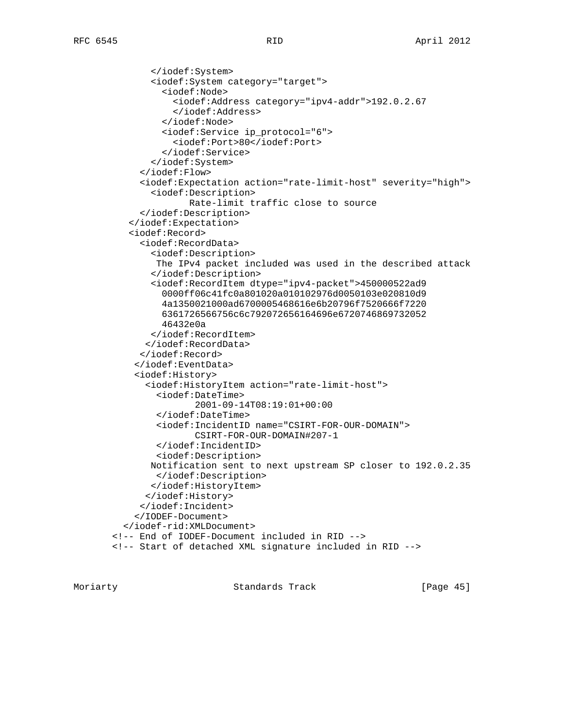```
             </iodef:System>
             <iodef:System category="target">
               <iodef:Node>
                 <iodef:Address category="ipv4-addr">192.0.2.67
                 </iodef:Address>
               </iodef:Node>
               <iodef:Service ip_protocol="6">
                 <iodef:Port>80</iodef:Port>
               </iodef:Service>
             </iodef:System>
           </iodef:Flow>
           <iodef:Expectation action="rate-limit-host" severity="high">
             <iodef:Description>
                    Rate-limit traffic close to source
           </iodef:Description>
         </iodef:Expectation>
         <iodef:Record>
           <iodef:RecordData>
             <iodef:Description>
              The IPv4 packet included was used in the described attack
             </iodef:Description>
             <iodef:RecordItem dtype="ipv4-packet">450000522ad9
               0000ff06c41fc0a801020a010102976d0050103e020810d9
               4a1350021000ad6700005468616e6b20796f7520666f7220
               6361726566756c6c792072656164696e6720746869732052
               46432e0a
             </iodef:RecordItem>
            </iodef:RecordData>
           </iodef:Record>
          </iodef:EventData>
          <iodef:History>
            <iodef:HistoryItem action="rate-limit-host">
              <iodef:DateTime>
                     2001-09-14T08:19:01+00:00
              </iodef:DateTime>
              <iodef:IncidentID name="CSIRT-FOR-OUR-DOMAIN">
                     CSIRT-FOR-OUR-DOMAIN#207-1
              </iodef:IncidentID>
              <iodef:Description>
             Notification sent to next upstream SP closer to 192.0.2.35
              </iodef:Description>
             </iodef:HistoryItem>
            </iodef:History>
           </iodef:Incident>
          </IODEF-Document>
        </iodef-rid:XMLDocument>
      <!-- End of IODEF-Document included in RID -->
      <!-- Start of detached XML signature included in RID -->
```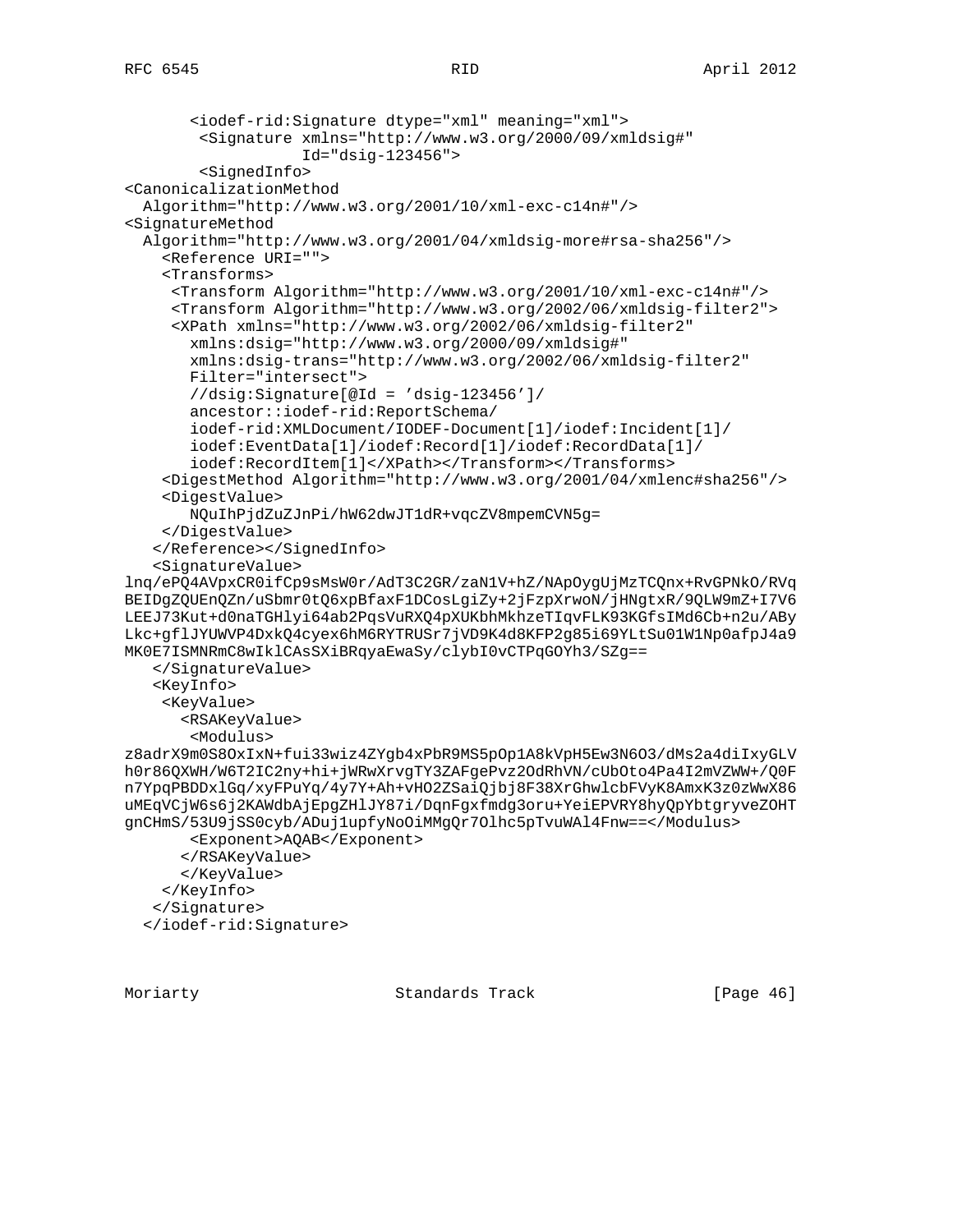```
       <iodef-rid:Signature dtype="xml" meaning="xml">
        <Signature xmlns="http://www.w3.org/2000/09/xmldsig#"
                   Id="dsig-123456">
        <SignedInfo>
<CanonicalizationMethod
  Algorithm="http://www.w3.org/2001/10/xml-exc-c14n#"/>
<SignatureMethod
  Algorithm="http://www.w3.org/2001/04/xmldsig-more#rsa-sha256"/>
    <Reference URI="">
    <Transforms>
     <Transform Algorithm="http://www.w3.org/2001/10/xml-exc-c14n#"/>
     <Transform Algorithm="http://www.w3.org/2002/06/xmldsig-filter2">
     <XPath xmlns="http://www.w3.org/2002/06/xmldsig-filter2"
       xmlns:dsig="http://www.w3.org/2000/09/xmldsig#"
       xmlns:dsig-trans="http://www.w3.org/2002/06/xmldsig-filter2"
       Filter="intersect">
       //dsig:Signature[@Id = 'dsig-123456']/
       ancestor::iodef-rid:ReportSchema/
       iodef-rid:XMLDocument/IODEF-Document[1]/iodef:Incident[1]/
       iodef:EventData[1]/iodef:Record[1]/iodef:RecordData[1]/
       iodef:RecordItem[1]</XPath></Transform></Transforms>
    <DigestMethod Algorithm="http://www.w3.org/2001/04/xmlenc#sha256"/>
    <DigestValue>
       NQuIhPjdZuZJnPi/hW62dwJT1dR+vqcZV8mpemCVN5g=
    </DigestValue>
   </Reference></SignedInfo>
   <SignatureValue>
lnq/ePQ4AVpxCR0ifCp9sMsW0r/AdT3C2GR/zaN1V+hZ/NApOygUjMzTCQnx+RvGPNkO/RVq
BEIDgZQUEnQZn/uSbmr0tQ6xpBfaxF1DCosLgiZy+2jFzpXrwoN/jHNgtxR/9QLW9mZ+I7V6
LEEJ73Kut+d0naTGHlyi64ab2PqsVuRXQ4pXUKbhMkhzeTIqvFLK93KGfsIMd6Cb+n2u/ABy
Lkc+gflJYUWVP4DxkQ4cyex6hM6RYTRUSr7jVD9K4d8KFP2g85i69YLtSu01W1Np0afpJ4a9
MK0E7ISMNRmC8wIklCAsSXiBRqyaEwaSy/clybI0vCTPqGOYh3/SZg==
   </SignatureValue>
   <KeyInfo>
    <KeyValue>
      <RSAKeyValue>
       <Modulus>
z8adrX9m0S8OxIxN+fui33wiz4ZYgb4xPbR9MS5pOp1A8kVpH5Ew3N6O3/dMs2a4diIxyGLV
h0r86QXWH/W6T2IC2ny+hi+jWRwXrvgTY3ZAFgePvz2OdRhVN/cUbOto4Pa4I2mVZWW+/Q0F
n7YpqPBDDxlGq/xyFPuYq/4y7Y+Ah+vHO2ZSaiQjbj8F38XrGhwlcbFVyK8AmxK3z0zWwX86
uMEqVCjW6s6j2KAWdbAjEpgZHlJY87i/DqnFgxfmdg3oru+YeiEPVRY8hyQpYbtgryveZOHT
gnCHmS/53U9jSS0cyb/ADuj1upfyNoOiMMgQr7Olhc5pTvuWAl4Fnw==</Modulus>
       <Exponent>AQAB</Exponent>
      </RSAKeyValue>
      </KeyValue>
    </KeyInfo>
   </Signature>
  </iodef-rid:Signature>
```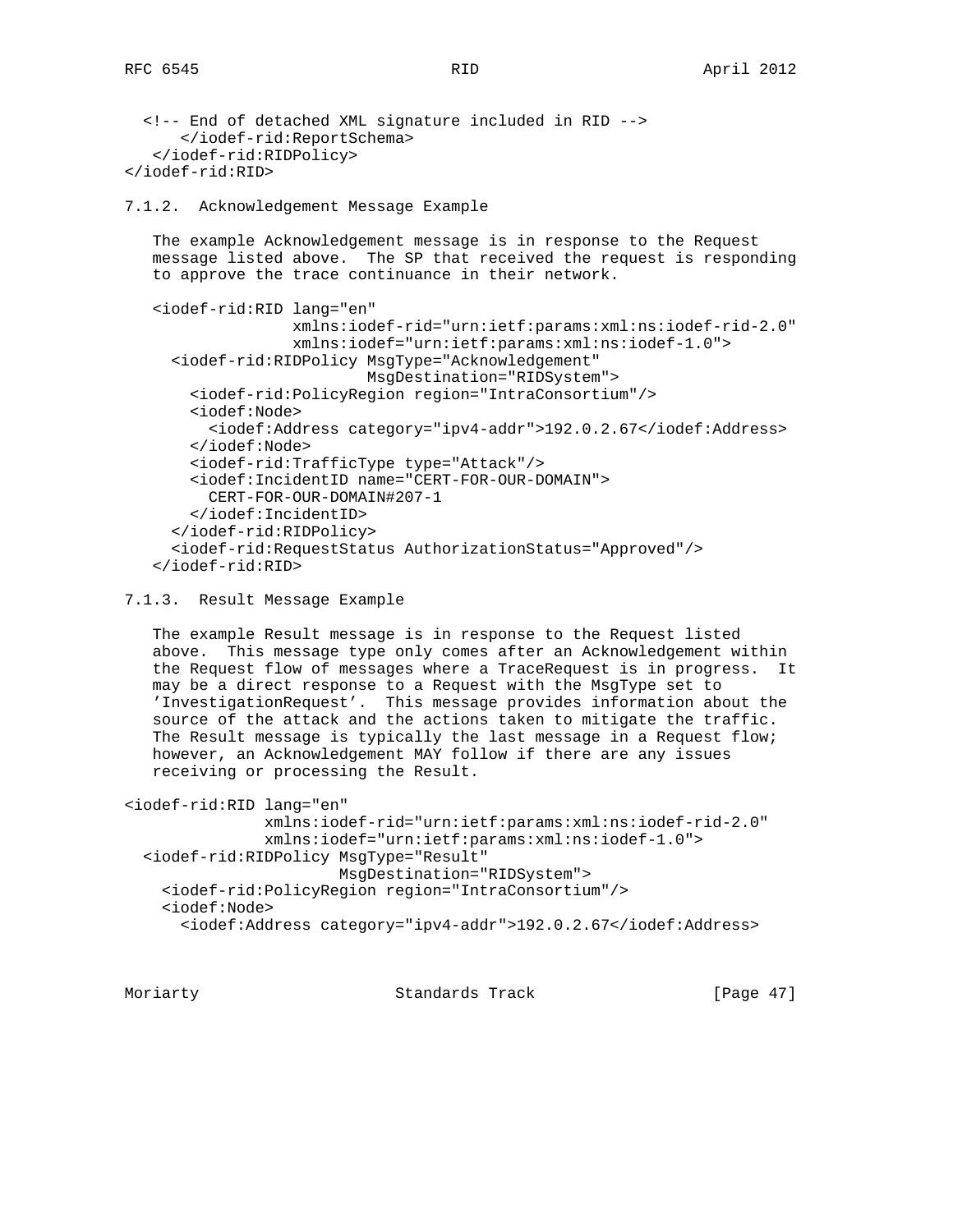```
  <!-- End of detached XML signature included in RID -->
      </iodef-rid:ReportSchema>
   </iodef-rid:RIDPolicy>
</iodef-rid:RID>
```

### 7.1.2. Acknowledgement Message Example

The example Acknowledgement message is in response to the Request message listed above. The SP that received the request is responding to approve the trace continuance in their network.

```
<iodef-rid:RID lang="en"
               xmlns:iodef-rid="urn:ietf:params:xml:ns:iodef-rid-2.0"
               xmlns:iodef="urn:ietf:params:xml:ns:iodef-1.0">
  <iodef-rid:RIDPolicy MsgType="Acknowledgement"
                       MsgDestination="RIDSystem">
    <iodef-rid:PolicyRegion region="IntraConsortium"/>
    <iodef:Node>
      <iodef:Address category="ipv4-addr">192.0.2.67</iodef:Address>
    </iodef:Node>
    <iodef-rid:TrafficType type="Attack"/>
    <iodef:IncidentID name="CERT-FOR-OUR-DOMAIN">
      CERT-FOR-OUR-DOMAIN#207-1
    </iodef:IncidentID>
  </iodef-rid:RIDPolicy>
  <iodef-rid:RequestStatus AuthorizationStatus="Approved"/>
</iodef-rid:RID>
```

### 7.1.3. Result Message Example

The example Result message is in response to the Request listed above. This message type only comes after an Acknowledgement within the Request flow of messages where a TraceRequest is in progress. It may be a direct response to a Request with the MsgType set to 'InvestigationRequest'. This message provides information about the source of the attack and the actions taken to mitigate the traffic. The Result message is typically the last message in a Request flow; however, an Acknowledgement MAY follow if there are any issues receiving or processing the Result.

```
<iodef-rid:RID lang="en"
               xmlns:iodef-rid="urn:ietf:params:xml:ns:iodef-rid-2.0"
               xmlns:iodef="urn:ietf:params:xml:ns:iodef-1.0">
  <iodef-rid:RIDPolicy MsgType="Result"
                       MsgDestination="RIDSystem">
    <iodef-rid:PolicyRegion region="IntraConsortium"/>
    <iodef:Node>
      <iodef:Address category="ipv4-addr">192.0.2.67</iodef:Address>
```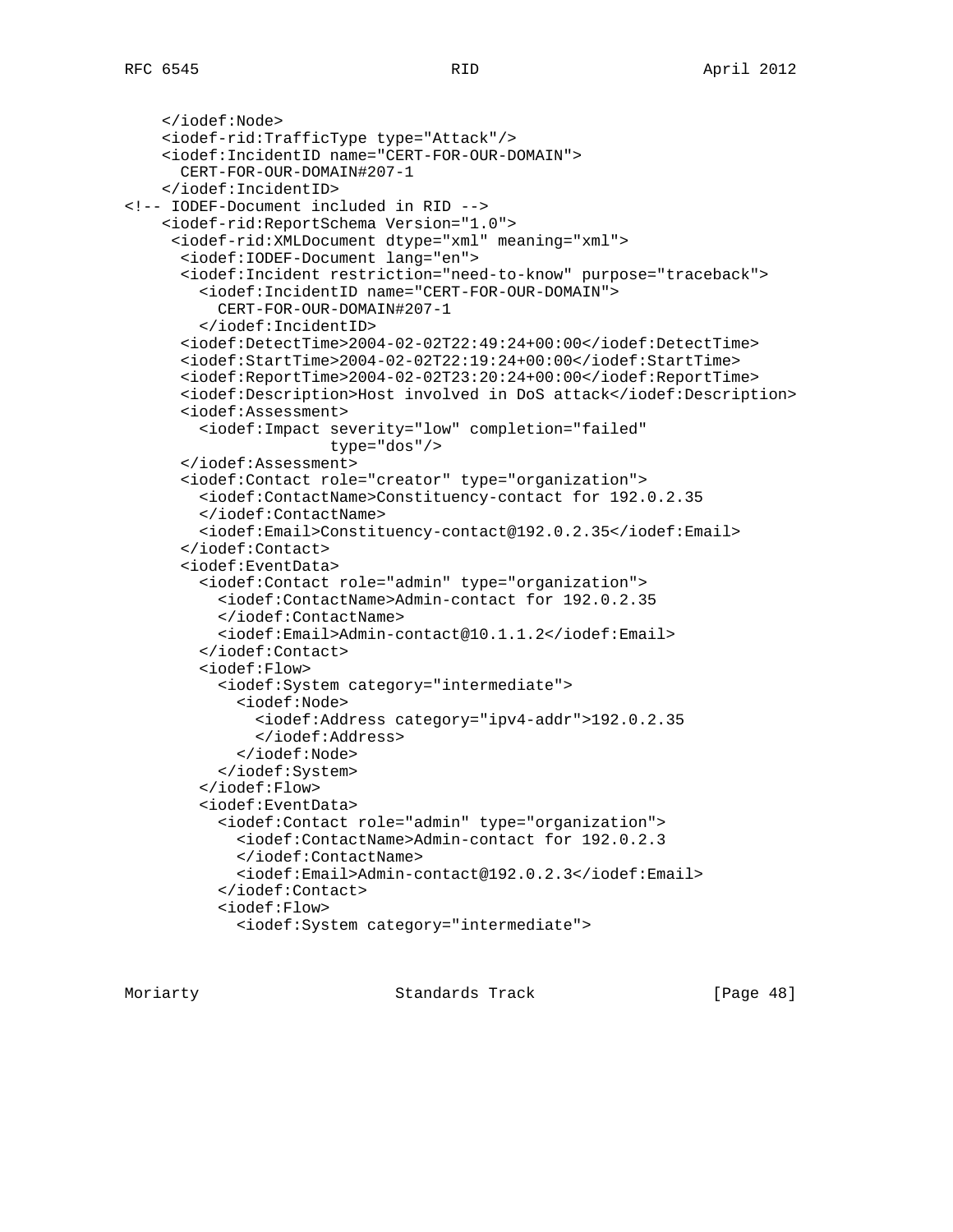```
    </iodef:Node>
    <iodef-rid:TrafficType type="Attack"/>
    <iodef:IncidentID name="CERT-FOR-OUR-DOMAIN">
      CERT-FOR-OUR-DOMAIN#207-1
    </iodef:IncidentID>
<!-- IODEF-Document included in RID -->
    <iodef-rid:ReportSchema Version="1.0">
     <iodef-rid:XMLDocument dtype="xml" meaning="xml">
      <iodef:IODEF-Document lang="en">
      <iodef:Incident restriction="need-to-know" purpose="traceback">
        <iodef:IncidentID name="CERT-FOR-OUR-DOMAIN">
          CERT-FOR-OUR-DOMAIN#207-1
        </iodef:IncidentID>
      <iodef:DetectTime>2004-02-02T22:49:24+00:00</iodef:DetectTime>
      <iodef:StartTime>2004-02-02T22:19:24+00:00</iodef:StartTime>
      <iodef:ReportTime>2004-02-02T23:20:24+00:00</iodef:ReportTime>
      <iodef:Description>Host involved in DoS attack</iodef:Description>
      <iodef:Assessment>
        <iodef:Impact severity="low" completion="failed"
                      type="dos"/>
      </iodef:Assessment>
      <iodef:Contact role="creator" type="organization">
        <iodef:ContactName>Constituency-contact for 192.0.2.35
        </iodef:ContactName>
        <iodef:Email>Constituency-contact@192.0.2.35</iodef:Email>
      </iodef:Contact>
      <iodef:EventData>
        <iodef:Contact role="admin" type="organization">
          <iodef:ContactName>Admin-contact for 192.0.2.35
          </iodef:ContactName>
          <iodef:Email>Admin-contact@10.1.1.2</iodef:Email>
        </iodef:Contact>
        <iodef:Flow>
          <iodef:System category="intermediate">
            <iodef:Node>
              <iodef:Address category="ipv4-addr">192.0.2.35
              </iodef:Address>
            </iodef:Node>
          </iodef:System>
        </iodef:Flow>
        <iodef:EventData>
          <iodef:Contact role="admin" type="organization">
            <iodef:ContactName>Admin-contact for 192.0.2.3
            </iodef:ContactName>
            <iodef:Email>Admin-contact@192.0.2.3</iodef:Email>
          </iodef:Contact>
          <iodef:Flow>
            <iodef:System category="intermediate">
```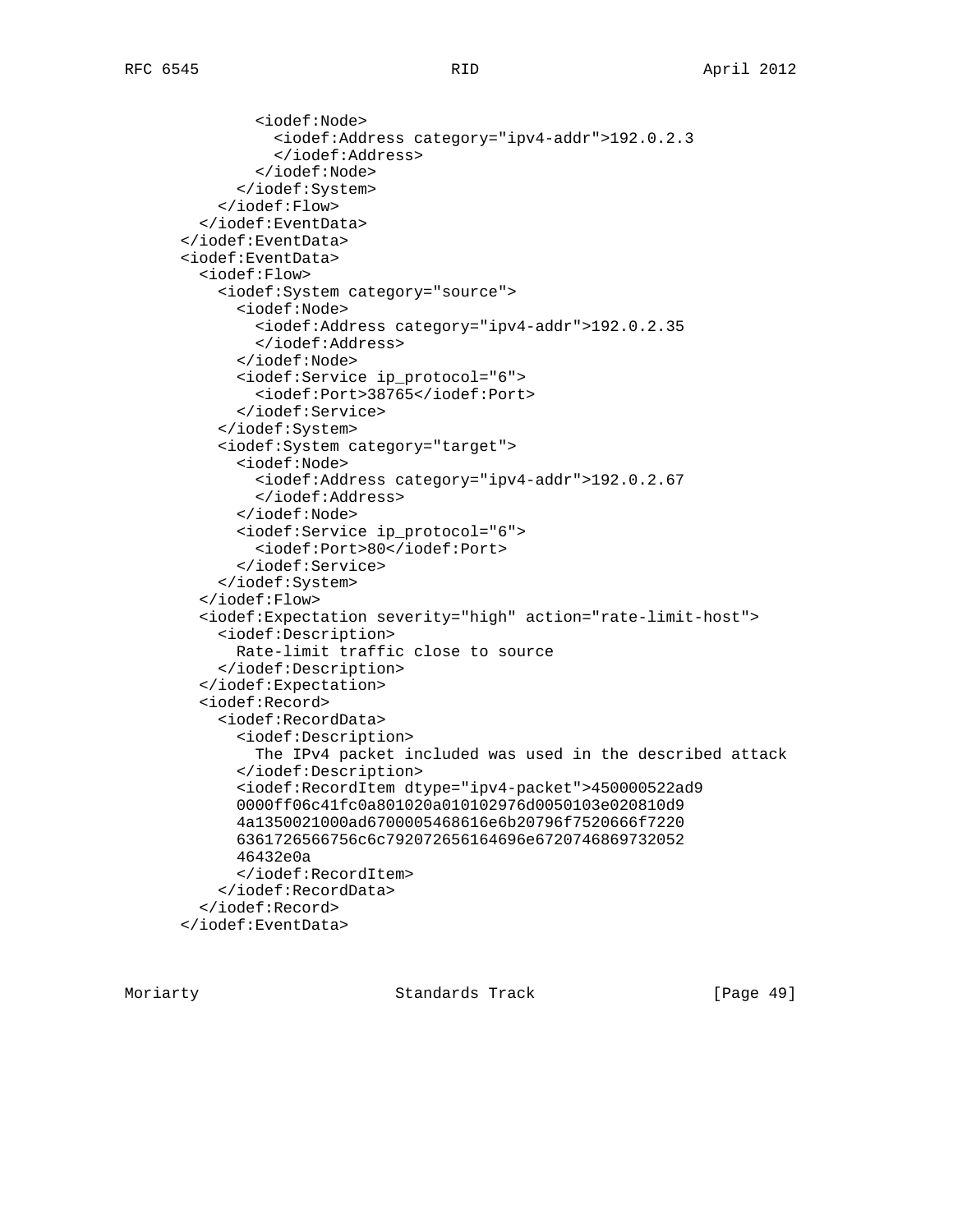```
            <iodef:Node>
              <iodef:Address category="ipv4-addr">192.0.2.3
              </iodef:Address>
            </iodef:Node>
          </iodef:System>
        </iodef:Flow>
      </iodef:EventData>
    </iodef:EventData>
    <iodef:EventData>
      <iodef:Flow>
        <iodef:System category="source">
          <iodef:Node>
            <iodef:Address category="ipv4-addr">192.0.2.35
            </iodef:Address>
          </iodef:Node>
          <iodef:Service ip_protocol="6">
            <iodef:Port>38765</iodef:Port>
          </iodef:Service>
        </iodef:System>
        <iodef:System category="target">
          <iodef:Node>
            <iodef:Address category="ipv4-addr">192.0.2.67
            </iodef:Address>
          </iodef:Node>
          <iodef:Service ip_protocol="6">
            <iodef:Port>80</iodef:Port>
          </iodef:Service>
        </iodef:System>
      </iodef:Flow>
      <iodef:Expectation severity="high" action="rate-limit-host">
        <iodef:Description>
          Rate-limit traffic close to source
        </iodef:Description>
      </iodef:Expectation>
      <iodef:Record>
        <iodef:RecordData>
          <iodef:Description>
            The IPv4 packet included was used in the described attack
          </iodef:Description>
          <iodef:RecordItem dtype="ipv4-packet">450000522ad9
          0000ff06c41fc0a801020a010102976d0050103e020810d9
          4a1350021000ad6700005468616e6b20796f7520666f7220
          6361726566756c6c792072656164696e6720746869732052
          46432e0a
          </iodef:RecordItem>
        </iodef:RecordData>
      </iodef:Record>
    </iodef:EventData>
```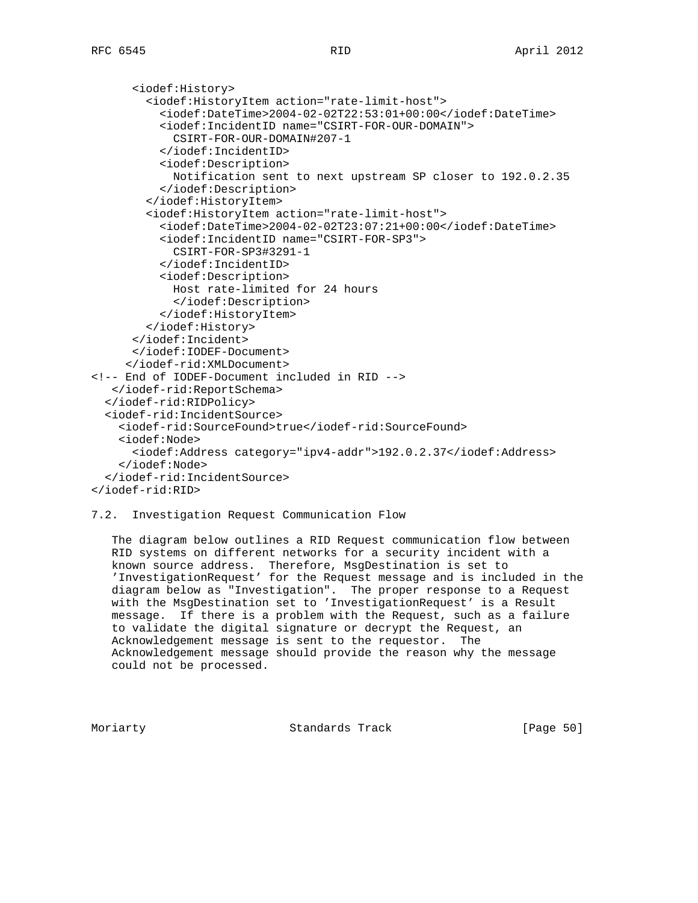```
      <iodef:History>
        <iodef:HistoryItem action="rate-limit-host">
          <iodef:DateTime>2004-02-02T22:53:01+00:00</iodef:DateTime>
          <iodef:IncidentID name="CSIRT-FOR-OUR-DOMAIN">
            CSIRT-FOR-OUR-DOMAIN#207-1
          </iodef:IncidentID>
          <iodef:Description>
            Notification sent to next upstream SP closer to 192.0.2.35
          </iodef:Description>
        </iodef:HistoryItem>
        <iodef:HistoryItem action="rate-limit-host">
          <iodef:DateTime>2004-02-02T23:07:21+00:00</iodef:DateTime>
          <iodef:IncidentID name="CSIRT-FOR-SP3">
            CSIRT-FOR-SP3#3291-1
          </iodef:IncidentID>
          <iodef:Description>
            Host rate-limited for 24 hours
            </iodef:Description>
          </iodef:HistoryItem>
        </iodef:History>
      </iodef:Incident>
      </iodef:IODEF-Document>
     </iodef-rid:XMLDocument>
<!-- End of IODEF-Document included in RID -->
   </iodef-rid:ReportSchema>
  </iodef-rid:RIDPolicy>
  <iodef-rid:IncidentSource>
    <iodef-rid:SourceFound>true</iodef-rid:SourceFound>
    <iodef:Node>
      <iodef:Address category="ipv4-addr">192.0.2.37</iodef:Address>
    </iodef:Node>
  </iodef-rid:IncidentSource>
</iodef-rid:RID>
```

## 7.2. Investigation Request Communication Flow

The diagram below outlines a RID Request communication flow between RID systems on different networks for a security incident with a known source address. Therefore, MsgDestination is set to 'InvestigationRequest' for the Request message and is included in the diagram below as "Investigation". The proper response to a Request with the MsgDestination set to 'InvestigationRequest' is a Result message. If there is a problem with the Request, such as a failure to validate the digital signature or decrypt the Request, an Acknowledgement message is sent to the requestor. The Acknowledgement message should provide the reason why the message could not be processed.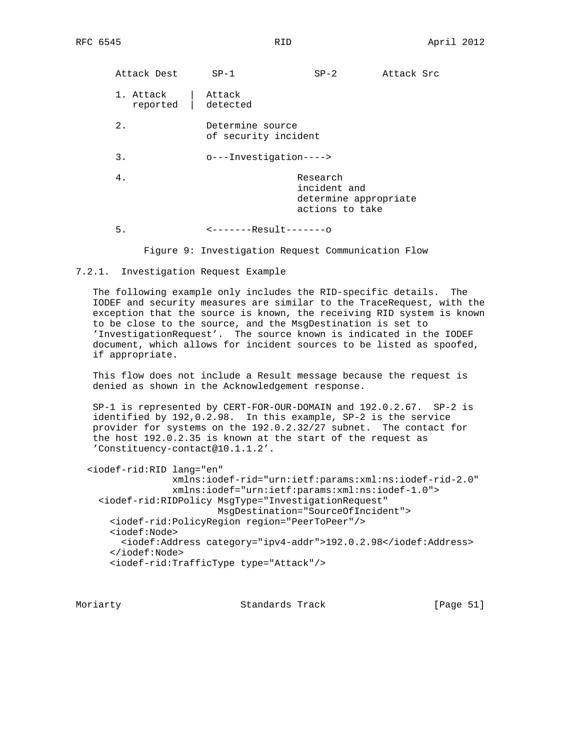```
   Attack Dest      SP-1              SP-2        Attack Src

   1. Attack    |  Attack
      reported  |  detected

   2.              Determine source
                   of security incident

   3.              o---Investigation---->

   4.                             Research
                                  incident and
                                  determine appropriate
                                  actions to take

   5.              <-------Result-------o
```

Figure 9: Investigation Request Communication Flow

### 7.2.1. Investigation Request Example

The following example only includes the RID-specific details. The IODEF and security measures are similar to the TraceRequest, with the exception that the source is known, the receiving RID system is known to be close to the source, and the MsgDestination is set to 'InvestigationRequest'. The source known is indicated in the IODEF document, which allows for incident sources to be listed as spoofed, if appropriate.

This flow does not include a Result message because the request is denied as shown in the Acknowledgement response.

SP-1 is represented by CERT-FOR-OUR-DOMAIN and 192.0.2.67. SP-2 is identified by 192,0.2.98. In this example, SP-2 is the service provider for systems on the 192.0.2.32/27 subnet. The contact for the host 192.0.2.35 is known at the start of the request as 'Constituency-contact@10.1.1.2'.

```
<iodef-rid:RID lang="en"
            xmlns:iodef-rid="urn:ietf:params:xml:ns:iodef-rid-2.0"
            xmlns:iodef="urn:ietf:params:xml:ns:iodef-1.0">
  <iodef-rid:RIDPolicy MsgType="InvestigationRequest"
                    MsgDestination="SourceOfIncident">
    <iodef-rid:PolicyRegion region="PeerToPeer"/>
    <iodef:Node>
      <iodef:Address category="ipv4-addr">192.0.2.98</iodef:Address>
    </iodef:Node>
    <iodef-rid:TrafficType type="Attack"/>
```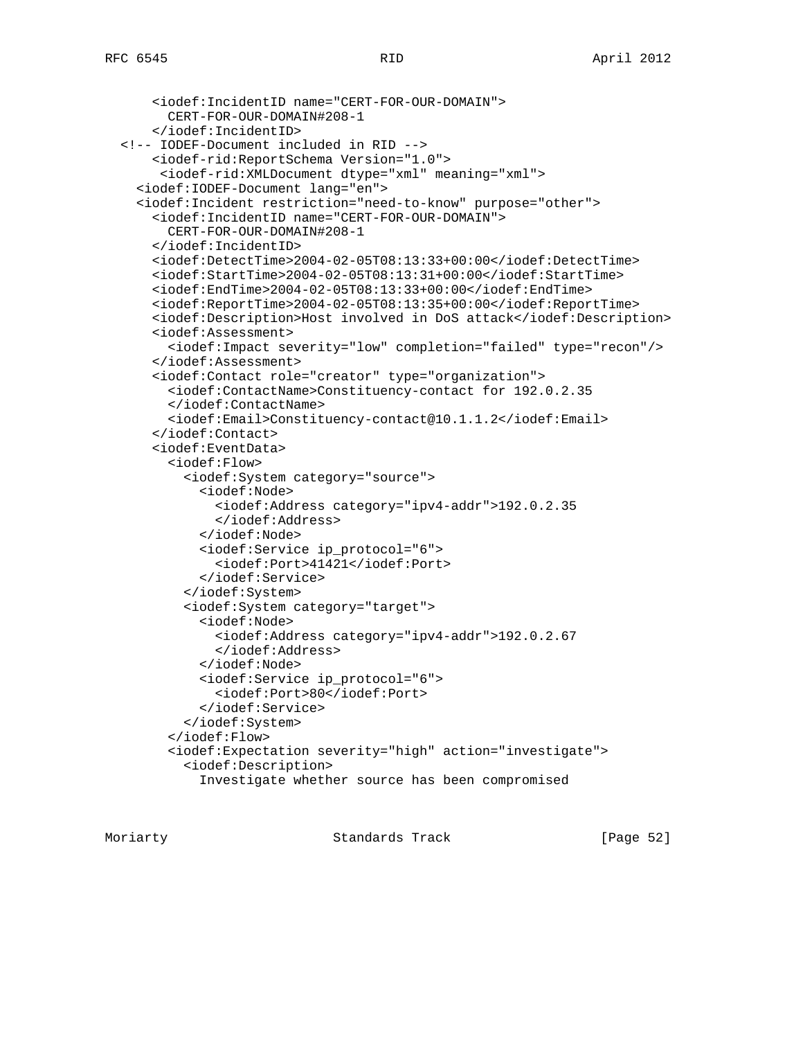```
      <iodef:IncidentID name="CERT-FOR-OUR-DOMAIN">
        CERT-FOR-OUR-DOMAIN#208-1
      </iodef:IncidentID>
  <!-- IODEF-Document included in RID -->
      <iodef-rid:ReportSchema Version="1.0">
       <iodef-rid:XMLDocument dtype="xml" meaning="xml">
    <iodef:IODEF-Document lang="en">
    <iodef:Incident restriction="need-to-know" purpose="other">
      <iodef:IncidentID name="CERT-FOR-OUR-DOMAIN">
        CERT-FOR-OUR-DOMAIN#208-1
      </iodef:IncidentID>
      <iodef:DetectTime>2004-02-05T08:13:33+00:00</iodef:DetectTime>
      <iodef:StartTime>2004-02-05T08:13:31+00:00</iodef:StartTime>
      <iodef:EndTime>2004-02-05T08:13:33+00:00</iodef:EndTime>
      <iodef:ReportTime>2004-02-05T08:13:35+00:00</iodef:ReportTime>
      <iodef:Description>Host involved in DoS attack</iodef:Description>
      <iodef:Assessment>
        <iodef:Impact severity="low" completion="failed" type="recon"/>
      </iodef:Assessment>
      <iodef:Contact role="creator" type="organization">
        <iodef:ContactName>Constituency-contact for 192.0.2.35
        </iodef:ContactName>
        <iodef:Email>Constituency-contact@10.1.1.2</iodef:Email>
      </iodef:Contact>
      <iodef:EventData>
        <iodef:Flow>
          <iodef:System category="source">
            <iodef:Node>
              <iodef:Address category="ipv4-addr">192.0.2.35
              </iodef:Address>
            </iodef:Node>
            <iodef:Service ip_protocol="6">
              <iodef:Port>41421</iodef:Port>
            </iodef:Service>
          </iodef:System>
          <iodef:System category="target">
            <iodef:Node>
              <iodef:Address category="ipv4-addr">192.0.2.67
              </iodef:Address>
            </iodef:Node>
            <iodef:Service ip_protocol="6">
              <iodef:Port>80</iodef:Port>
            </iodef:Service>
          </iodef:System>
        </iodef:Flow>
        <iodef:Expectation severity="high" action="investigate">
          <iodef:Description>
            Investigate whether source has been compromised
```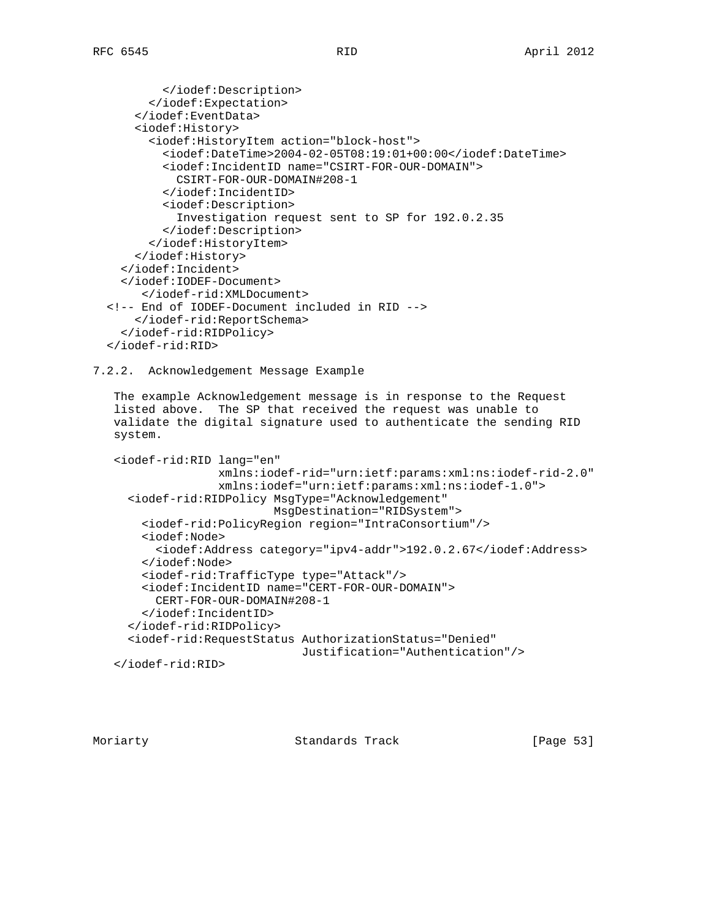```
        </iodef:Description>
      </iodef:Expectation>
    </iodef:EventData>
    <iodef:History>
      <iodef:HistoryItem action="block-host">
        <iodef:DateTime>2004-02-05T08:19:01+00:00</iodef:DateTime>
        <iodef:IncidentID name="CSIRT-FOR-OUR-DOMAIN">
          CSIRT-FOR-OUR-DOMAIN#208-1
        </iodef:IncidentID>
        <iodef:Description>
          Investigation request sent to SP for 192.0.2.35
        </iodef:Description>
      </iodef:HistoryItem>
    </iodef:History>
  </iodef:Incident>
  </iodef:IODEF-Document>
     </iodef-rid:XMLDocument>
<!-- End of IODEF-Document included in RID -->
     </iodef-rid:ReportSchema>
   </iodef-rid:RIDPolicy>
</iodef-rid:RID>
```

### 7.2.2. Acknowledgement Message Example

The example Acknowledgement message is in response to the Request listed above. The SP that received the request was unable to validate the digital signature used to authenticate the sending RID system.

```
<iodef-rid:RID lang="en"
               xmlns:iodef-rid="urn:ietf:params:xml:ns:iodef-rid-2.0"
               xmlns:iodef="urn:ietf:params:xml:ns:iodef-1.0">
  <iodef-rid:RIDPolicy MsgType="Acknowledgement"
                       MsgDestination="RIDSystem">
    <iodef-rid:PolicyRegion region="IntraConsortium"/>
    <iodef:Node>
      <iodef:Address category="ipv4-addr">192.0.2.67</iodef:Address>
    </iodef:Node>
    <iodef-rid:TrafficType type="Attack"/>
    <iodef:IncidentID name="CERT-FOR-OUR-DOMAIN">
      CERT-FOR-OUR-DOMAIN#208-1
    </iodef:IncidentID>
  </iodef-rid:RIDPolicy>
  <iodef-rid:RequestStatus AuthorizationStatus="Denied"
                           Justification="Authentication"/>
</iodef-rid:RID>
```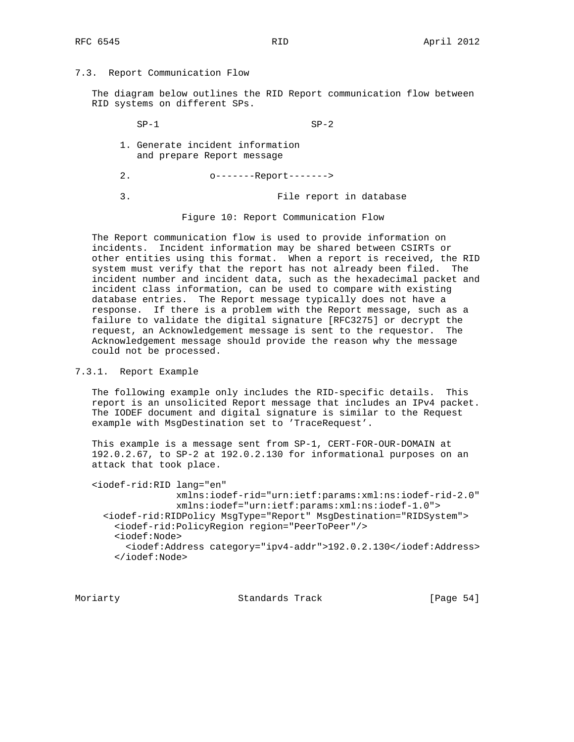### 7.3. Report Communication Flow

The diagram below outlines the RID Report communication flow between RID systems on different SPs.

```
        SP-1                          SP-2

     1. Generate incident information
        and prepare Report message

     2.             o-------Report------->

     3.                        File report in database
```

Figure 10: Report Communication Flow

The Report communication flow is used to provide information on incidents. Incident information may be shared between CSIRTs or other entities using this format. When a report is received, the RID system must verify that the report has not already been filed. The incident number and incident data, such as the hexadecimal packet and incident class information, can be used to compare with existing database entries. The Report message typically does not have a response. If there is a problem with the Report message, such as a failure to validate the digital signature [RFC3275] or decrypt the request, an Acknowledgement message is sent to the requestor. The Acknowledgement message should provide the reason why the message could not be processed.

#### 7.3.1. Report Example

The following example only includes the RID-specific details. This report is an unsolicited Report message that includes an IPv4 packet. The IODEF document and digital signature is similar to the Request example with MsgDestination set to 'TraceRequest'.

This example is a message sent from SP-1, CERT-FOR-OUR-DOMAIN at 192.0.2.67, to SP-2 at 192.0.2.130 for informational purposes on an attack that took place.

```
<iodef-rid:RID lang="en"
               xmlns:iodef-rid="urn:ietf:params:xml:ns:iodef-rid-2.0"
               xmlns:iodef="urn:ietf:params:xml:ns:iodef-1.0">
  <iodef-rid:RIDPolicy MsgType="Report" MsgDestination="RIDSystem">
    <iodef-rid:PolicyRegion region="PeerToPeer"/>
    <iodef:Node>
      <iodef:Address category="ipv4-addr">192.0.2.130</iodef:Address>
    </iodef:Node>
```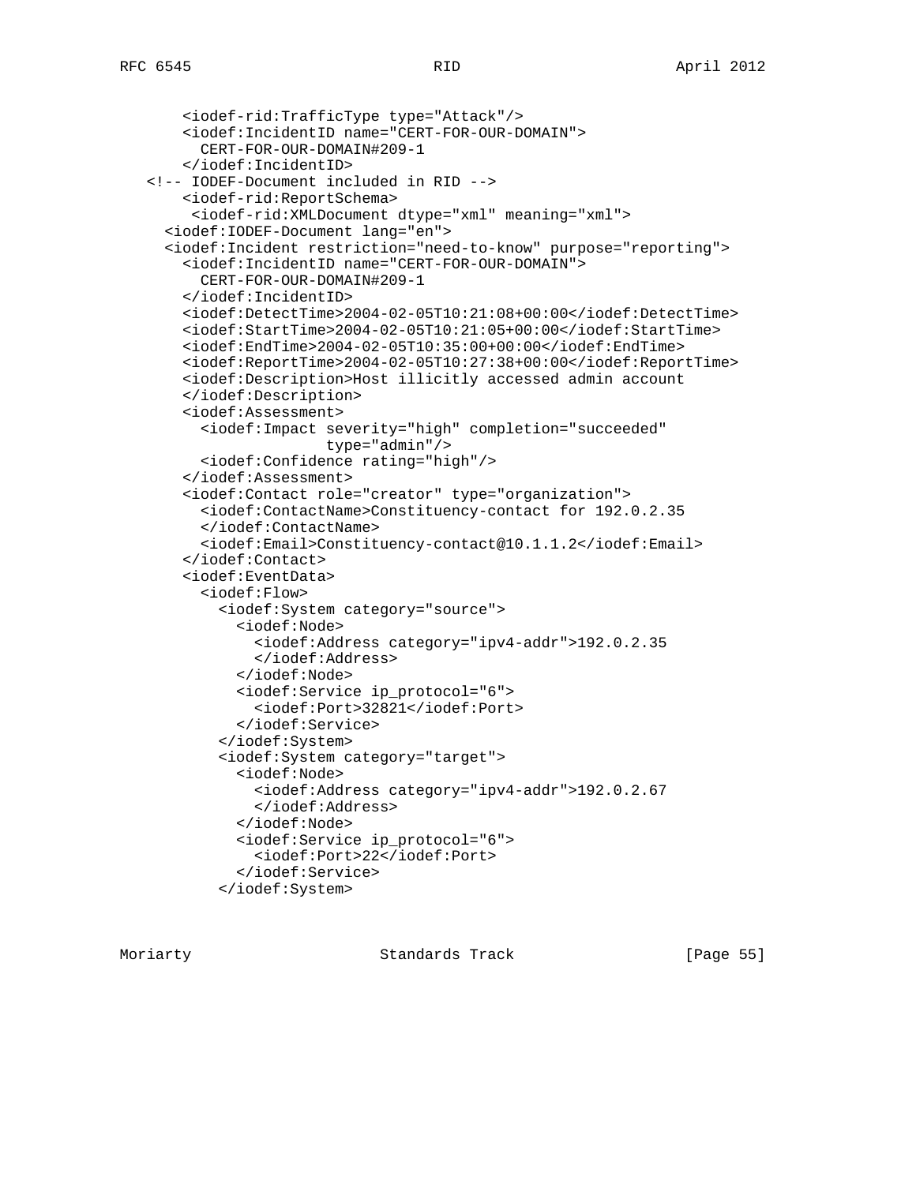```
       <iodef-rid:TrafficType type="Attack"/>
       <iodef:IncidentID name="CERT-FOR-OUR-DOMAIN">
         CERT-FOR-OUR-DOMAIN#209-1
       </iodef:IncidentID>
   <!-- IODEF-Document included in RID -->
       <iodef-rid:ReportSchema>
        <iodef-rid:XMLDocument dtype="xml" meaning="xml">
     <iodef:IODEF-Document lang="en">
     <iodef:Incident restriction="need-to-know" purpose="reporting">
       <iodef:IncidentID name="CERT-FOR-OUR-DOMAIN">
         CERT-FOR-OUR-DOMAIN#209-1
       </iodef:IncidentID>
       <iodef:DetectTime>2004-02-05T10:21:08+00:00</iodef:DetectTime>
       <iodef:StartTime>2004-02-05T10:21:05+00:00</iodef:StartTime>
       <iodef:EndTime>2004-02-05T10:35:00+00:00</iodef:EndTime>
       <iodef:ReportTime>2004-02-05T10:27:38+00:00</iodef:ReportTime>
       <iodef:Description>Host illicitly accessed admin account
       </iodef:Description>
       <iodef:Assessment>
         <iodef:Impact severity="high" completion="succeeded"
                       type="admin"/>
         <iodef:Confidence rating="high"/>
       </iodef:Assessment>
       <iodef:Contact role="creator" type="organization">
         <iodef:ContactName>Constituency-contact for 192.0.2.35
         </iodef:ContactName>
         <iodef:Email>Constituency-contact@10.1.1.2</iodef:Email>
       </iodef:Contact>
       <iodef:EventData>
         <iodef:Flow>
           <iodef:System category="source">
             <iodef:Node>
               <iodef:Address category="ipv4-addr">192.0.2.35
               </iodef:Address>
             </iodef:Node>
             <iodef:Service ip_protocol="6">
               <iodef:Port>32821</iodef:Port>
             </iodef:Service>
           </iodef:System>
           <iodef:System category="target">
             <iodef:Node>
               <iodef:Address category="ipv4-addr">192.0.2.67
               </iodef:Address>
             </iodef:Node>
             <iodef:Service ip_protocol="6">
               <iodef:Port>22</iodef:Port>
             </iodef:Service>
           </iodef:System>
```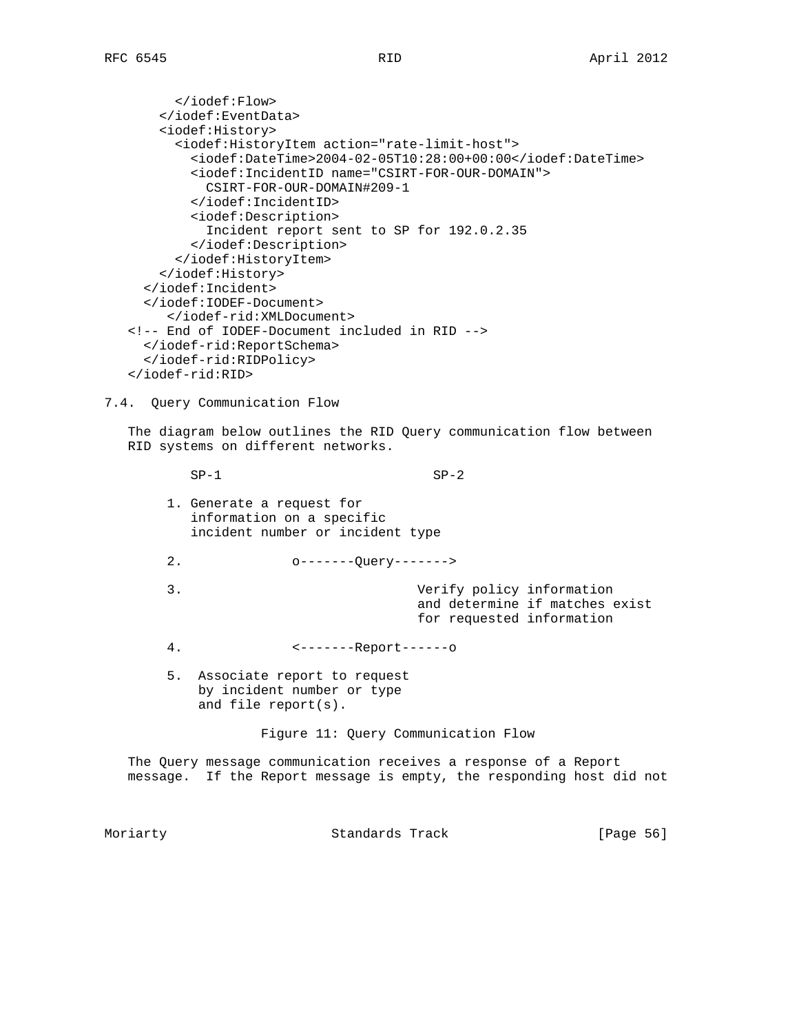```
        </iodef:Flow>
      </iodef:EventData>
      <iodef:History>
        <iodef:HistoryItem action="rate-limit-host">
          <iodef:DateTime>2004-02-05T10:28:00+00:00</iodef:DateTime>
          <iodef:IncidentID name="CSIRT-FOR-OUR-DOMAIN">
            CSIRT-FOR-OUR-DOMAIN#209-1
          </iodef:IncidentID>
          <iodef:Description>
            Incident report sent to SP for 192.0.2.35
          </iodef:Description>
        </iodef:HistoryItem>
      </iodef:History>
    </iodef:Incident>
    </iodef:IODEF-Document>
       </iodef-rid:XMLDocument>
  <!-- End of IODEF-Document included in RID -->
    </iodef-rid:ReportSchema>
    </iodef-rid:RIDPolicy>
  </iodef-rid:RID>
```

## 7.4. Query Communication Flow

The diagram below outlines the RID Query communication flow between RID systems on different networks.

```
          SP-1                          SP-2

      1. Generate a request for
         information on a specific
         incident number or incident type

      2.             o-------Query------->

      3.                             Verify policy information
                                     and determine if matches exist
                                     for requested information

      4.             <-------Report------o

      5.  Associate report to request
          by incident number or type
          and file report(s).
```

Figure 11: Query Communication Flow

The Query message communication receives a response of a Report message. If the Report message is empty, the responding host did not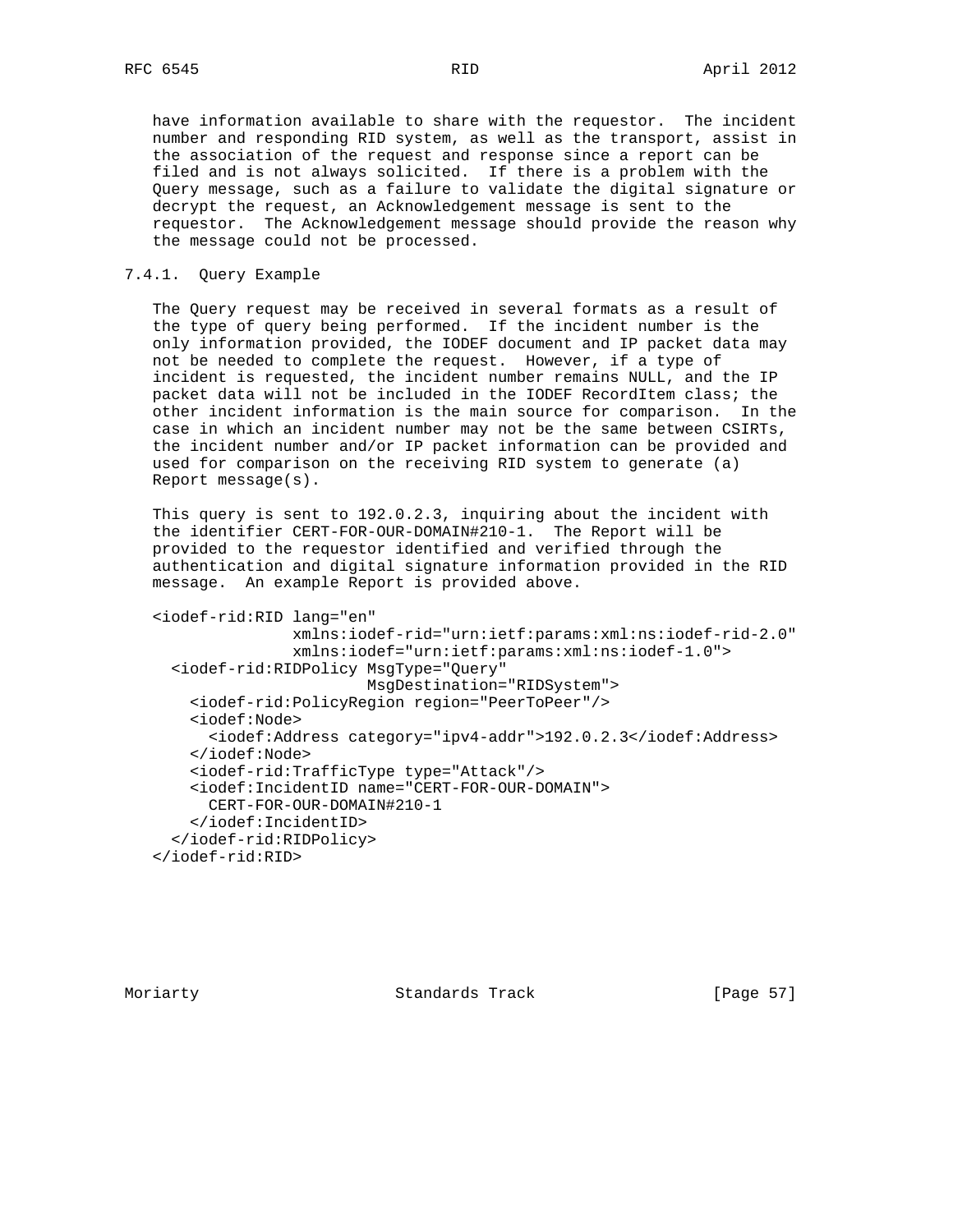have information available to share with the requestor. The incident number and responding RID system, as well as the transport, assist in the association of the request and response since a report can be filed and is not always solicited. If there is a problem with the Query message, such as a failure to validate the digital signature or decrypt the request, an Acknowledgement message is sent to the requestor. The Acknowledgement message should provide the reason why the message could not be processed.

### 7.4.1. Query Example

The Query request may be received in several formats as a result of the type of query being performed. If the incident number is the only information provided, the IODEF document and IP packet data may not be needed to complete the request. However, if a type of incident is requested, the incident number remains NULL, and the IP packet data will not be included in the IODEF RecordItem class; the other incident information is the main source for comparison. In the case in which an incident number may not be the same between CSIRTs, the incident number and/or IP packet information can be provided and used for comparison on the receiving RID system to generate (a) Report message(s).

This query is sent to 192.0.2.3, inquiring about the incident with the identifier CERT-FOR-OUR-DOMAIN#210-1. The Report will be provided to the requestor identified and verified through the authentication and digital signature information provided in the RID message. An example Report is provided above.

```
<iodef-rid:RID lang="en"
               xmlns:iodef-rid="urn:ietf:params:xml:ns:iodef-rid-2.0"
               xmlns:iodef="urn:ietf:params:xml:ns:iodef-1.0">
  <iodef-rid:RIDPolicy MsgType="Query"
                       MsgDestination="RIDSystem">
    <iodef-rid:PolicyRegion region="PeerToPeer"/>
    <iodef:Node>
      <iodef:Address category="ipv4-addr">192.0.2.3</iodef:Address>
    </iodef:Node>
    <iodef-rid:TrafficType type="Attack"/>
    <iodef:IncidentID name="CERT-FOR-OUR-DOMAIN">
      CERT-FOR-OUR-DOMAIN#210-1
    </iodef:IncidentID>
  </iodef-rid:RIDPolicy>
</iodef-rid:RID>
```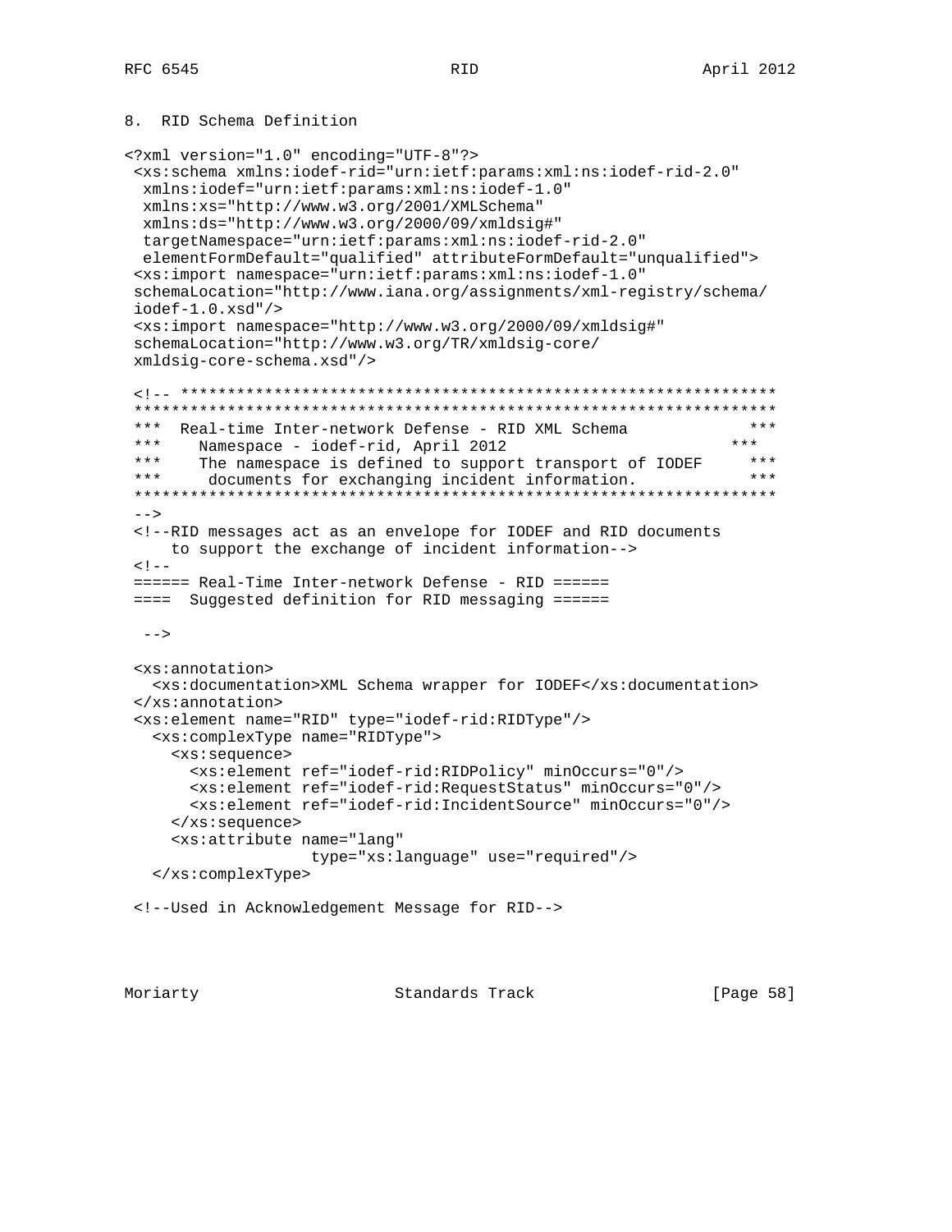## 8. RID Schema Definition

```
<?xml version="1.0" encoding="UTF-8"?>
 <xs:schema xmlns:iodef-rid="urn:ietf:params:xml:ns:iodef-rid-2.0"
  xmlns:iodef="urn:ietf:params:xml:ns:iodef-1.0"
  xmlns:xs="http://www.w3.org/2001/XMLSchema"
  xmlns:ds="http://www.w3.org/2000/09/xmldsig#"
  targetNamespace="urn:ietf:params:xml:ns:iodef-rid-2.0"
  elementFormDefault="qualified" attributeFormDefault="unqualified">
 <xs:import namespace="urn:ietf:params:xml:ns:iodef-1.0"
 schemaLocation="http://www.iana.org/assignments/xml-registry/schema/
 iodef-1.0.xsd"/>
 <xs:import namespace="http://www.w3.org/2000/09/xmldsig#"
 schemaLocation="http://www.w3.org/TR/xmldsig-core/
 xmldsig-core-schema.xsd"/>

 <!-- ****************************************************************
 *******************************************************************
 ***  Real-time Inter-network Defense - RID XML Schema            ***
 ***    Namespace - iodef-rid, April 2012                       ***
 ***    The namespace is defined to support transport of IODEF     ***
 ***     documents for exchanging incident information.           ***
 *******************************************************************
 -->
 <!--RID messages act as an envelope for IODEF and RID documents
     to support the exchange of incident information-->
 <!--
 ====== Real-Time Inter-network Defense - RID ======
 ====  Suggested definition for RID messaging ======

  -->

 <xs:annotation>
   <xs:documentation>XML Schema wrapper for IODEF</xs:documentation>
 </xs:annotation>
 <xs:element name="RID" type="iodef-rid:RIDType"/>
   <xs:complexType name="RIDType">
     <xs:sequence>
       <xs:element ref="iodef-rid:RIDPolicy" minOccurs="0"/>
       <xs:element ref="iodef-rid:RequestStatus" minOccurs="0"/>
       <xs:element ref="iodef-rid:IncidentSource" minOccurs="0"/>
     </xs:sequence>
     <xs:attribute name="lang"
                   type="xs:language" use="required"/>
   </xs:complexType>

 <!--Used in Acknowledgement Message for RID-->
```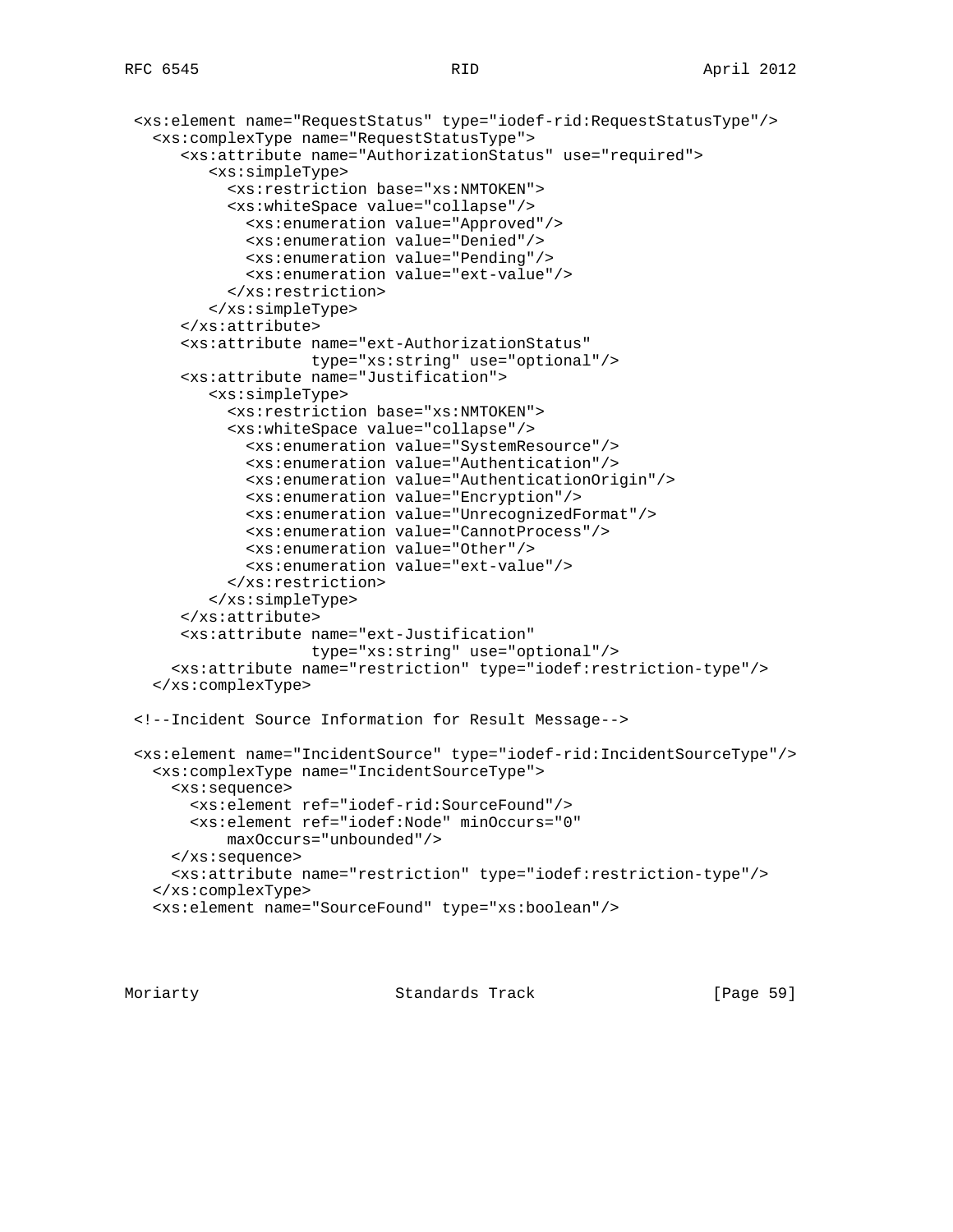```
 <xs:element name="RequestStatus" type="iodef-rid:RequestStatusType"/>
   <xs:complexType name="RequestStatusType">
      <xs:attribute name="AuthorizationStatus" use="required">
         <xs:simpleType>
           <xs:restriction base="xs:NMTOKEN">
           <xs:whiteSpace value="collapse"/>
             <xs:enumeration value="Approved"/>
             <xs:enumeration value="Denied"/>
             <xs:enumeration value="Pending"/>
             <xs:enumeration value="ext-value"/>
           </xs:restriction>
         </xs:simpleType>
      </xs:attribute>
      <xs:attribute name="ext-AuthorizationStatus"
                    type="xs:string" use="optional"/>
      <xs:attribute name="Justification">
         <xs:simpleType>
           <xs:restriction base="xs:NMTOKEN">
           <xs:whiteSpace value="collapse"/>
             <xs:enumeration value="SystemResource"/>
             <xs:enumeration value="Authentication"/>
             <xs:enumeration value="AuthenticationOrigin"/>
             <xs:enumeration value="Encryption"/>
             <xs:enumeration value="UnrecognizedFormat"/>
             <xs:enumeration value="CannotProcess"/>
             <xs:enumeration value="Other"/>
             <xs:enumeration value="ext-value"/>
           </xs:restriction>
         </xs:simpleType>
      </xs:attribute>
      <xs:attribute name="ext-Justification"
                    type="xs:string" use="optional"/>
     <xs:attribute name="restriction" type="iodef:restriction-type"/>
   </xs:complexType>

 <!--Incident Source Information for Result Message-->

 <xs:element name="IncidentSource" type="iodef-rid:IncidentSourceType"/>
   <xs:complexType name="IncidentSourceType">
     <xs:sequence>
       <xs:element ref="iodef-rid:SourceFound"/>
       <xs:element ref="iodef:Node" minOccurs="0"
           maxOccurs="unbounded"/>
     </xs:sequence>
     <xs:attribute name="restriction" type="iodef:restriction-type"/>
   </xs:complexType>
   <xs:element name="SourceFound" type="xs:boolean"/>
```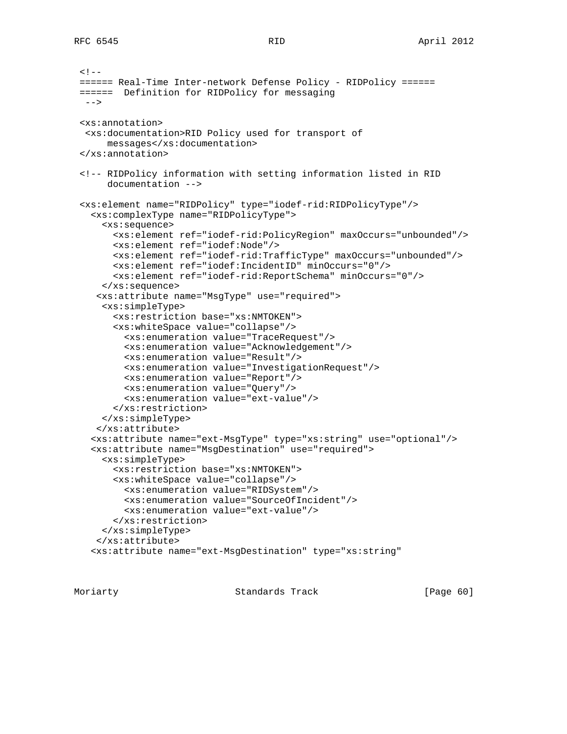```
 <!--
 ====== Real-Time Inter-network Defense Policy - RIDPolicy ======
 ======  Definition for RIDPolicy for messaging
  -->

 <xs:annotation>
  <xs:documentation>RID Policy used for transport of
      messages</xs:documentation>
 </xs:annotation>

 <!-- RIDPolicy information with setting information listed in RID
      documentation -->

 <xs:element name="RIDPolicy" type="iodef-rid:RIDPolicyType"/>
   <xs:complexType name="RIDPolicyType">
     <xs:sequence>
       <xs:element ref="iodef-rid:PolicyRegion" maxOccurs="unbounded"/>
       <xs:element ref="iodef:Node"/>
       <xs:element ref="iodef-rid:TrafficType" maxOccurs="unbounded"/>
       <xs:element ref="iodef:IncidentID" minOccurs="0"/>
       <xs:element ref="iodef-rid:ReportSchema" minOccurs="0"/>
     </xs:sequence>
    <xs:attribute name="MsgType" use="required">
     <xs:simpleType>
       <xs:restriction base="xs:NMTOKEN">
       <xs:whiteSpace value="collapse"/>
         <xs:enumeration value="TraceRequest"/>
         <xs:enumeration value="Acknowledgement"/>
         <xs:enumeration value="Result"/>
         <xs:enumeration value="InvestigationRequest"/>
         <xs:enumeration value="Report"/>
         <xs:enumeration value="Query"/>
         <xs:enumeration value="ext-value"/>
       </xs:restriction>
     </xs:simpleType>
    </xs:attribute>
   <xs:attribute name="ext-MsgType" type="xs:string" use="optional"/>
   <xs:attribute name="MsgDestination" use="required">
     <xs:simpleType>
       <xs:restriction base="xs:NMTOKEN">
       <xs:whiteSpace value="collapse"/>
         <xs:enumeration value="RIDSystem"/>
         <xs:enumeration value="SourceOfIncident"/>
         <xs:enumeration value="ext-value"/>
       </xs:restriction>
     </xs:simpleType>
    </xs:attribute>
   <xs:attribute name="ext-MsgDestination" type="xs:string"
```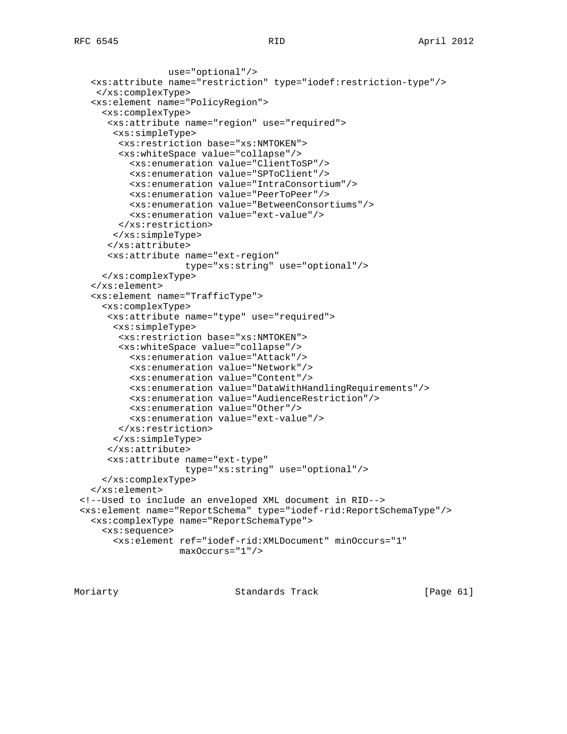```
                 use="optional"/>
   <xs:attribute name="restriction" type="iodef:restriction-type"/>
    </xs:complexType>
   <xs:element name="PolicyRegion">
     <xs:complexType>
      <xs:attribute name="region" use="required">
       <xs:simpleType>
        <xs:restriction base="xs:NMTOKEN">
        <xs:whiteSpace value="collapse"/>
          <xs:enumeration value="ClientToSP"/>
          <xs:enumeration value="SPToClient"/>
          <xs:enumeration value="IntraConsortium"/>
          <xs:enumeration value="PeerToPeer"/>
          <xs:enumeration value="BetweenConsortiums"/>
          <xs:enumeration value="ext-value"/>
        </xs:restriction>
       </xs:simpleType>
      </xs:attribute>
      <xs:attribute name="ext-region"
                    type="xs:string" use="optional"/>
     </xs:complexType>
   </xs:element>
   <xs:element name="TrafficType">
     <xs:complexType>
      <xs:attribute name="type" use="required">
       <xs:simpleType>
        <xs:restriction base="xs:NMTOKEN">
        <xs:whiteSpace value="collapse"/>
          <xs:enumeration value="Attack"/>
          <xs:enumeration value="Network"/>
          <xs:enumeration value="Content"/>
          <xs:enumeration value="DataWithHandlingRequirements"/>
          <xs:enumeration value="AudienceRestriction"/>
          <xs:enumeration value="Other"/>
          <xs:enumeration value="ext-value"/>
        </xs:restriction>
       </xs:simpleType>
      </xs:attribute>
      <xs:attribute name="ext-type"
                    type="xs:string" use="optional"/>
     </xs:complexType>
   </xs:element>
 <!--Used to include an enveloped XML document in RID-->
 <xs:element name="ReportSchema" type="iodef-rid:ReportSchemaType"/>
   <xs:complexType name="ReportSchemaType">
     <xs:sequence>
       <xs:element ref="iodef-rid:XMLDocument" minOccurs="1"
                   maxOccurs="1"/>
```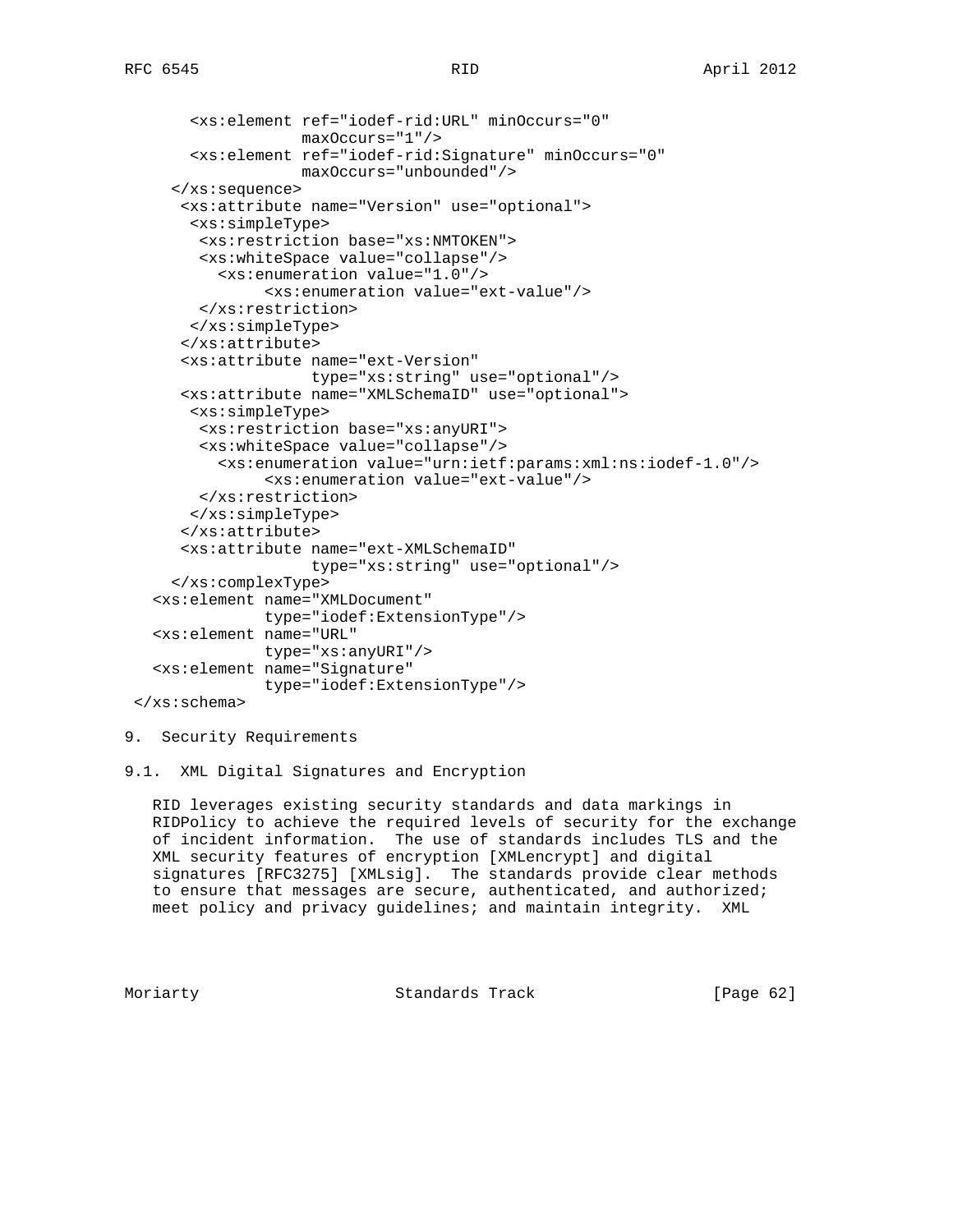```
        <xs:element ref="iodef-rid:URL" minOccurs="0"
                    maxOccurs="1"/>
        <xs:element ref="iodef-rid:Signature" minOccurs="0"
                    maxOccurs="unbounded"/>
      </xs:sequence>
       <xs:attribute name="Version" use="optional">
        <xs:simpleType>
         <xs:restriction base="xs:NMTOKEN">
         <xs:whiteSpace value="collapse"/>
           <xs:enumeration value="1.0"/>
                <xs:enumeration value="ext-value"/>
         </xs:restriction>
        </xs:simpleType>
       </xs:attribute>
       <xs:attribute name="ext-Version"
                     type="xs:string" use="optional"/>
       <xs:attribute name="XMLSchemaID" use="optional">
        <xs:simpleType>
         <xs:restriction base="xs:anyURI">
         <xs:whiteSpace value="collapse"/>
           <xs:enumeration value="urn:ietf:params:xml:ns:iodef-1.0"/>
                <xs:enumeration value="ext-value"/>
         </xs:restriction>
        </xs:simpleType>
       </xs:attribute>
       <xs:attribute name="ext-XMLSchemaID"
                     type="xs:string" use="optional"/>
     </xs:complexType>
   <xs:element name="XMLDocument"
               type="iodef:ExtensionType"/>
   <xs:element name="URL"
               type="xs:anyURI"/>
   <xs:element name="Signature"
               type="iodef:ExtensionType"/>
 </xs:schema>
```

## 9. Security Requirements

### 9.1. XML Digital Signatures and Encryption

RID leverages existing security standards and data markings in RIDPolicy to achieve the required levels of security for the exchange of incident information. The use of standards includes TLS and the XML security features of encryption [XMLencrypt] and digital signatures [RFC3275] [XMLsig]. The standards provide clear methods to ensure that messages are secure, authenticated, and authorized; meet policy and privacy guidelines; and maintain integrity. XML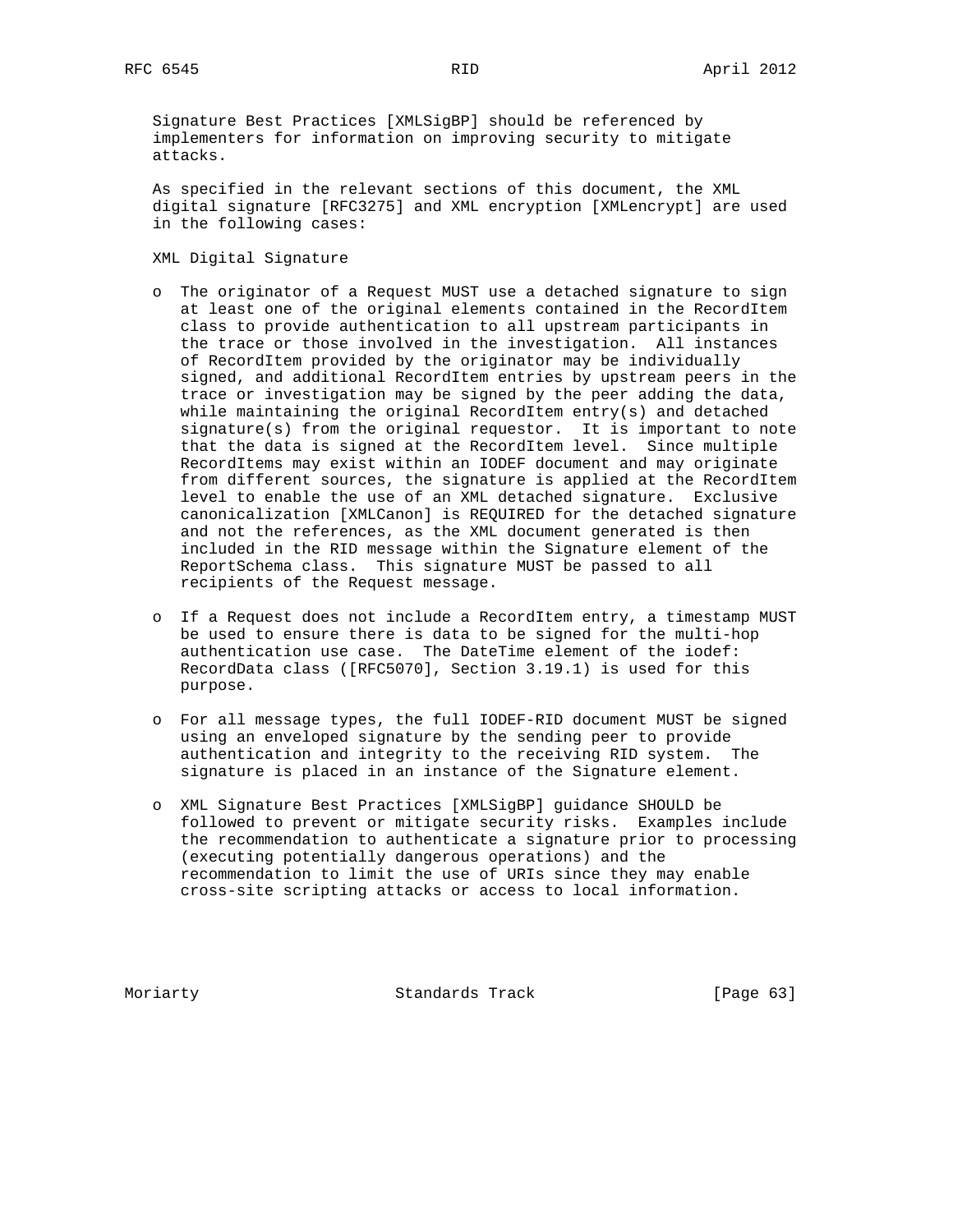Signature Best Practices [XMLSigBP] should be referenced by implementers for information on improving security to mitigate attacks.

As specified in the relevant sections of this document, the XML digital signature [RFC3275] and XML encryption [XMLencrypt] are used in the following cases:

XML Digital Signature

- The originator of a Request MUST use a detached signature to sign at least one of the original elements contained in the RecordItem class to provide authentication to all upstream participants in the trace or those involved in the investigation. All instances of RecordItem provided by the originator may be individually signed, and additional RecordItem entries by upstream peers in the trace or investigation may be signed by the peer adding the data, while maintaining the original RecordItem entry(s) and detached signature(s) from the original requestor. It is important to note that the data is signed at the RecordItem level. Since multiple RecordItems may exist within an IODEF document and may originate from different sources, the signature is applied at the RecordItem level to enable the use of an XML detached signature. Exclusive canonicalization [XMLCanon] is REQUIRED for the detached signature and not the references, as the XML document generated is then included in the RID message within the Signature element of the ReportSchema class. This signature MUST be passed to all recipients of the Request message.

- If a Request does not include a RecordItem entry, a timestamp MUST be used to ensure there is data to be signed for the multi-hop authentication use case. The DateTime element of the iodef: RecordData class ([RFC5070], Section 3.19.1) is used for this purpose.

- For all message types, the full IODEF-RID document MUST be signed using an enveloped signature by the sending peer to provide authentication and integrity to the receiving RID system. The signature is placed in an instance of the Signature element.

- XML Signature Best Practices [XMLSigBP] guidance SHOULD be followed to prevent or mitigate security risks. Examples include the recommendation to authenticate a signature prior to processing (executing potentially dangerous operations) and the recommendation to limit the use of URIs since they may enable cross-site scripting attacks or access to local information.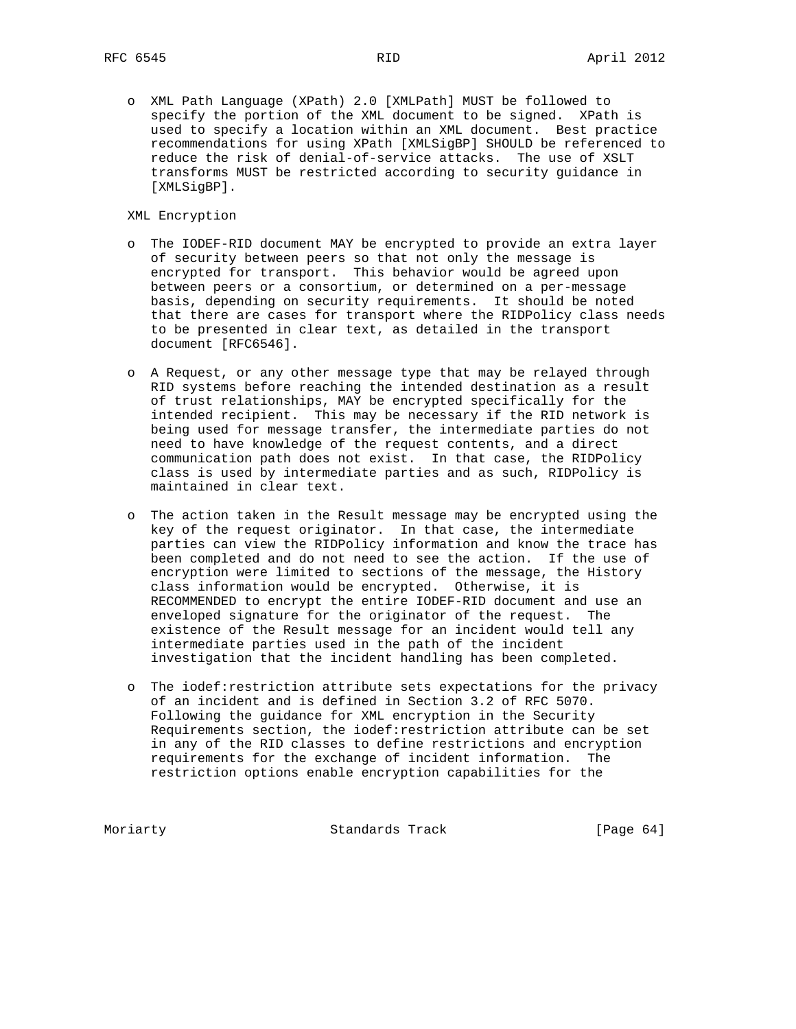- XML Path Language (XPath) 2.0 [XMLPath] MUST be followed to specify the portion of the XML document to be signed. XPath is used to specify a location within an XML document. Best practice recommendations for using XPath [XMLSigBP] SHOULD be referenced to reduce the risk of denial-of-service attacks. The use of XSLT transforms MUST be restricted according to security guidance in [XMLSigBP].

XML Encryption

- The IODEF-RID document MAY be encrypted to provide an extra layer of security between peers so that not only the message is encrypted for transport. This behavior would be agreed upon between peers or a consortium, or determined on a per-message basis, depending on security requirements. It should be noted that there are cases for transport where the RIDPolicy class needs to be presented in clear text, as detailed in the transport document [RFC6546].

- A Request, or any other message type that may be relayed through RID systems before reaching the intended destination as a result of trust relationships, MAY be encrypted specifically for the intended recipient. This may be necessary if the RID network is being used for message transfer, the intermediate parties do not need to have knowledge of the request contents, and a direct communication path does not exist. In that case, the RIDPolicy class is used by intermediate parties and as such, RIDPolicy is maintained in clear text.

- The action taken in the Result message may be encrypted using the key of the request originator. In that case, the intermediate parties can view the RIDPolicy information and know the trace has been completed and do not need to see the action. If the use of encryption were limited to sections of the message, the History class information would be encrypted. Otherwise, it is RECOMMENDED to encrypt the entire IODEF-RID document and use an enveloped signature for the originator of the request. The existence of the Result message for an incident would tell any intermediate parties used in the path of the incident investigation that the incident handling has been completed.

- The iodef:restriction attribute sets expectations for the privacy of an incident and is defined in Section 3.2 of RFC 5070. Following the guidance for XML encryption in the Security Requirements section, the iodef:restriction attribute can be set in any of the RID classes to define restrictions and encryption requirements for the exchange of incident information. The restriction options enable encryption capabilities for the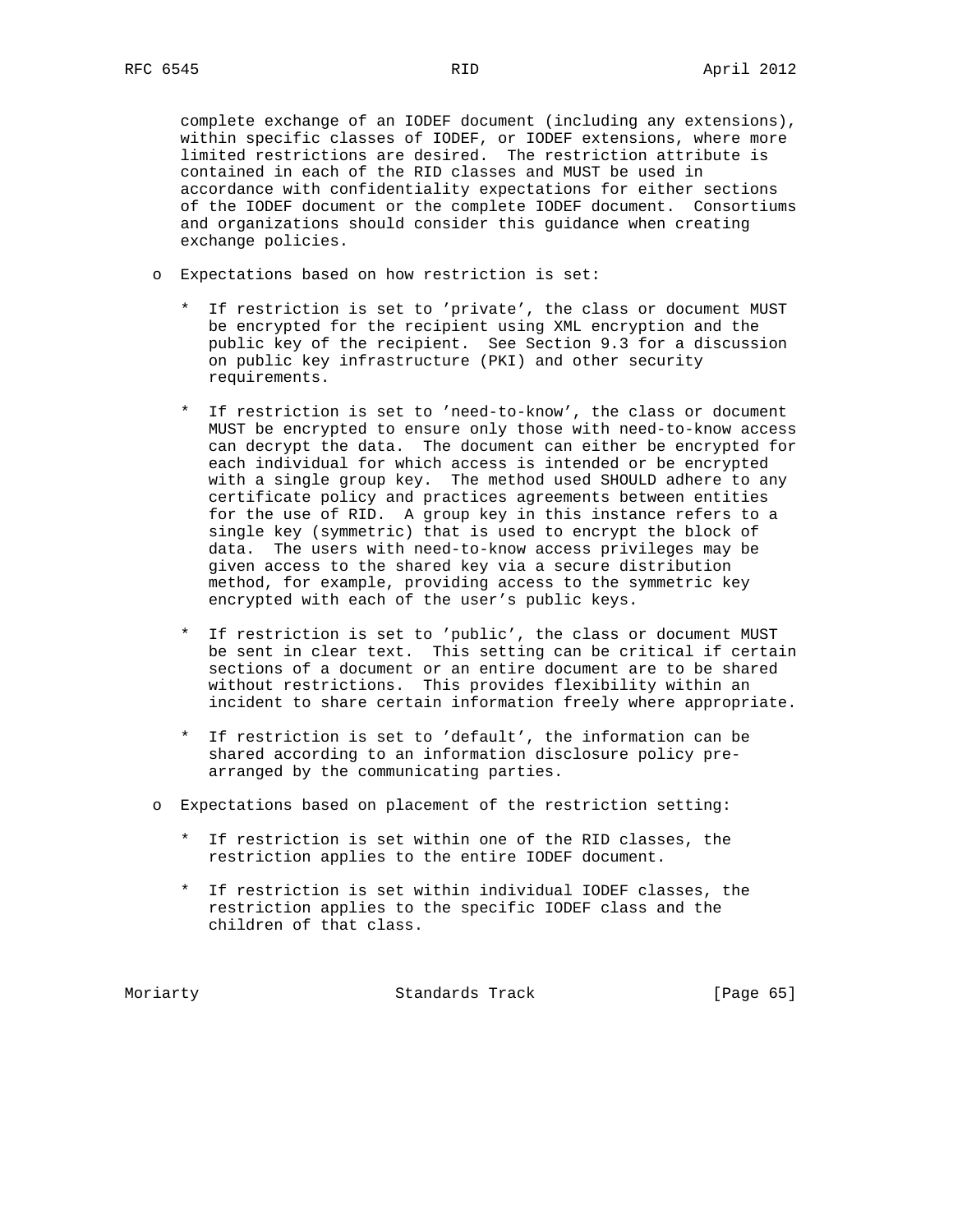complete exchange of an IODEF document (including any extensions), within specific classes of IODEF, or IODEF extensions, where more limited restrictions are desired. The restriction attribute is contained in each of the RID classes and MUST be used in accordance with confidentiality expectations for either sections of the IODEF document or the complete IODEF document. Consortiums and organizations should consider this guidance when creating exchange policies.

- Expectations based on how restriction is set:

  * If restriction is set to 'private', the class or document MUST be encrypted for the recipient using XML encryption and the public key of the recipient. See Section 9.3 for a discussion on public key infrastructure (PKI) and other security requirements.

  * If restriction is set to 'need-to-know', the class or document MUST be encrypted to ensure only those with need-to-know access can decrypt the data. The document can either be encrypted for each individual for which access is intended or be encrypted with a single group key. The method used SHOULD adhere to any certificate policy and practices agreements between entities for the use of RID. A group key in this instance refers to a single key (symmetric) that is used to encrypt the block of data. The users with need-to-know access privileges may be given access to the shared key via a secure distribution method, for example, providing access to the symmetric key encrypted with each of the user's public keys.

  * If restriction is set to 'public', the class or document MUST be sent in clear text. This setting can be critical if certain sections of a document or an entire document are to be shared without restrictions. This provides flexibility within an incident to share certain information freely where appropriate.

  * If restriction is set to 'default', the information can be shared according to an information disclosure policy pre-arranged by the communicating parties.

- Expectations based on placement of the restriction setting:

  * If restriction is set within one of the RID classes, the restriction applies to the entire IODEF document.

  * If restriction is set within individual IODEF classes, the restriction applies to the specific IODEF class and the children of that class.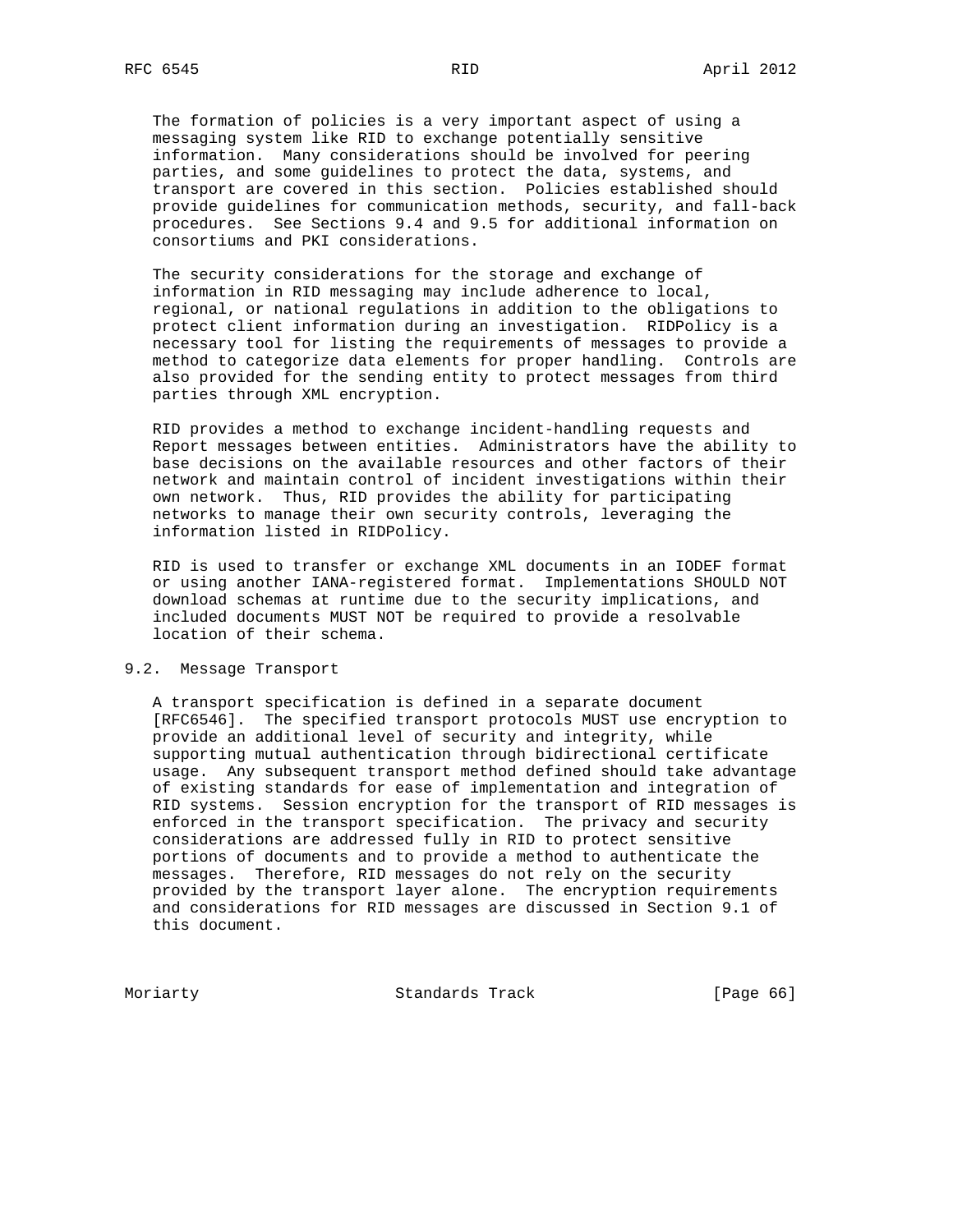The formation of policies is a very important aspect of using a messaging system like RID to exchange potentially sensitive information. Many considerations should be involved for peering parties, and some guidelines to protect the data, systems, and transport are covered in this section. Policies established should provide guidelines for communication methods, security, and fall-back procedures. See Sections 9.4 and 9.5 for additional information on consortiums and PKI considerations.

The security considerations for the storage and exchange of information in RID messaging may include adherence to local, regional, or national regulations in addition to the obligations to protect client information during an investigation. RIDPolicy is a necessary tool for listing the requirements of messages to provide a method to categorize data elements for proper handling. Controls are also provided for the sending entity to protect messages from third parties through XML encryption.

RID provides a method to exchange incident-handling requests and Report messages between entities. Administrators have the ability to base decisions on the available resources and other factors of their network and maintain control of incident investigations within their own network. Thus, RID provides the ability for participating networks to manage their own security controls, leveraging the information listed in RIDPolicy.

RID is used to transfer or exchange XML documents in an IODEF format or using another IANA-registered format. Implementations SHOULD NOT download schemas at runtime due to the security implications, and included documents MUST NOT be required to provide a resolvable location of their schema.

## 9.2. Message Transport

A transport specification is defined in a separate document [RFC6546]. The specified transport protocols MUST use encryption to provide an additional level of security and integrity, while supporting mutual authentication through bidirectional certificate usage. Any subsequent transport method defined should take advantage of existing standards for ease of implementation and integration of RID systems. Session encryption for the transport of RID messages is enforced in the transport specification. The privacy and security considerations are addressed fully in RID to protect sensitive portions of documents and to provide a method to authenticate the messages. Therefore, RID messages do not rely on the security provided by the transport layer alone. The encryption requirements and considerations for RID messages are discussed in Section 9.1 of this document.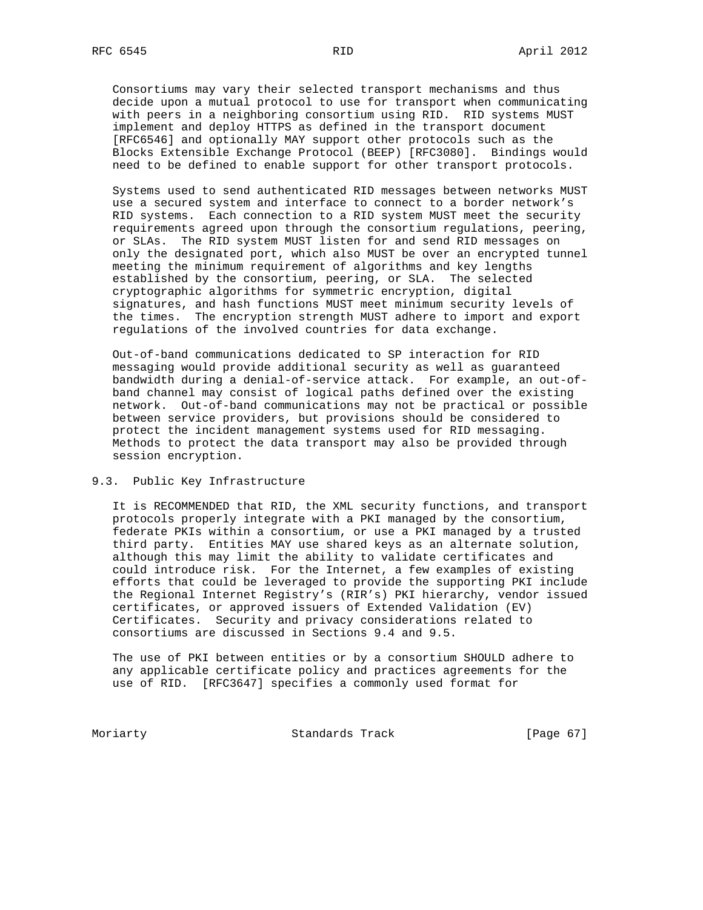Consortiums may vary their selected transport mechanisms and thus decide upon a mutual protocol to use for transport when communicating with peers in a neighboring consortium using RID. RID systems MUST implement and deploy HTTPS as defined in the transport document [RFC6546] and optionally MAY support other protocols such as the Blocks Extensible Exchange Protocol (BEEP) [RFC3080]. Bindings would need to be defined to enable support for other transport protocols.

Systems used to send authenticated RID messages between networks MUST use a secured system and interface to connect to a border network's RID systems. Each connection to a RID system MUST meet the security requirements agreed upon through the consortium regulations, peering, or SLAs. The RID system MUST listen for and send RID messages on only the designated port, which also MUST be over an encrypted tunnel meeting the minimum requirement of algorithms and key lengths established by the consortium, peering, or SLA. The selected cryptographic algorithms for symmetric encryption, digital signatures, and hash functions MUST meet minimum security levels of the times. The encryption strength MUST adhere to import and export regulations of the involved countries for data exchange.

Out-of-band communications dedicated to SP interaction for RID messaging would provide additional security as well as guaranteed bandwidth during a denial-of-service attack. For example, an out-of-band channel may consist of logical paths defined over the existing network. Out-of-band communications may not be practical or possible between service providers, but provisions should be considered to protect the incident management systems used for RID messaging. Methods to protect the data transport may also be provided through session encryption.

## 9.3. Public Key Infrastructure

It is RECOMMENDED that RID, the XML security functions, and transport protocols properly integrate with a PKI managed by the consortium, federate PKIs within a consortium, or use a PKI managed by a trusted third party. Entities MAY use shared keys as an alternate solution, although this may limit the ability to validate certificates and could introduce risk. For the Internet, a few examples of existing efforts that could be leveraged to provide the supporting PKI include the Regional Internet Registry's (RIR's) PKI hierarchy, vendor issued certificates, or approved issuers of Extended Validation (EV) Certificates. Security and privacy considerations related to consortiums are discussed in Sections 9.4 and 9.5.

The use of PKI between entities or by a consortium SHOULD adhere to any applicable certificate policy and practices agreements for the use of RID. [RFC3647] specifies a commonly used format for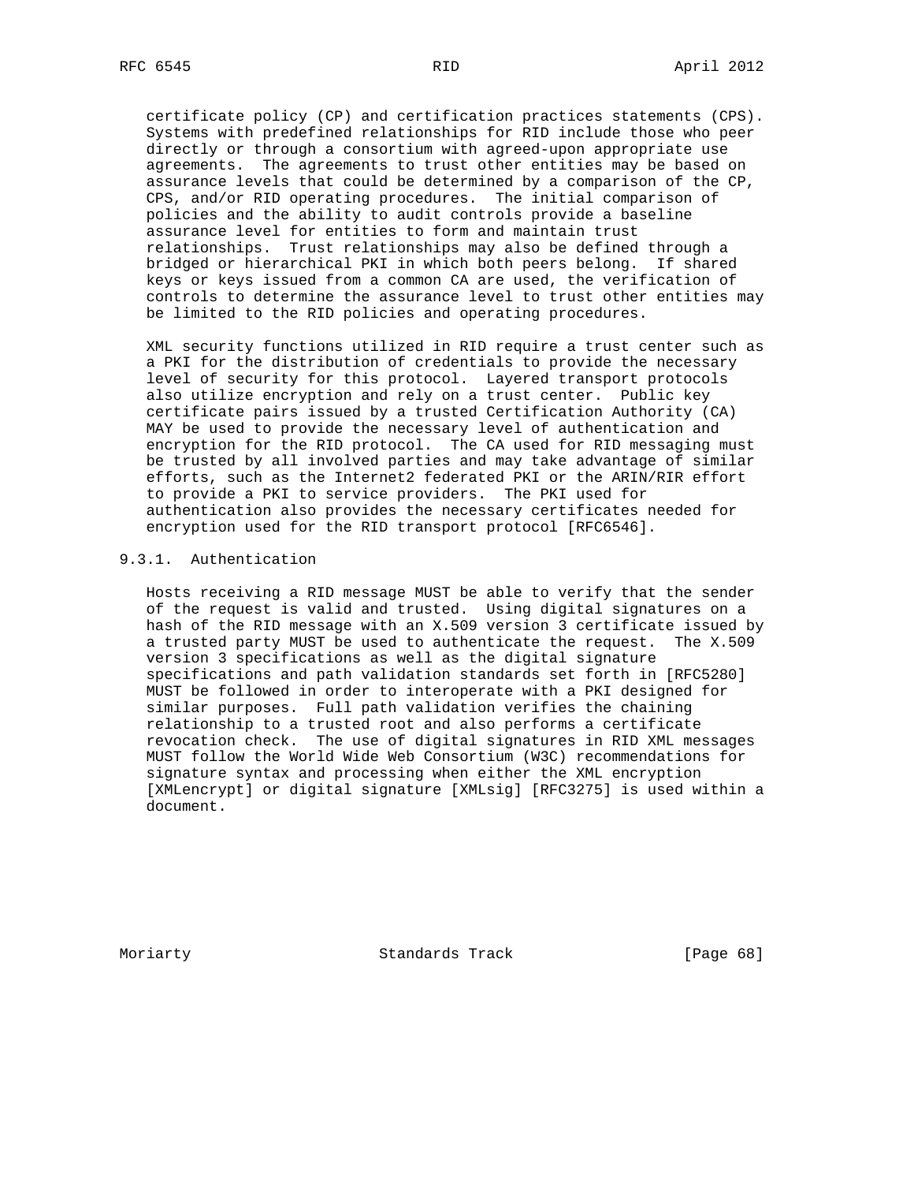certificate policy (CP) and certification practices statements (CPS). Systems with predefined relationships for RID include those who peer directly or through a consortium with agreed-upon appropriate use agreements. The agreements to trust other entities may be based on assurance levels that could be determined by a comparison of the CP, CPS, and/or RID operating procedures. The initial comparison of policies and the ability to audit controls provide a baseline assurance level for entities to form and maintain trust relationships. Trust relationships may also be defined through a bridged or hierarchical PKI in which both peers belong. If shared keys or keys issued from a common CA are used, the verification of controls to determine the assurance level to trust other entities may be limited to the RID policies and operating procedures.

XML security functions utilized in RID require a trust center such as a PKI for the distribution of credentials to provide the necessary level of security for this protocol. Layered transport protocols also utilize encryption and rely on a trust center. Public key certificate pairs issued by a trusted Certification Authority (CA) MAY be used to provide the necessary level of authentication and encryption for the RID protocol. The CA used for RID messaging must be trusted by all involved parties and may take advantage of similar efforts, such as the Internet2 federated PKI or the ARIN/RIR effort to provide a PKI to service providers. The PKI used for authentication also provides the necessary certificates needed for encryption used for the RID transport protocol [RFC6546].

### 9.3.1. Authentication

Hosts receiving a RID message MUST be able to verify that the sender of the request is valid and trusted. Using digital signatures on a hash of the RID message with an X.509 version 3 certificate issued by a trusted party MUST be used to authenticate the request. The X.509 version 3 specifications as well as the digital signature specifications and path validation standards set forth in [RFC5280] MUST be followed in order to interoperate with a PKI designed for similar purposes. Full path validation verifies the chaining relationship to a trusted root and also performs a certificate revocation check. The use of digital signatures in RID XML messages MUST follow the World Wide Web Consortium (W3C) recommendations for signature syntax and processing when either the XML encryption [XMLencrypt] or digital signature [XMLsig] [RFC3275] is used within a document.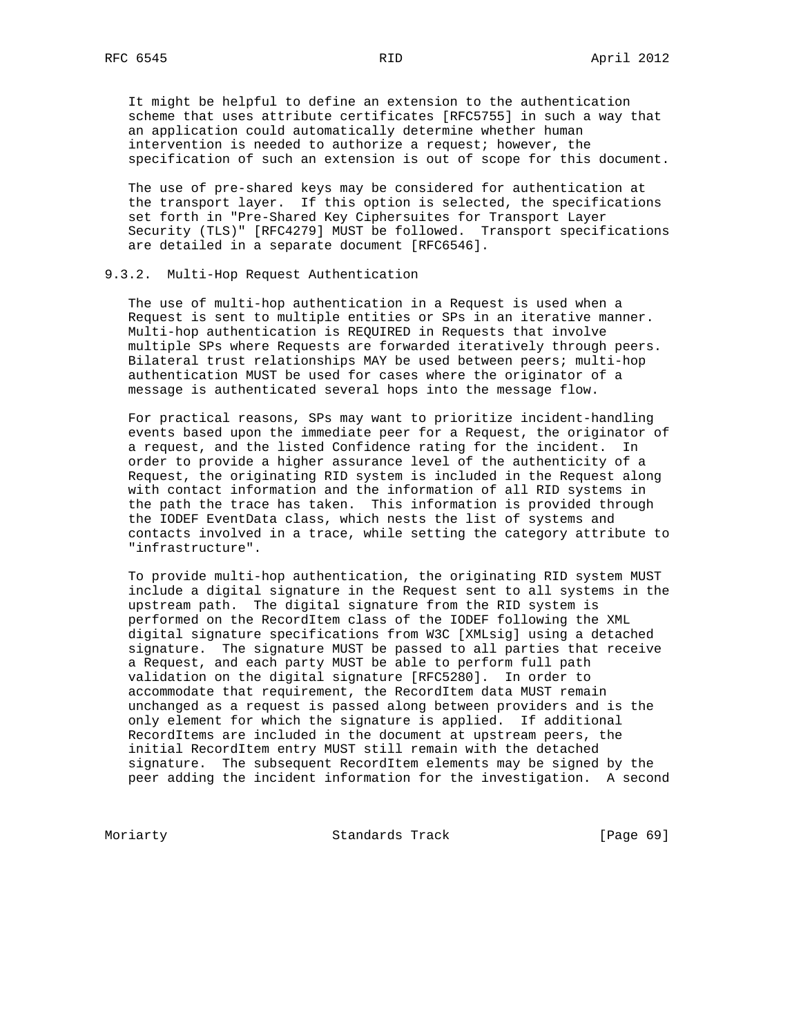It might be helpful to define an extension to the authentication scheme that uses attribute certificates [RFC5755] in such a way that an application could automatically determine whether human intervention is needed to authorize a request; however, the specification of such an extension is out of scope for this document.

The use of pre-shared keys may be considered for authentication at the transport layer. If this option is selected, the specifications set forth in "Pre-Shared Key Ciphersuites for Transport Layer Security (TLS)" [RFC4279] MUST be followed. Transport specifications are detailed in a separate document [RFC6546].

### 9.3.2. Multi-Hop Request Authentication

The use of multi-hop authentication in a Request is used when a Request is sent to multiple entities or SPs in an iterative manner. Multi-hop authentication is REQUIRED in Requests that involve multiple SPs where Requests are forwarded iteratively through peers. Bilateral trust relationships MAY be used between peers; multi-hop authentication MUST be used for cases where the originator of a message is authenticated several hops into the message flow.

For practical reasons, SPs may want to prioritize incident-handling events based upon the immediate peer for a Request, the originator of a request, and the listed Confidence rating for the incident. In order to provide a higher assurance level of the authenticity of a Request, the originating RID system is included in the Request along with contact information and the information of all RID systems in the path the trace has taken. This information is provided through the IODEF EventData class, which nests the list of systems and contacts involved in a trace, while setting the category attribute to "infrastructure".

To provide multi-hop authentication, the originating RID system MUST include a digital signature in the Request sent to all systems in the upstream path. The digital signature from the RID system is performed on the RecordItem class of the IODEF following the XML digital signature specifications from W3C [XMLsig] using a detached signature. The signature MUST be passed to all parties that receive a Request, and each party MUST be able to perform full path validation on the digital signature [RFC5280]. In order to accommodate that requirement, the RecordItem data MUST remain unchanged as a request is passed along between providers and is the only element for which the signature is applied. If additional RecordItems are included in the document at upstream peers, the initial RecordItem entry MUST still remain with the detached signature. The subsequent RecordItem elements may be signed by the peer adding the incident information for the investigation. A second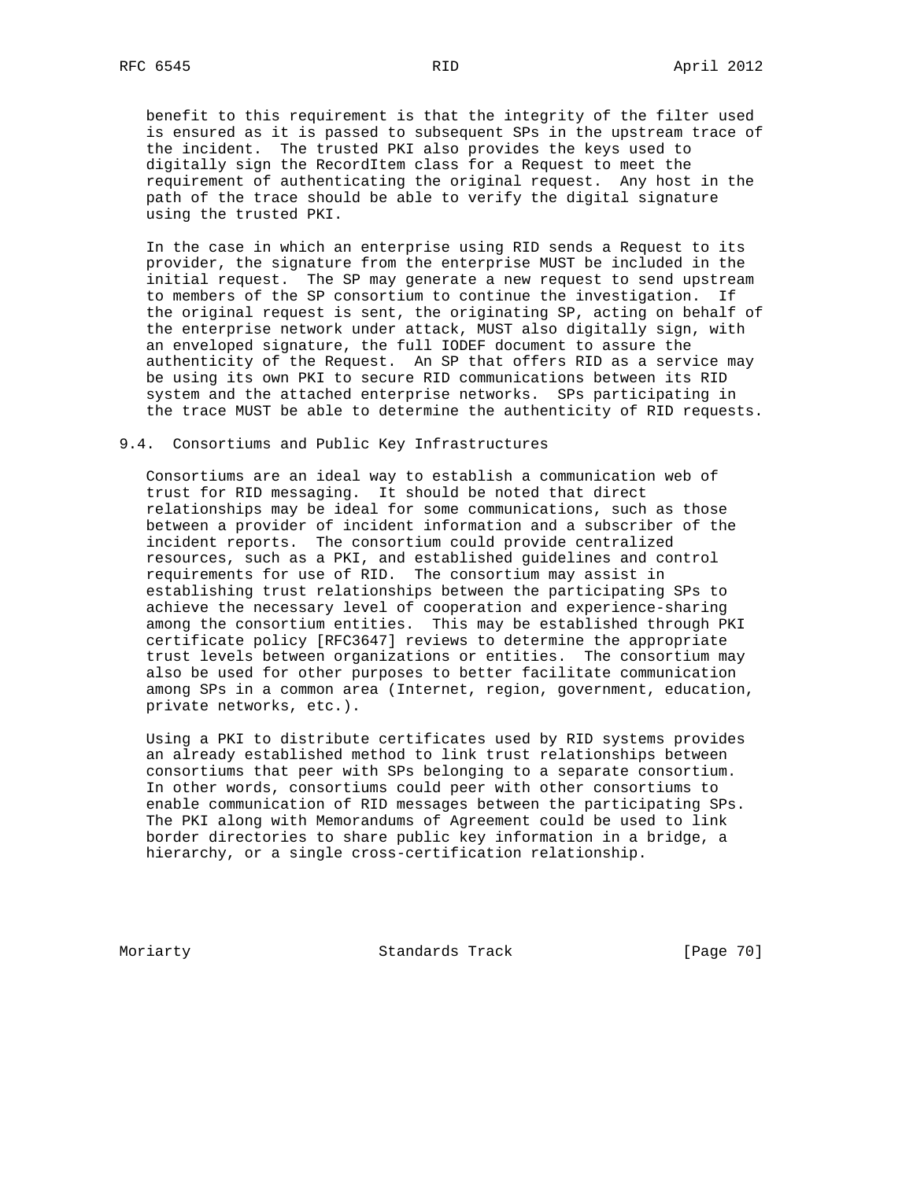benefit to this requirement is that the integrity of the filter used is ensured as it is passed to subsequent SPs in the upstream trace of the incident. The trusted PKI also provides the keys used to digitally sign the RecordItem class for a Request to meet the requirement of authenticating the original request. Any host in the path of the trace should be able to verify the digital signature using the trusted PKI.

In the case in which an enterprise using RID sends a Request to its provider, the signature from the enterprise MUST be included in the initial request. The SP may generate a new request to send upstream to members of the SP consortium to continue the investigation. If the original request is sent, the originating SP, acting on behalf of the enterprise network under attack, MUST also digitally sign, with an enveloped signature, the full IODEF document to assure the authenticity of the Request. An SP that offers RID as a service may be using its own PKI to secure RID communications between its RID system and the attached enterprise networks. SPs participating in the trace MUST be able to determine the authenticity of RID requests.

### 9.4. Consortiums and Public Key Infrastructures

Consortiums are an ideal way to establish a communication web of trust for RID messaging. It should be noted that direct relationships may be ideal for some communications, such as those between a provider of incident information and a subscriber of the incident reports. The consortium could provide centralized resources, such as a PKI, and established guidelines and control requirements for use of RID. The consortium may assist in establishing trust relationships between the participating SPs to achieve the necessary level of cooperation and experience-sharing among the consortium entities. This may be established through PKI certificate policy [RFC3647] reviews to determine the appropriate trust levels between organizations or entities. The consortium may also be used for other purposes to better facilitate communication among SPs in a common area (Internet, region, government, education, private networks, etc.).

Using a PKI to distribute certificates used by RID systems provides an already established method to link trust relationships between consortiums that peer with SPs belonging to a separate consortium. In other words, consortiums could peer with other consortiums to enable communication of RID messages between the participating SPs. The PKI along with Memorandums of Agreement could be used to link border directories to share public key information in a bridge, a hierarchy, or a single cross-certification relationship.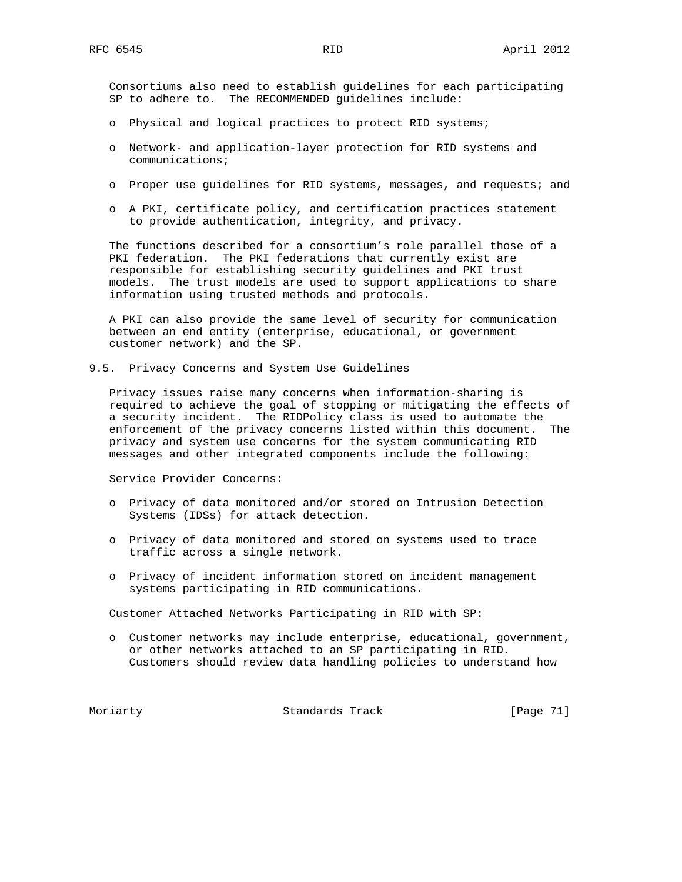Consortiums also need to establish guidelines for each participating SP to adhere to. The RECOMMENDED guidelines include:

- Physical and logical practices to protect RID systems;
- Network- and application-layer protection for RID systems and communications;
- Proper use guidelines for RID systems, messages, and requests; and
- A PKI, certificate policy, and certification practices statement to provide authentication, integrity, and privacy.

The functions described for a consortium's role parallel those of a PKI federation. The PKI federations that currently exist are responsible for establishing security guidelines and PKI trust models. The trust models are used to support applications to share information using trusted methods and protocols.

A PKI can also provide the same level of security for communication between an end entity (enterprise, educational, or government customer network) and the SP.

## 9.5. Privacy Concerns and System Use Guidelines

Privacy issues raise many concerns when information-sharing is required to achieve the goal of stopping or mitigating the effects of a security incident. The RIDPolicy class is used to automate the enforcement of the privacy concerns listed within this document. The privacy and system use concerns for the system communicating RID messages and other integrated components include the following:

Service Provider Concerns:

- Privacy of data monitored and/or stored on Intrusion Detection Systems (IDSs) for attack detection.
- Privacy of data monitored and stored on systems used to trace traffic across a single network.
- Privacy of incident information stored on incident management systems participating in RID communications.

Customer Attached Networks Participating in RID with SP:

- Customer networks may include enterprise, educational, government, or other networks attached to an SP participating in RID. Customers should review data handling policies to understand how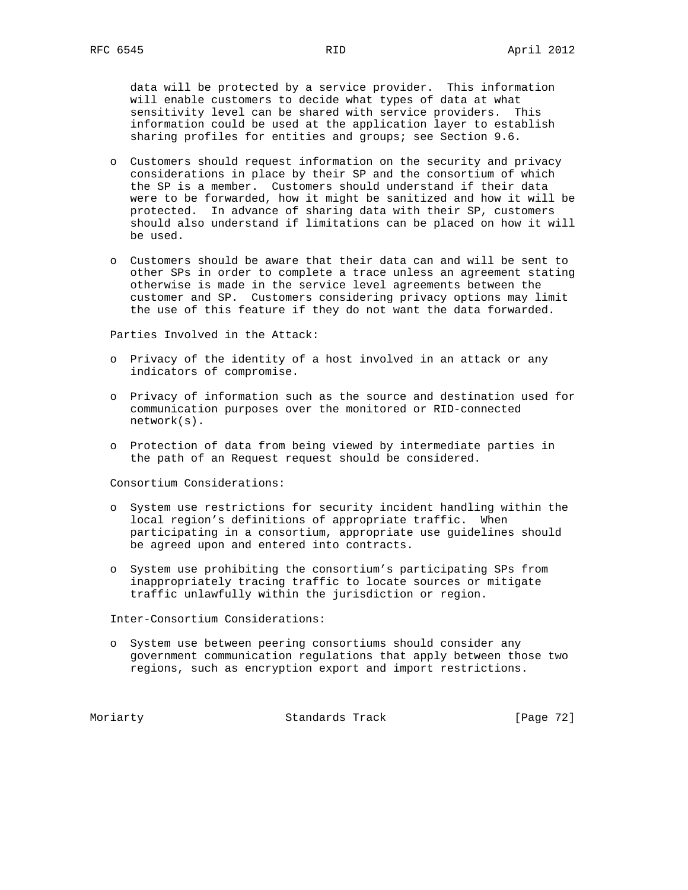data will be protected by a service provider. This information will enable customers to decide what types of data at what sensitivity level can be shared with service providers. This information could be used at the application layer to establish sharing profiles for entities and groups; see Section 9.6.

- Customers should request information on the security and privacy considerations in place by their SP and the consortium of which the SP is a member. Customers should understand if their data were to be forwarded, how it might be sanitized and how it will be protected. In advance of sharing data with their SP, customers should also understand if limitations can be placed on how it will be used.

- Customers should be aware that their data can and will be sent to other SPs in order to complete a trace unless an agreement stating otherwise is made in the service level agreements between the customer and SP. Customers considering privacy options may limit the use of this feature if they do not want the data forwarded.

Parties Involved in the Attack:

- Privacy of the identity of a host involved in an attack or any indicators of compromise.

- Privacy of information such as the source and destination used for communication purposes over the monitored or RID-connected network(s).

- Protection of data from being viewed by intermediate parties in the path of an Request request should be considered.

Consortium Considerations:

- System use restrictions for security incident handling within the local region's definitions of appropriate traffic. When participating in a consortium, appropriate use guidelines should be agreed upon and entered into contracts.

- System use prohibiting the consortium's participating SPs from inappropriately tracing traffic to locate sources or mitigate traffic unlawfully within the jurisdiction or region.

Inter-Consortium Considerations:

- System use between peering consortiums should consider any government communication regulations that apply between those two regions, such as encryption export and import restrictions.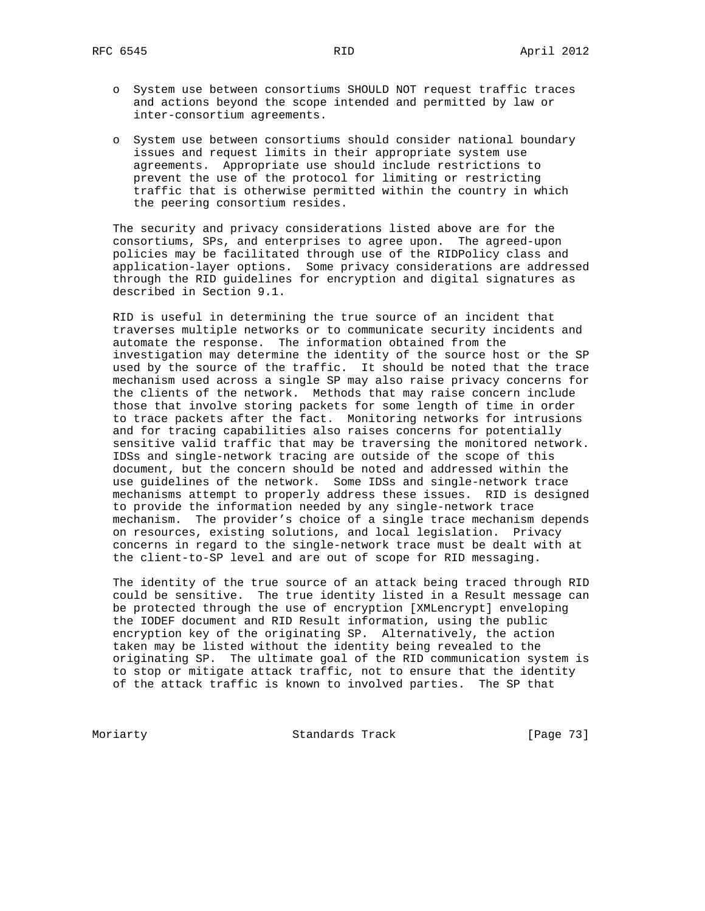- System use between consortiums SHOULD NOT request traffic traces and actions beyond the scope intended and permitted by law or inter-consortium agreements.

- System use between consortiums should consider national boundary issues and request limits in their appropriate system use agreements. Appropriate use should include restrictions to prevent the use of the protocol for limiting or restricting traffic that is otherwise permitted within the country in which the peering consortium resides.

The security and privacy considerations listed above are for the consortiums, SPs, and enterprises to agree upon. The agreed-upon policies may be facilitated through use of the RIDPolicy class and application-layer options. Some privacy considerations are addressed through the RID guidelines for encryption and digital signatures as described in Section 9.1.

RID is useful in determining the true source of an incident that traverses multiple networks or to communicate security incidents and automate the response. The information obtained from the investigation may determine the identity of the source host or the SP used by the source of the traffic. It should be noted that the trace mechanism used across a single SP may also raise privacy concerns for the clients of the network. Methods that may raise concern include those that involve storing packets for some length of time in order to trace packets after the fact. Monitoring networks for intrusions and for tracing capabilities also raises concerns for potentially sensitive valid traffic that may be traversing the monitored network. IDSs and single-network tracing are outside of the scope of this document, but the concern should be noted and addressed within the use guidelines of the network. Some IDSs and single-network trace mechanisms attempt to properly address these issues. RID is designed to provide the information needed by any single-network trace mechanism. The provider's choice of a single trace mechanism depends on resources, existing solutions, and local legislation. Privacy concerns in regard to the single-network trace must be dealt with at the client-to-SP level and are out of scope for RID messaging.

The identity of the true source of an attack being traced through RID could be sensitive. The true identity listed in a Result message can be protected through the use of encryption [XMLencrypt] enveloping the IODEF document and RID Result information, using the public encryption key of the originating SP. Alternatively, the action taken may be listed without the identity being revealed to the originating SP. The ultimate goal of the RID communication system is to stop or mitigate attack traffic, not to ensure that the identity of the attack traffic is known to involved parties. The SP that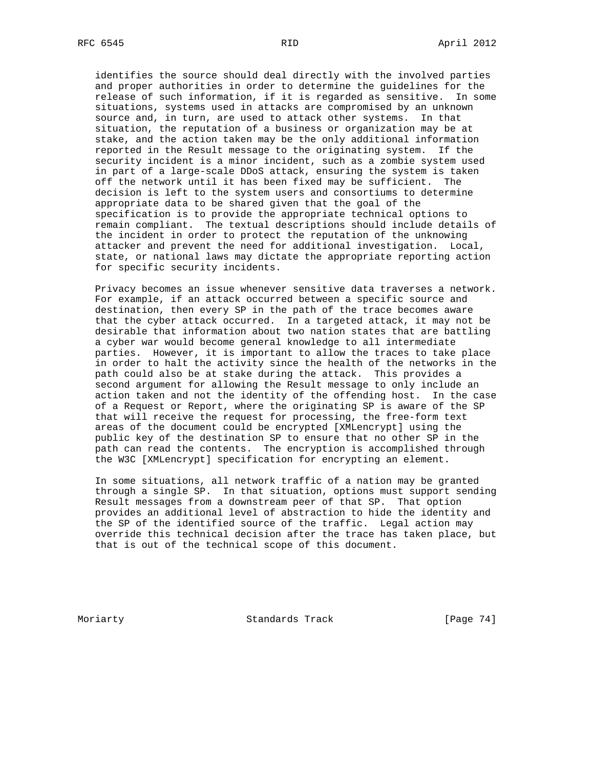identifies the source should deal directly with the involved parties and proper authorities in order to determine the guidelines for the release of such information, if it is regarded as sensitive. In some situations, systems used in attacks are compromised by an unknown source and, in turn, are used to attack other systems. In that situation, the reputation of a business or organization may be at stake, and the action taken may be the only additional information reported in the Result message to the originating system. If the security incident is a minor incident, such as a zombie system used in part of a large-scale DDoS attack, ensuring the system is taken off the network until it has been fixed may be sufficient. The decision is left to the system users and consortiums to determine appropriate data to be shared given that the goal of the specification is to provide the appropriate technical options to remain compliant. The textual descriptions should include details of the incident in order to protect the reputation of the unknowing attacker and prevent the need for additional investigation. Local, state, or national laws may dictate the appropriate reporting action for specific security incidents.

Privacy becomes an issue whenever sensitive data traverses a network. For example, if an attack occurred between a specific source and destination, then every SP in the path of the trace becomes aware that the cyber attack occurred. In a targeted attack, it may not be desirable that information about two nation states that are battling a cyber war would become general knowledge to all intermediate parties. However, it is important to allow the traces to take place in order to halt the activity since the health of the networks in the path could also be at stake during the attack. This provides a second argument for allowing the Result message to only include an action taken and not the identity of the offending host. In the case of a Request or Report, where the originating SP is aware of the SP that will receive the request for processing, the free-form text areas of the document could be encrypted [XMLencrypt] using the public key of the destination SP to ensure that no other SP in the path can read the contents. The encryption is accomplished through the W3C [XMLencrypt] specification for encrypting an element.

In some situations, all network traffic of a nation may be granted through a single SP. In that situation, options must support sending Result messages from a downstream peer of that SP. That option provides an additional level of abstraction to hide the identity and the SP of the identified source of the traffic. Legal action may override this technical decision after the trace has taken place, but that is out of the technical scope of this document.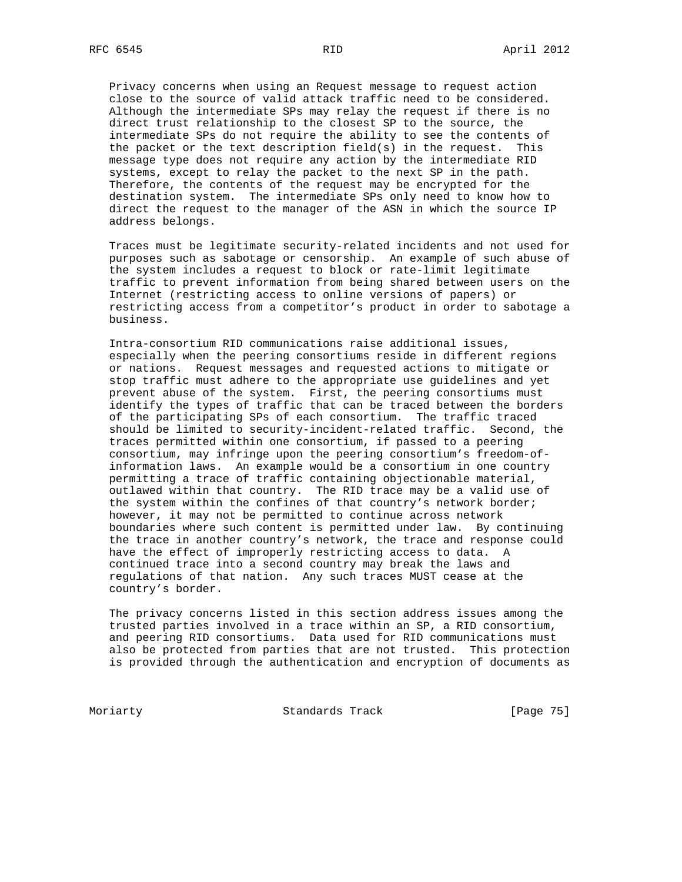Privacy concerns when using an Request message to request action close to the source of valid attack traffic need to be considered. Although the intermediate SPs may relay the request if there is no direct trust relationship to the closest SP to the source, the intermediate SPs do not require the ability to see the contents of the packet or the text description field(s) in the request. This message type does not require any action by the intermediate RID systems, except to relay the packet to the next SP in the path. Therefore, the contents of the request may be encrypted for the destination system. The intermediate SPs only need to know how to direct the request to the manager of the ASN in which the source IP address belongs.

Traces must be legitimate security-related incidents and not used for purposes such as sabotage or censorship. An example of such abuse of the system includes a request to block or rate-limit legitimate traffic to prevent information from being shared between users on the Internet (restricting access to online versions of papers) or restricting access from a competitor’s product in order to sabotage a business.

Intra-consortium RID communications raise additional issues, especially when the peering consortiums reside in different regions or nations. Request messages and requested actions to mitigate or stop traffic must adhere to the appropriate use guidelines and yet prevent abuse of the system. First, the peering consortiums must identify the types of traffic that can be traced between the borders of the participating SPs of each consortium. The traffic traced should be limited to security-incident-related traffic. Second, the traces permitted within one consortium, if passed to a peering consortium, may infringe upon the peering consortium’s freedom-of-information laws. An example would be a consortium in one country permitting a trace of traffic containing objectionable material, outlawed within that country. The RID trace may be a valid use of the system within the confines of that country’s network border; however, it may not be permitted to continue across network boundaries where such content is permitted under law. By continuing the trace in another country’s network, the trace and response could have the effect of improperly restricting access to data. A continued trace into a second country may break the laws and regulations of that nation. Any such traces MUST cease at the country’s border.

The privacy concerns listed in this section address issues among the trusted parties involved in a trace within an SP, a RID consortium, and peering RID consortiums. Data used for RID communications must also be protected from parties that are not trusted. This protection is provided through the authentication and encryption of documents as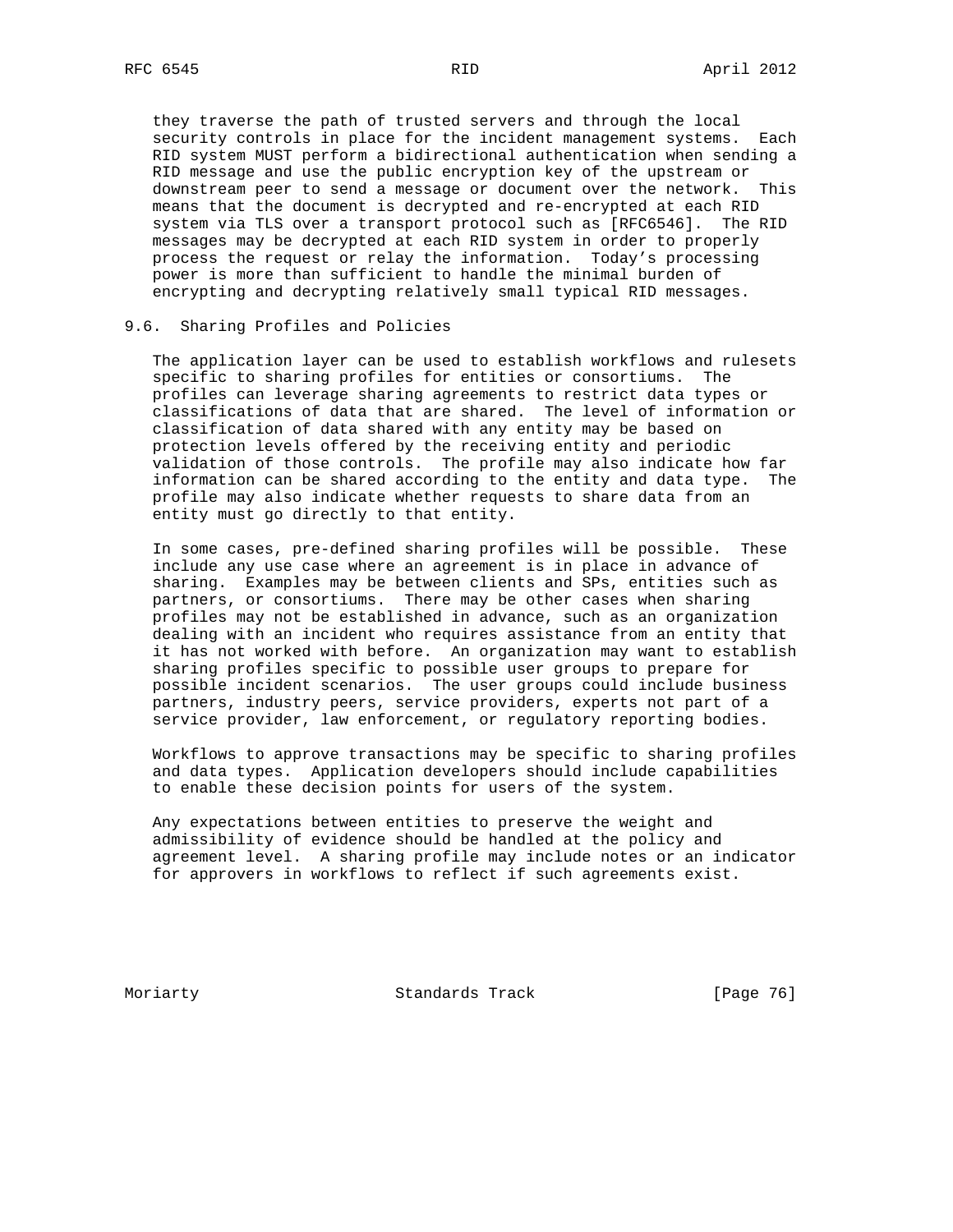they traverse the path of trusted servers and through the local security controls in place for the incident management systems. Each RID system MUST perform a bidirectional authentication when sending a RID message and use the public encryption key of the upstream or downstream peer to send a message or document over the network. This means that the document is decrypted and re-encrypted at each RID system via TLS over a transport protocol such as [RFC6546]. The RID messages may be decrypted at each RID system in order to properly process the request or relay the information. Today's processing power is more than sufficient to handle the minimal burden of encrypting and decrypting relatively small typical RID messages.

## 9.6. Sharing Profiles and Policies

The application layer can be used to establish workflows and rulesets specific to sharing profiles for entities or consortiums. The profiles can leverage sharing agreements to restrict data types or classifications of data that are shared. The level of information or classification of data shared with any entity may be based on protection levels offered by the receiving entity and periodic validation of those controls. The profile may also indicate how far information can be shared according to the entity and data type. The profile may also indicate whether requests to share data from an entity must go directly to that entity.

In some cases, pre-defined sharing profiles will be possible. These include any use case where an agreement is in place in advance of sharing. Examples may be between clients and SPs, entities such as partners, or consortiums. There may be other cases when sharing profiles may not be established in advance, such as an organization dealing with an incident who requires assistance from an entity that it has not worked with before. An organization may want to establish sharing profiles specific to possible user groups to prepare for possible incident scenarios. The user groups could include business partners, industry peers, service providers, experts not part of a service provider, law enforcement, or regulatory reporting bodies.

Workflows to approve transactions may be specific to sharing profiles and data types. Application developers should include capabilities to enable these decision points for users of the system.

Any expectations between entities to preserve the weight and admissibility of evidence should be handled at the policy and agreement level. A sharing profile may include notes or an indicator for approvers in workflows to reflect if such agreements exist.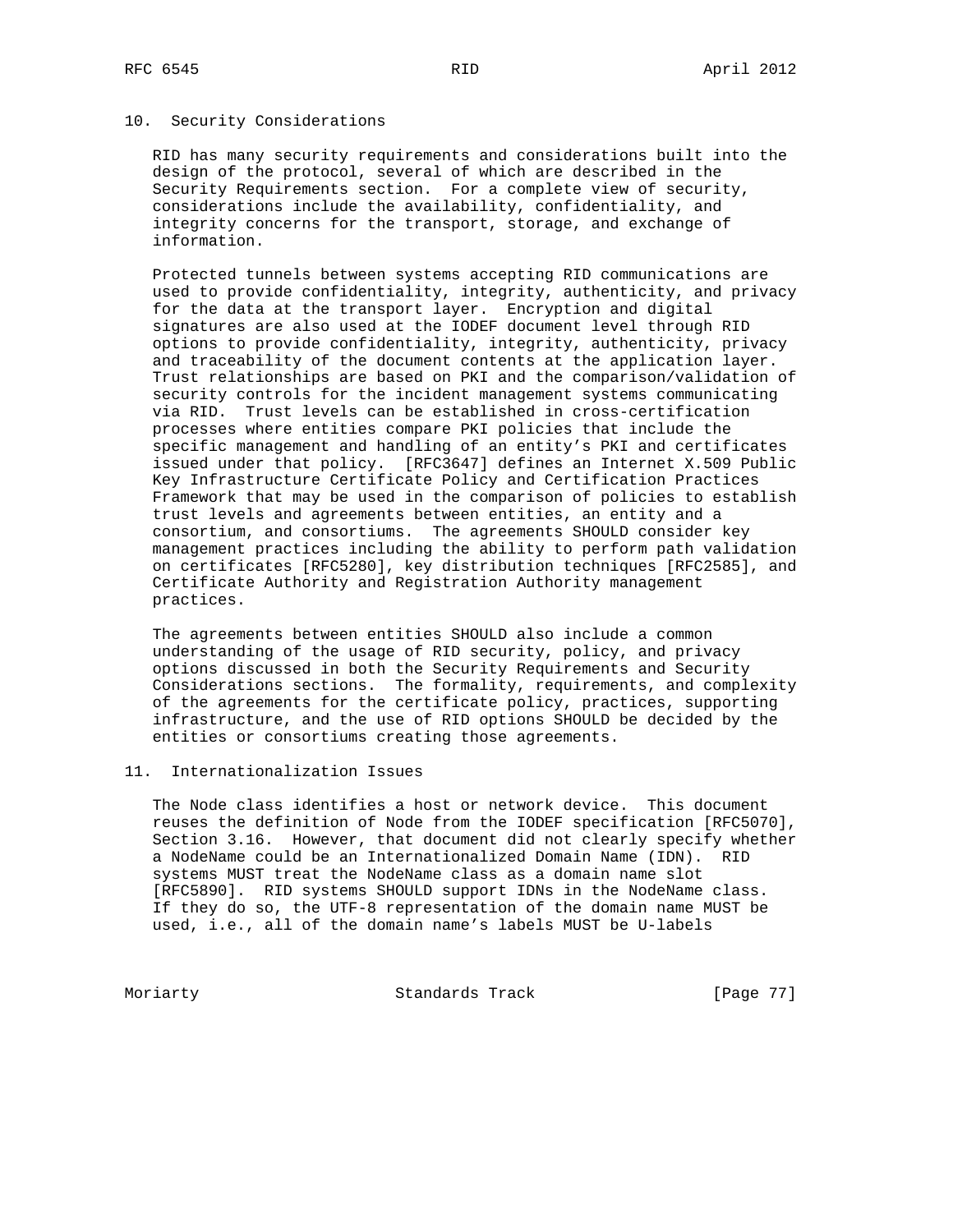## 10. Security Considerations

RID has many security requirements and considerations built into the design of the protocol, several of which are described in the Security Requirements section. For a complete view of security, considerations include the availability, confidentiality, and integrity concerns for the transport, storage, and exchange of information.

Protected tunnels between systems accepting RID communications are used to provide confidentiality, integrity, authenticity, and privacy for the data at the transport layer. Encryption and digital signatures are also used at the IODEF document level through RID options to provide confidentiality, integrity, authenticity, privacy and traceability of the document contents at the application layer. Trust relationships are based on PKI and the comparison/validation of security controls for the incident management systems communicating via RID. Trust levels can be established in cross-certification processes where entities compare PKI policies that include the specific management and handling of an entity's PKI and certificates issued under that policy. [RFC3647] defines an Internet X.509 Public Key Infrastructure Certificate Policy and Certification Practices Framework that may be used in the comparison of policies to establish trust levels and agreements between entities, an entity and a consortium, and consortiums. The agreements SHOULD consider key management practices including the ability to perform path validation on certificates [RFC5280], key distribution techniques [RFC2585], and Certificate Authority and Registration Authority management practices.

The agreements between entities SHOULD also include a common understanding of the usage of RID security, policy, and privacy options discussed in both the Security Requirements and Security Considerations sections. The formality, requirements, and complexity of the agreements for the certificate policy, practices, supporting infrastructure, and the use of RID options SHOULD be decided by the entities or consortiums creating those agreements.

## 11. Internationalization Issues

The Node class identifies a host or network device. This document reuses the definition of Node from the IODEF specification [RFC5070], Section 3.16. However, that document did not clearly specify whether a NodeName could be an Internationalized Domain Name (IDN). RID systems MUST treat the NodeName class as a domain name slot [RFC5890]. RID systems SHOULD support IDNs in the NodeName class. If they do so, the UTF-8 representation of the domain name MUST be used, i.e., all of the domain name's labels MUST be U-labels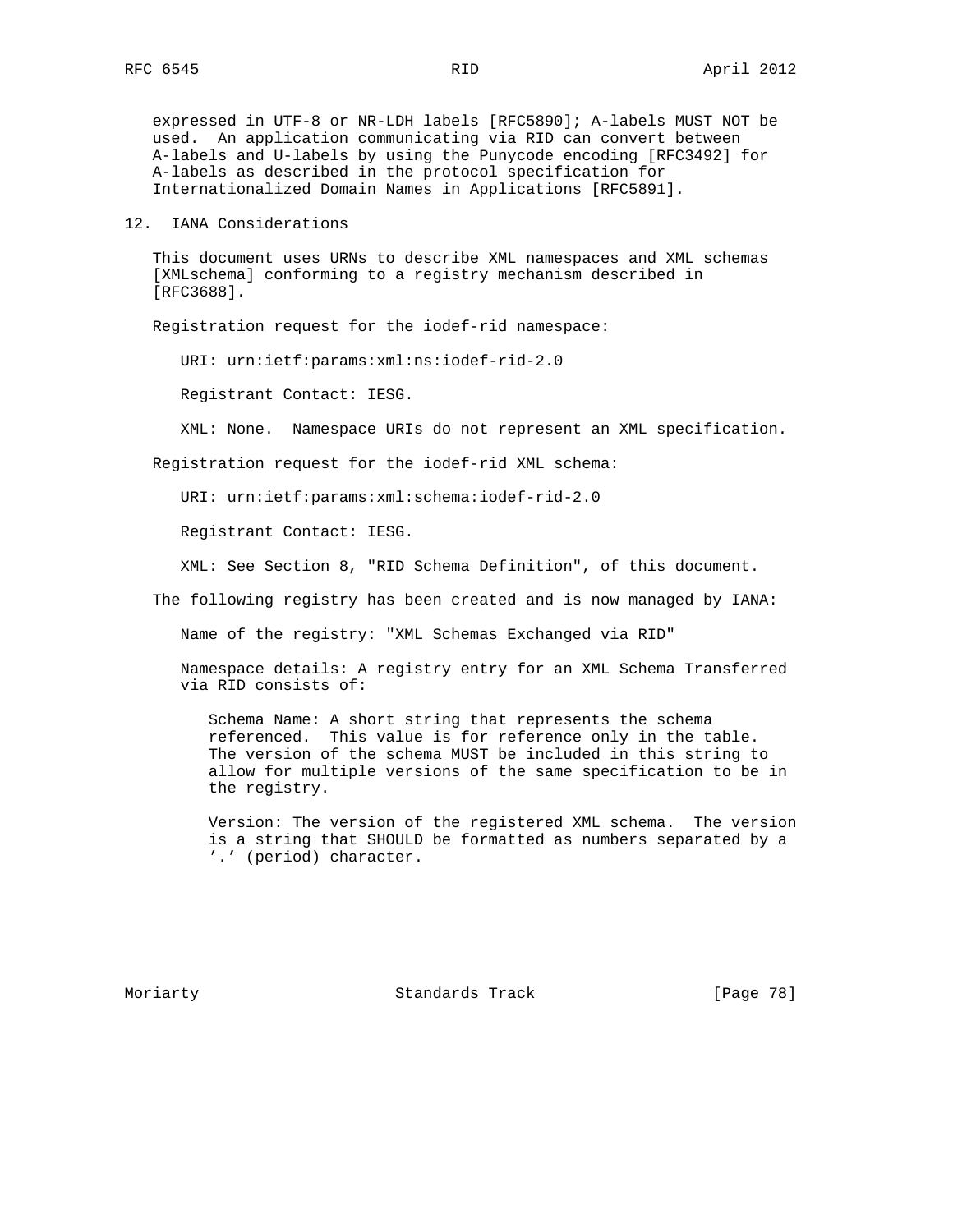expressed in UTF-8 or NR-LDH labels [RFC5890]; A-labels MUST NOT be used. An application communicating via RID can convert between A-labels and U-labels by using the Punycode encoding [RFC3492] for A-labels as described in the protocol specification for Internationalized Domain Names in Applications [RFC5891].

## 12. IANA Considerations

This document uses URNs to describe XML namespaces and XML schemas [XMLschema] conforming to a registry mechanism described in [RFC3688].

Registration request for the iodef-rid namespace:

URI: urn:ietf:params:xml:ns:iodef-rid-2.0

Registrant Contact: IESG.

XML: None. Namespace URIs do not represent an XML specification.

Registration request for the iodef-rid XML schema:

URI: urn:ietf:params:xml:schema:iodef-rid-2.0

Registrant Contact: IESG.

XML: See Section 8, "RID Schema Definition", of this document.

The following registry has been created and is now managed by IANA:

Name of the registry: "XML Schemas Exchanged via RID"

Namespace details: A registry entry for an XML Schema Transferred via RID consists of:

Schema Name: A short string that represents the schema referenced. This value is for reference only in the table. The version of the schema MUST be included in this string to allow for multiple versions of the same specification to be in the registry.

Version: The version of the registered XML schema. The version is a string that SHOULD be formatted as numbers separated by a '.' (period) character.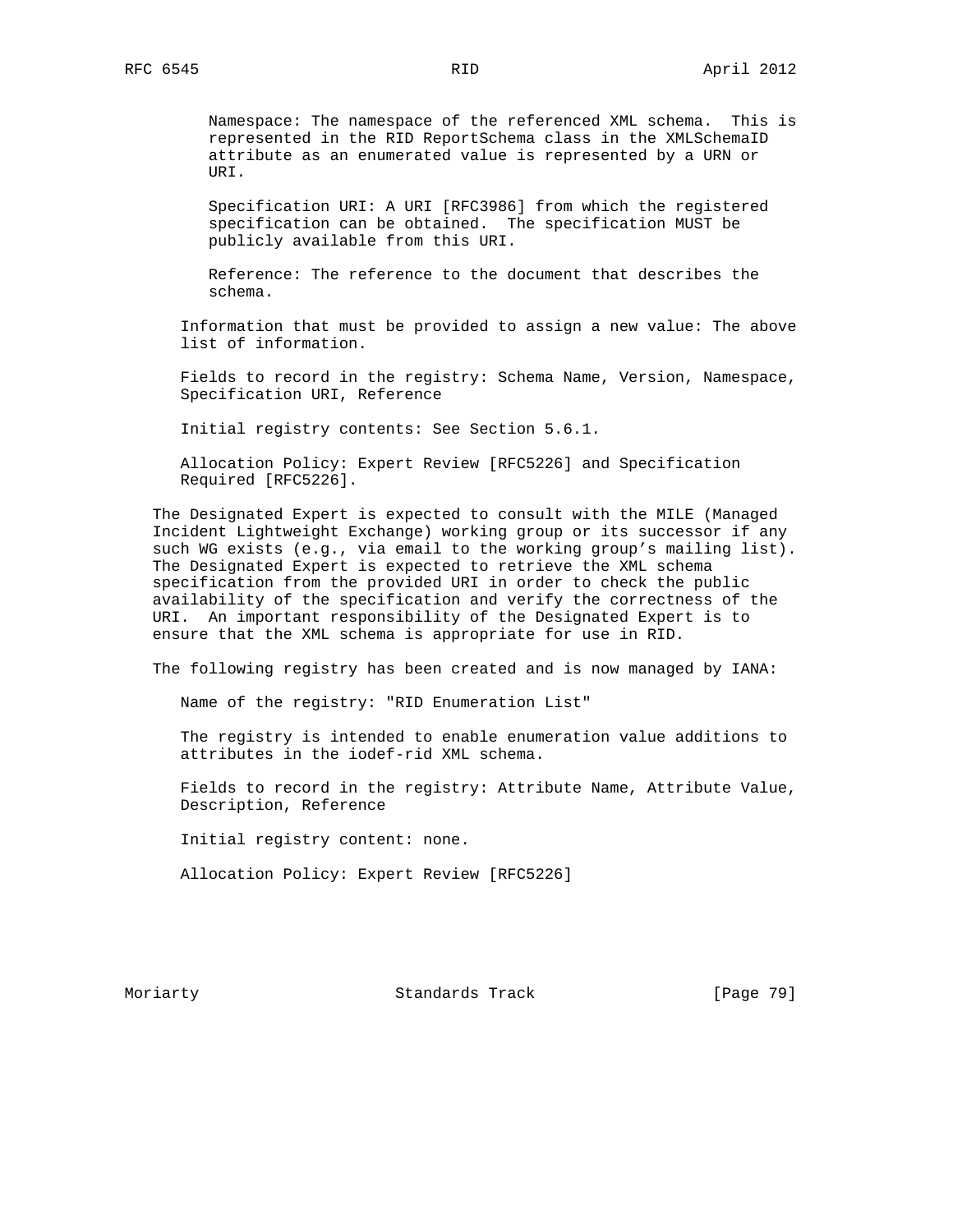Namespace: The namespace of the referenced XML schema. This is represented in the RID ReportSchema class in the XMLSchemaID attribute as an enumerated value is represented by a URN or URI.

Specification URI: A URI [RFC3986] from which the registered specification can be obtained. The specification MUST be publicly available from this URI.

Reference: The reference to the document that describes the schema.

Information that must be provided to assign a new value: The above list of information.

Fields to record in the registry: Schema Name, Version, Namespace, Specification URI, Reference

Initial registry contents: See Section 5.6.1.

Allocation Policy: Expert Review [RFC5226] and Specification Required [RFC5226].

The Designated Expert is expected to consult with the MILE (Managed Incident Lightweight Exchange) working group or its successor if any such WG exists (e.g., via email to the working group's mailing list). The Designated Expert is expected to retrieve the XML schema specification from the provided URI in order to check the public availability of the specification and verify the correctness of the URI. An important responsibility of the Designated Expert is to ensure that the XML schema is appropriate for use in RID.

The following registry has been created and is now managed by IANA:

Name of the registry: "RID Enumeration List"

The registry is intended to enable enumeration value additions to attributes in the iodef-rid XML schema.

Fields to record in the registry: Attribute Name, Attribute Value, Description, Reference

Initial registry content: none.

Allocation Policy: Expert Review [RFC5226]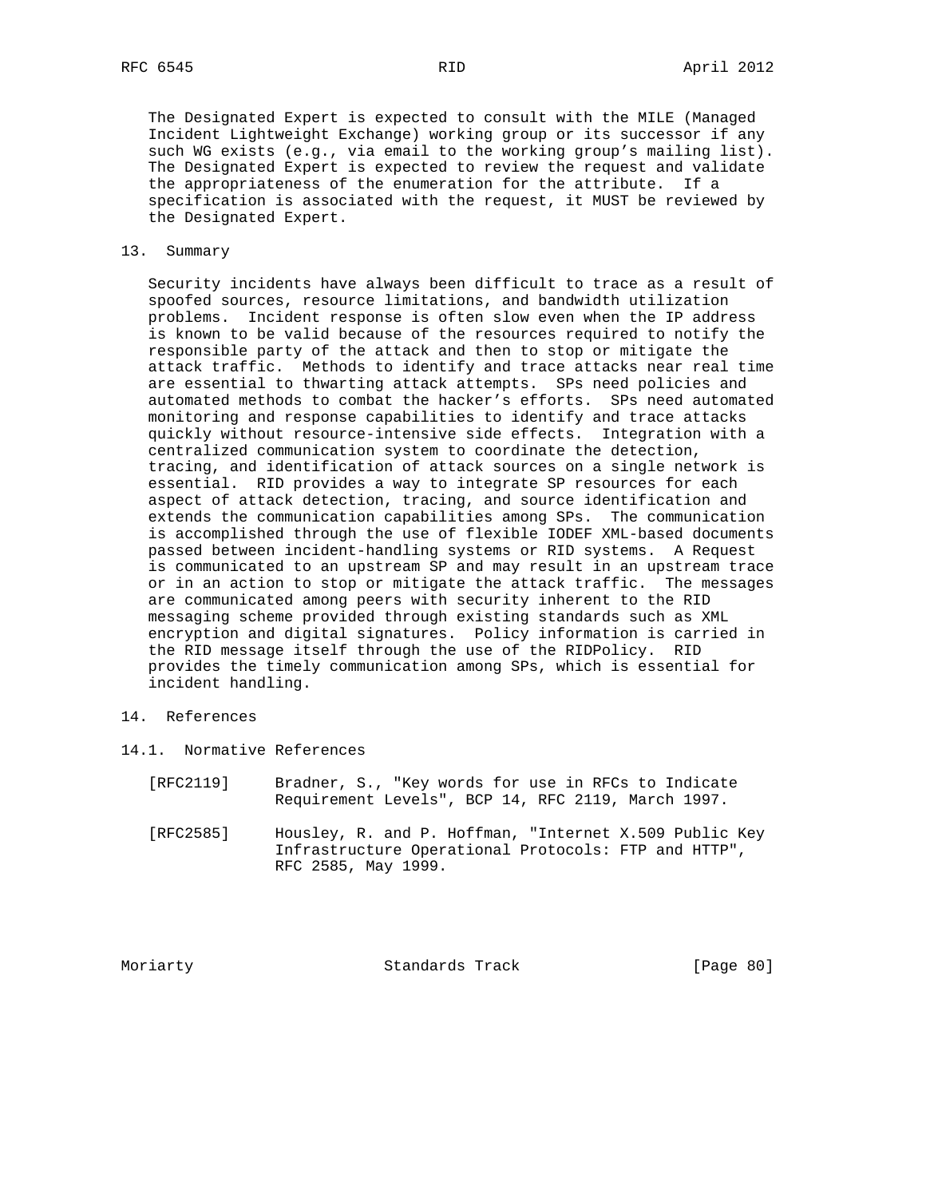The Designated Expert is expected to consult with the MILE (Managed Incident Lightweight Exchange) working group or its successor if any such WG exists (e.g., via email to the working group's mailing list). The Designated Expert is expected to review the request and validate the appropriateness of the enumeration for the attribute. If a specification is associated with the request, it MUST be reviewed by the Designated Expert.

## 13. Summary

Security incidents have always been difficult to trace as a result of spoofed sources, resource limitations, and bandwidth utilization problems. Incident response is often slow even when the IP address is known to be valid because of the resources required to notify the responsible party of the attack and then to stop or mitigate the attack traffic. Methods to identify and trace attacks near real time are essential to thwarting attack attempts. SPs need policies and automated methods to combat the hacker's efforts. SPs need automated monitoring and response capabilities to identify and trace attacks quickly without resource-intensive side effects. Integration with a centralized communication system to coordinate the detection, tracing, and identification of attack sources on a single network is essential. RID provides a way to integrate SP resources for each aspect of attack detection, tracing, and source identification and extends the communication capabilities among SPs. The communication is accomplished through the use of flexible IODEF XML-based documents passed between incident-handling systems or RID systems. A Request is communicated to an upstream SP and may result in an upstream trace or in an action to stop or mitigate the attack traffic. The messages are communicated among peers with security inherent to the RID messaging scheme provided through existing standards such as XML encryption and digital signatures. Policy information is carried in the RID message itself through the use of the RIDPolicy. RID provides the timely communication among SPs, which is essential for incident handling.

## 14. References

### 14.1. Normative References

[RFC2119] Bradner, S., "Key words for use in RFCs to Indicate Requirement Levels", BCP 14, RFC 2119, March 1997.

[RFC2585] Housley, R. and P. Hoffman, "Internet X.509 Public Key Infrastructure Operational Protocols: FTP and HTTP", RFC 2585, May 1999.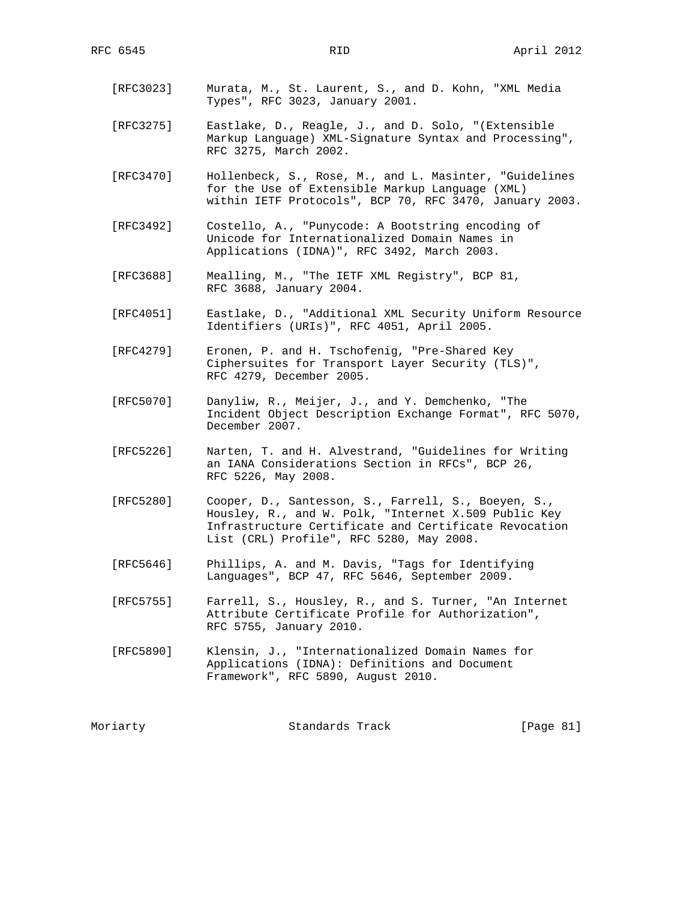[RFC3023] Murata, M., St. Laurent, S., and D. Kohn, "XML Media Types", RFC 3023, January 2001.

[RFC3275] Eastlake, D., Reagle, J., and D. Solo, "(Extensible Markup Language) XML-Signature Syntax and Processing", RFC 3275, March 2002.

[RFC3470] Hollenbeck, S., Rose, M., and L. Masinter, "Guidelines for the Use of Extensible Markup Language (XML) within IETF Protocols", BCP 70, RFC 3470, January 2003.

[RFC3492] Costello, A., "Punycode: A Bootstring encoding of Unicode for Internationalized Domain Names in Applications (IDNA)", RFC 3492, March 2003.

[RFC3688] Mealling, M., "The IETF XML Registry", BCP 81, RFC 3688, January 2004.

[RFC4051] Eastlake, D., "Additional XML Security Uniform Resource Identifiers (URIs)", RFC 4051, April 2005.

[RFC4279] Eronen, P. and H. Tschofenig, "Pre-Shared Key Ciphersuites for Transport Layer Security (TLS)", RFC 4279, December 2005.

[RFC5070] Danyliw, R., Meijer, J., and Y. Demchenko, "The Incident Object Description Exchange Format", RFC 5070, December 2007.

[RFC5226] Narten, T. and H. Alvestrand, "Guidelines for Writing an IANA Considerations Section in RFCs", BCP 26, RFC 5226, May 2008.

[RFC5280] Cooper, D., Santesson, S., Farrell, S., Boeyen, S., Housley, R., and W. Polk, "Internet X.509 Public Key Infrastructure Certificate and Certificate Revocation List (CRL) Profile", RFC 5280, May 2008.

[RFC5646] Phillips, A. and M. Davis, "Tags for Identifying Languages", BCP 47, RFC 5646, September 2009.

[RFC5755] Farrell, S., Housley, R., and S. Turner, "An Internet Attribute Certificate Profile for Authorization", RFC 5755, January 2010.

[RFC5890] Klensin, J., "Internationalized Domain Names for Applications (IDNA): Definitions and Document Framework", RFC 5890, August 2010.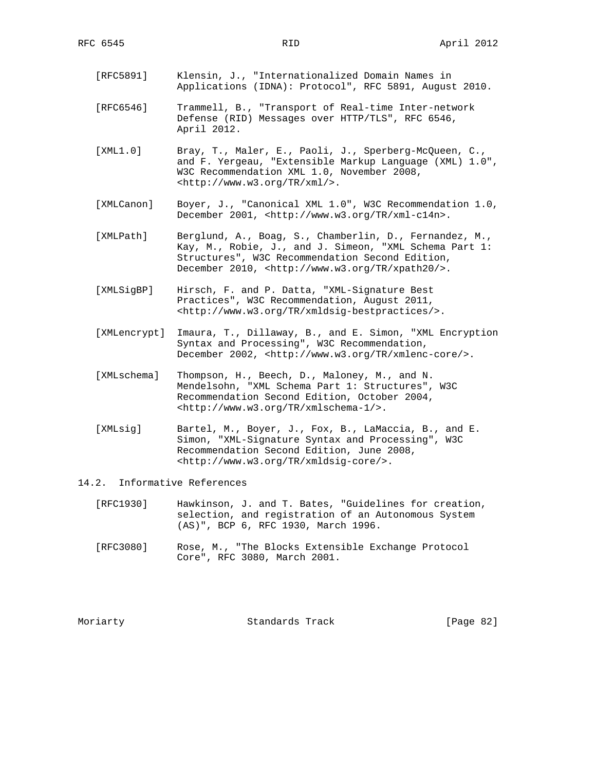[RFC5891] Klensin, J., "Internationalized Domain Names in Applications (IDNA): Protocol", RFC 5891, August 2010.

[RFC6546] Trammell, B., "Transport of Real-time Inter-network Defense (RID) Messages over HTTP/TLS", RFC 6546, April 2012.

[XML1.0] Bray, T., Maler, E., Paoli, J., Sperberg-McQueen, C., and F. Yergeau, "Extensible Markup Language (XML) 1.0", W3C Recommendation XML 1.0, November 2008, <http://www.w3.org/TR/xml/>.

[XMLCanon] Boyer, J., "Canonical XML 1.0", W3C Recommendation 1.0, December 2001, <http://www.w3.org/TR/xml-c14n>.

[XMLPath] Berglund, A., Boag, S., Chamberlin, D., Fernandez, M., Kay, M., Robie, J., and J. Simeon, "XML Schema Part 1: Structures", W3C Recommendation Second Edition, December 2010, <http://www.w3.org/TR/xpath20/>.

[XMLSigBP] Hirsch, F. and P. Datta, "XML-Signature Best Practices", W3C Recommendation, August 2011, <http://www.w3.org/TR/xmldsig-bestpractices/>.

[XMLencrypt] Imaura, T., Dillaway, B., and E. Simon, "XML Encryption Syntax and Processing", W3C Recommendation, December 2002, <http://www.w3.org/TR/xmlenc-core/>.

[XMLschema] Thompson, H., Beech, D., Maloney, M., and N. Mendelsohn, "XML Schema Part 1: Structures", W3C Recommendation Second Edition, October 2004, <http://www.w3.org/TR/xmlschema-1/>.

[XMLsig] Bartel, M., Boyer, J., Fox, B., LaMaccia, B., and E. Simon, "XML-Signature Syntax and Processing", W3C Recommendation Second Edition, June 2008, <http://www.w3.org/TR/xmldsig-core/>.

## 14.2. Informative References

[RFC1930] Hawkinson, J. and T. Bates, "Guidelines for creation, selection, and registration of an Autonomous System (AS)", BCP 6, RFC 1930, March 1996.

[RFC3080] Rose, M., "The Blocks Extensible Exchange Protocol Core", RFC 3080, March 2001.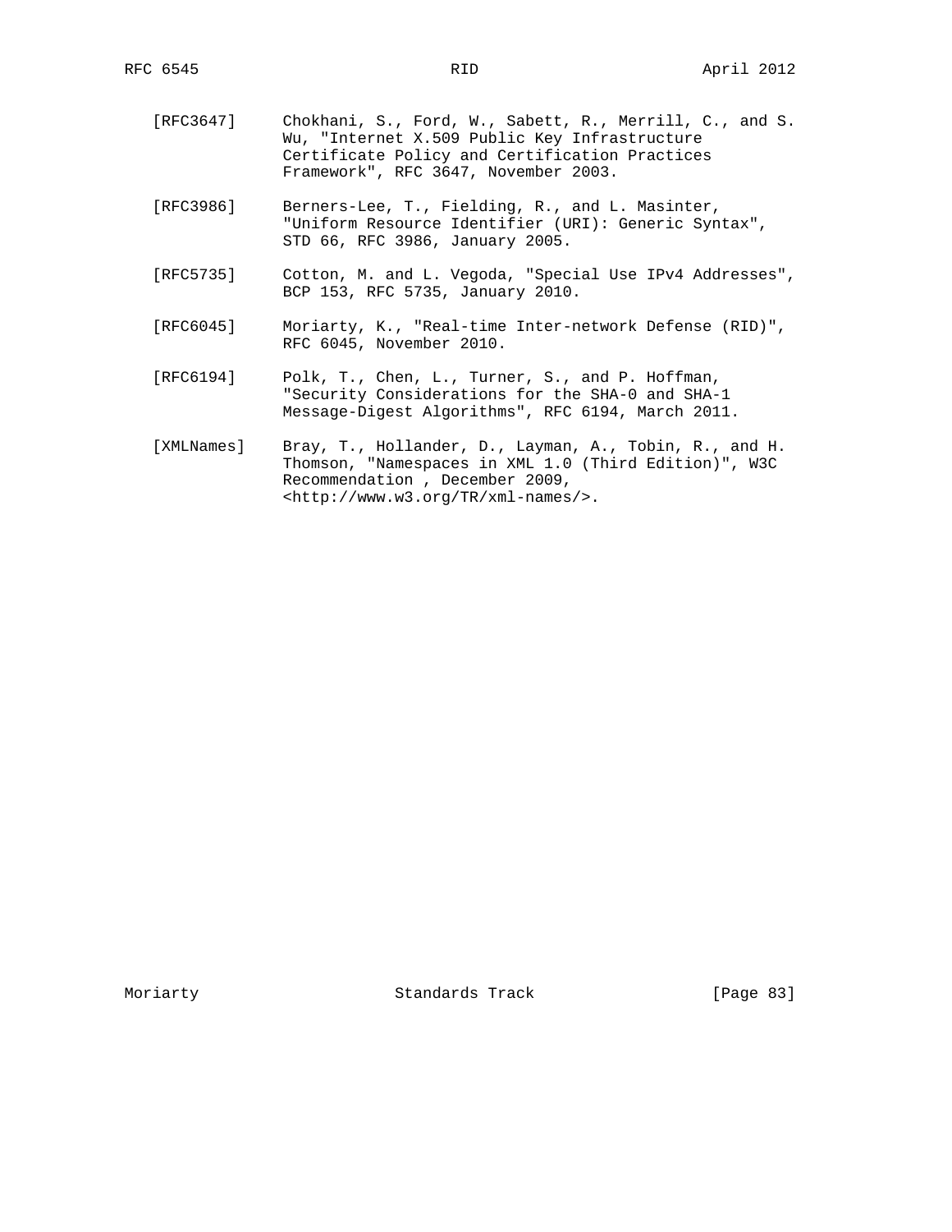[RFC3647] Chokhani, S., Ford, W., Sabett, R., Merrill, C., and S. Wu, "Internet X.509 Public Key Infrastructure Certificate Policy and Certification Practices Framework", RFC 3647, November 2003.

[RFC3986] Berners-Lee, T., Fielding, R., and L. Masinter, "Uniform Resource Identifier (URI): Generic Syntax", STD 66, RFC 3986, January 2005.

[RFC5735] Cotton, M. and L. Vegoda, "Special Use IPv4 Addresses", BCP 153, RFC 5735, January 2010.

[RFC6045] Moriarty, K., "Real-time Inter-network Defense (RID)", RFC 6045, November 2010.

[RFC6194] Polk, T., Chen, L., Turner, S., and P. Hoffman, "Security Considerations for the SHA-0 and SHA-1 Message-Digest Algorithms", RFC 6194, March 2011.

[XMLNames] Bray, T., Hollander, D., Layman, A., Tobin, R., and H. Thomson, "Namespaces in XML 1.0 (Third Edition)", W3C Recommendation , December 2009, <http://www.w3.org/TR/xml-names/>.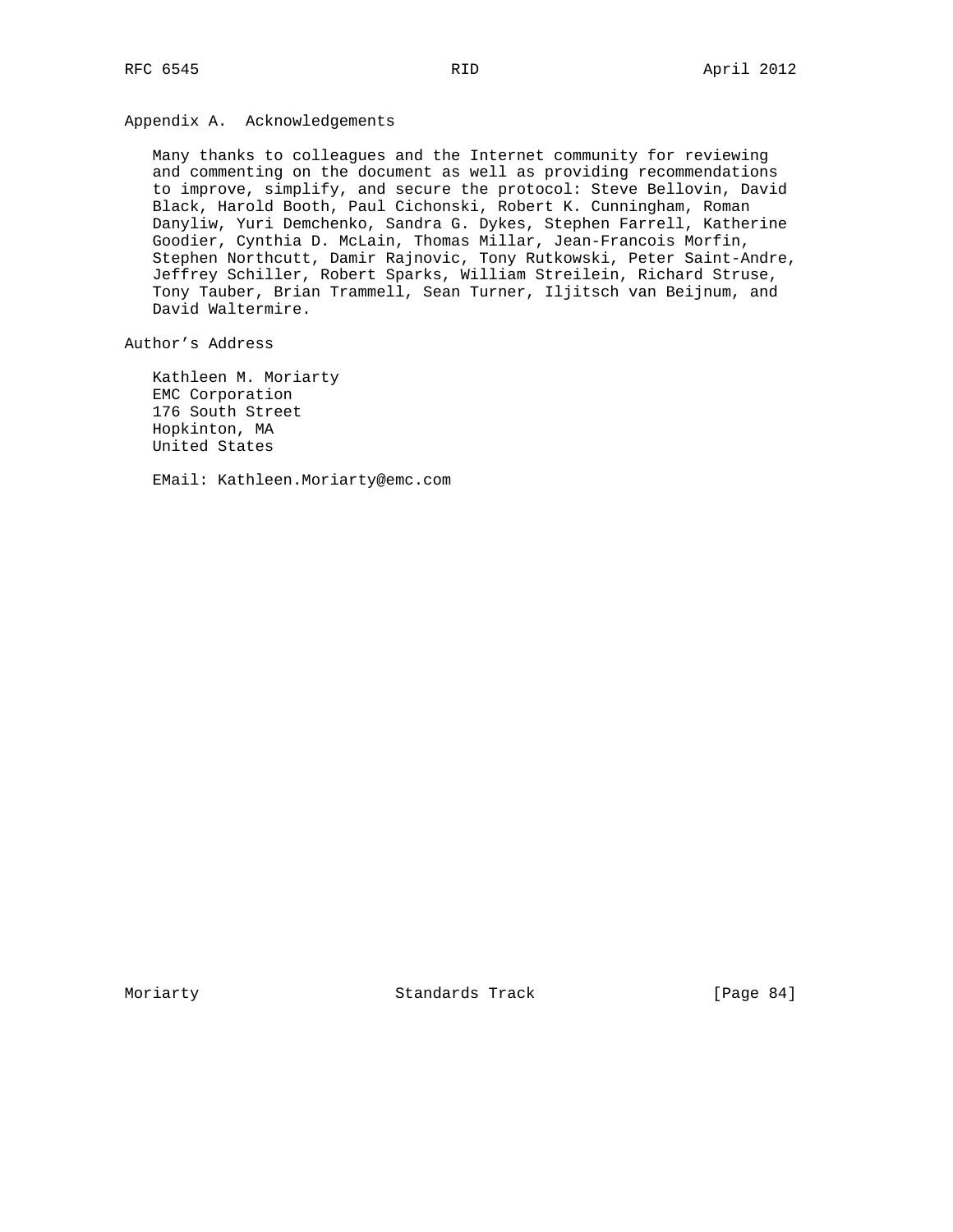## Appendix A. Acknowledgements

Many thanks to colleagues and the Internet community for reviewing and commenting on the document as well as providing recommendations to improve, simplify, and secure the protocol: Steve Bellovin, David Black, Harold Booth, Paul Cichonski, Robert K. Cunningham, Roman Danyliw, Yuri Demchenko, Sandra G. Dykes, Stephen Farrell, Katherine Goodier, Cynthia D. McLain, Thomas Millar, Jean-Francois Morfin, Stephen Northcutt, Damir Rajnovic, Tony Rutkowski, Peter Saint-Andre, Jeffrey Schiller, Robert Sparks, William Streilein, Richard Struse, Tony Tauber, Brian Trammell, Sean Turner, Iljitsch van Beijnum, and David Waltermire.

## Author's Address

Kathleen M. Moriarty  
EMC Corporation  
176 South Street  
Hopkinton, MA  
United States

EMail: Kathleen.Moriarty@emc.com